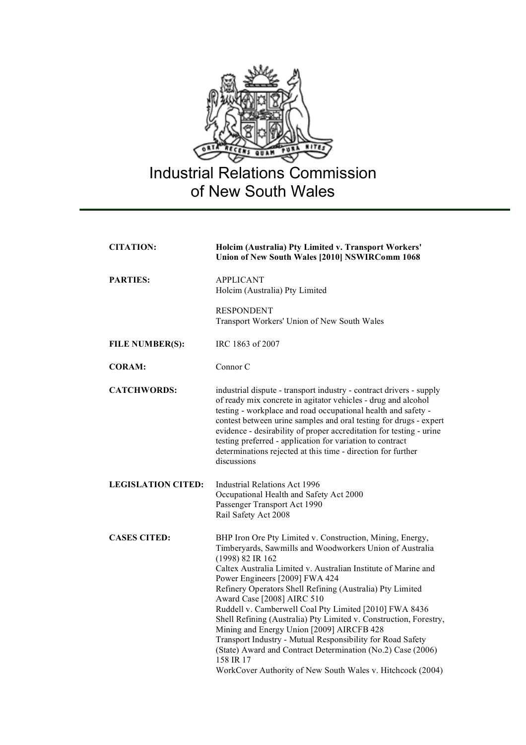# Industrial Relations Commission of New South Wales

| | |
|---|---|
| **CITATION:** | **Holcim (Australia) Pty Limited v. Transport Workers' Union of New South Wales [2010] NSWIRComm 1068** |
| **PARTIES:** | APPLICANT<br>Holcim (Australia) Pty Limited<br><br>RESPONDENT<br>Transport Workers' Union of New South Wales |
| **FILE NUMBER(S):** | IRC 1863 of 2007 |
| **CORAM:** | Connor C |
| **CATCHWORDS:** | industrial dispute - transport industry - contract drivers - supply of ready mix concrete in agitator vehicles - drug and alcohol testing - workplace and road occupational health and safety - contest between urine samples and oral testing for drugs - expert evidence - desirability of proper accreditation for testing - urine testing preferred - application for variation to contract determinations rejected at this time - direction for further discussions |
| **LEGISLATION CITED:** | Industrial Relations Act 1996<br>Occupational Health and Safety Act 2000<br>Passenger Transport Act 1990<br>Rail Safety Act 2008 |
| **CASES CITED:** | BHP Iron Ore Pty Limited v. Construction, Mining, Energy, Timberyards, Sawmills and Woodworkers Union of Australia (1998) 82 IR 162<br>Caltex Australia Limited v. Australian Institute of Marine and Power Engineers [2009] FWA 424<br>Refinery Operators Shell Refining (Australia) Pty Limited Award Case [2008] AIRC 510<br>Ruddell v. Camberwell Coal Pty Limited [2010] FWA 8436<br>Shell Refining (Australia) Pty Limited v. Construction, Forestry, Mining and Energy Union [2009] AIRCFB 428<br>Transport Industry - Mutual Responsibility for Road Safety (State) Award and Contract Determination (No.2) Case (2006) 158 IR 17<br>WorkCover Authority of New South Wales v. Hitchcock (2004) |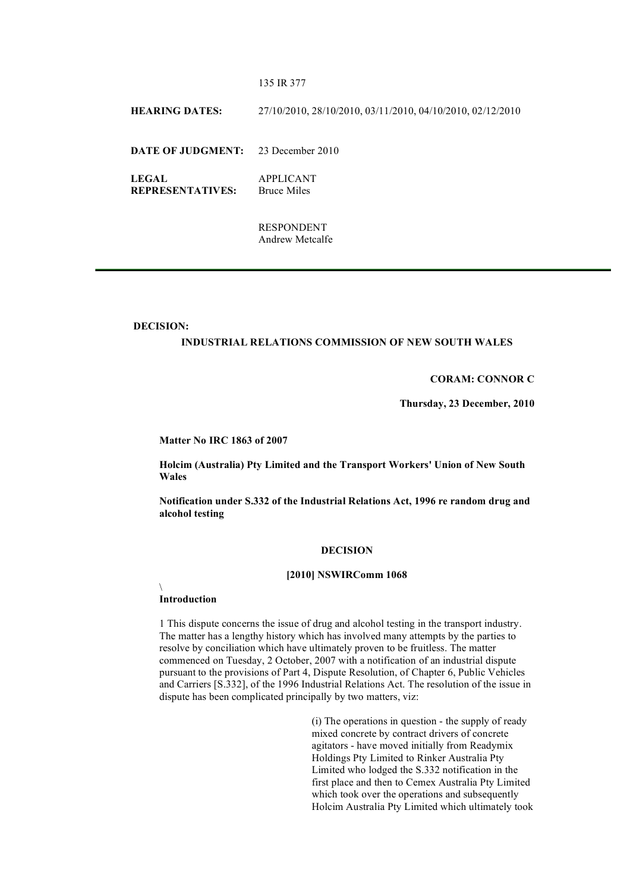135 IR 377

**HEARING DATES:** 27/10/2010, 28/10/2010, 03/11/2010, 04/10/2010, 02/12/2010

**DATE OF JUDGMENT:** 23 December 2010

**LEGAL REPRESENTATIVES:** APPLICANT
Bruce Miles

RESPONDENT
Andrew Metcalfe

---

**DECISION:**

**INDUSTRIAL RELATIONS COMMISSION OF NEW SOUTH WALES**

**CORAM: CONNOR C**

**Thursday, 23 December, 2010**

**Matter No IRC 1863 of 2007**

**Holcim (Australia) Pty Limited and the Transport Workers' Union of New South Wales**

**Notification under S.332 of the Industrial Relations Act, 1996 re random drug and alcohol testing**

**DECISION**

**[2010] NSWIRComm 1068**

\

**Introduction**

1 This dispute concerns the issue of drug and alcohol testing in the transport industry. The matter has a lengthy history which has involved many attempts by the parties to resolve by conciliation which have ultimately proven to be fruitless. The matter commenced on Tuesday, 2 October, 2007 with a notification of an industrial dispute pursuant to the provisions of Part 4, Dispute Resolution, of Chapter 6, Public Vehicles and Carriers [S.332], of the 1996 Industrial Relations Act. The resolution of the issue in dispute has been complicated principally by two matters, viz:

> (i) The operations in question - the supply of ready mixed concrete by contract drivers of concrete agitators - have moved initially from Readymix Holdings Pty Limited to Rinker Australia Pty Limited who lodged the S.332 notification in the first place and then to Cemex Australia Pty Limited which took over the operations and subsequently Holcim Australia Pty Limited which ultimately took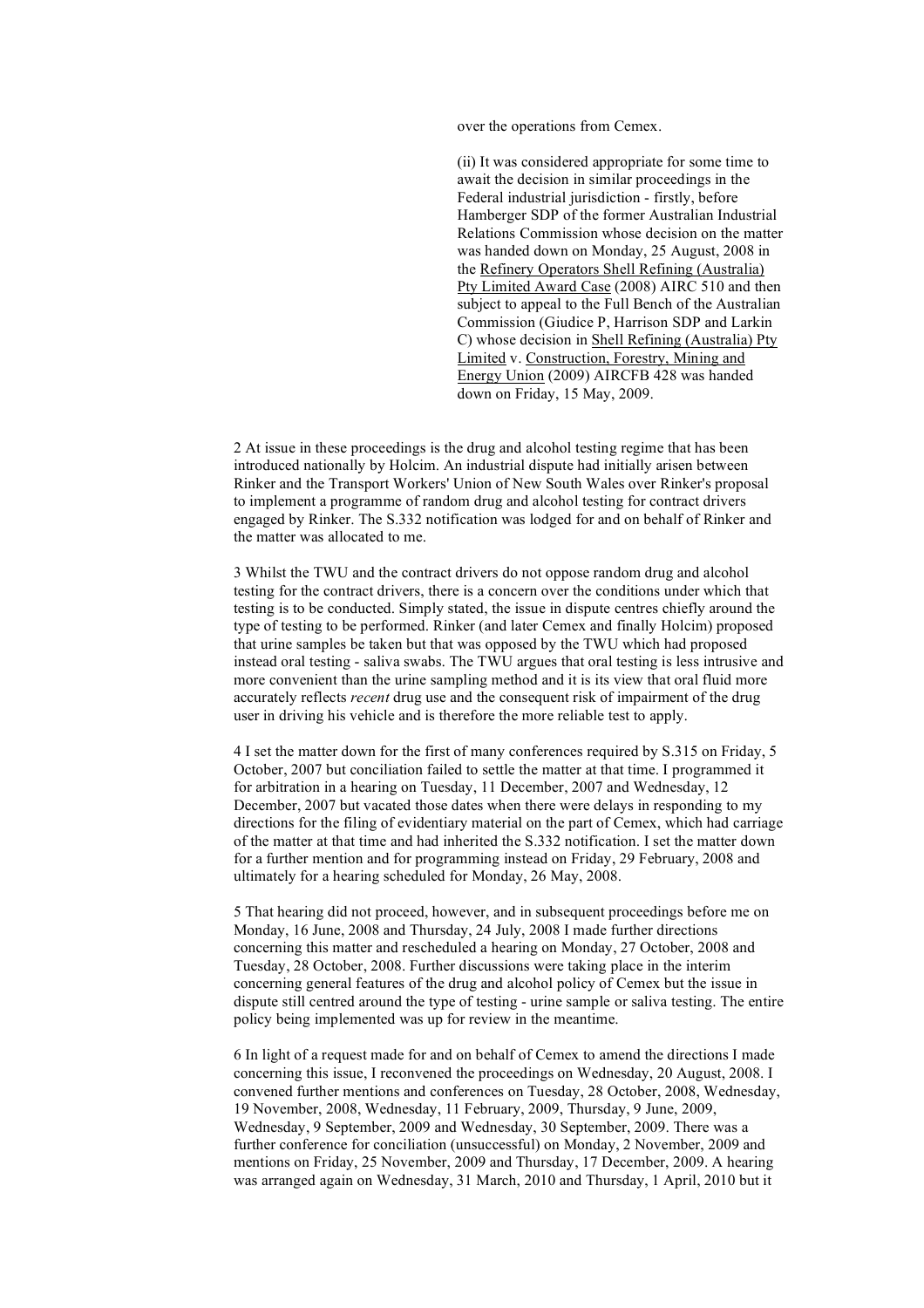over the operations from Cemex.

(ii) It was considered appropriate for some time to await the decision in similar proceedings in the Federal industrial jurisdiction - firstly, before Hamberger SDP of the former Australian Industrial Relations Commission whose decision on the matter was handed down on Monday, 25 August, 2008 in the Refinery Operators Shell Refining (Australia) Pty Limited Award Case (2008) AIRC 510 and then subject to appeal to the Full Bench of the Australian Commission (Giudice P, Harrison SDP and Larkin C) whose decision in Shell Refining (Australia) Pty Limited v. Construction, Forestry, Mining and Energy Union (2009) AIRCFB 428 was handed down on Friday, 15 May, 2009.

2 At issue in these proceedings is the drug and alcohol testing regime that has been introduced nationally by Holcim. An industrial dispute had initially arisen between Rinker and the Transport Workers' Union of New South Wales over Rinker's proposal to implement a programme of random drug and alcohol testing for contract drivers engaged by Rinker. The S.332 notification was lodged for and on behalf of Rinker and the matter was allocated to me.

3 Whilst the TWU and the contract drivers do not oppose random drug and alcohol testing for the contract drivers, there is a concern over the conditions under which that testing is to be conducted. Simply stated, the issue in dispute centres chiefly around the type of testing to be performed. Rinker (and later Cemex and finally Holcim) proposed that urine samples be taken but that was opposed by the TWU which had proposed instead oral testing - saliva swabs. The TWU argues that oral testing is less intrusive and more convenient than the urine sampling method and it is its view that oral fluid more accurately reflects *recent* drug use and the consequent risk of impairment of the drug user in driving his vehicle and is therefore the more reliable test to apply.

4 I set the matter down for the first of many conferences required by S.315 on Friday, 5 October, 2007 but conciliation failed to settle the matter at that time. I programmed it for arbitration in a hearing on Tuesday, 11 December, 2007 and Wednesday, 12 December, 2007 but vacated those dates when there were delays in responding to my directions for the filing of evidentiary material on the part of Cemex, which had carriage of the matter at that time and had inherited the S.332 notification. I set the matter down for a further mention and for programming instead on Friday, 29 February, 2008 and ultimately for a hearing scheduled for Monday, 26 May, 2008.

5 That hearing did not proceed, however, and in subsequent proceedings before me on Monday, 16 June, 2008 and Thursday, 24 July, 2008 I made further directions concerning this matter and rescheduled a hearing on Monday, 27 October, 2008 and Tuesday, 28 October, 2008. Further discussions were taking place in the interim concerning general features of the drug and alcohol policy of Cemex but the issue in dispute still centred around the type of testing - urine sample or saliva testing. The entire policy being implemented was up for review in the meantime.

6 In light of a request made for and on behalf of Cemex to amend the directions I made concerning this issue, I reconvened the proceedings on Wednesday, 20 August, 2008. I convened further mentions and conferences on Tuesday, 28 October, 2008, Wednesday, 19 November, 2008, Wednesday, 11 February, 2009, Thursday, 9 June, 2009, Wednesday, 9 September, 2009 and Wednesday, 30 September, 2009. There was a further conference for conciliation (unsuccessful) on Monday, 2 November, 2009 and mentions on Friday, 25 November, 2009 and Thursday, 17 December, 2009. A hearing was arranged again on Wednesday, 31 March, 2010 and Thursday, 1 April, 2010 but it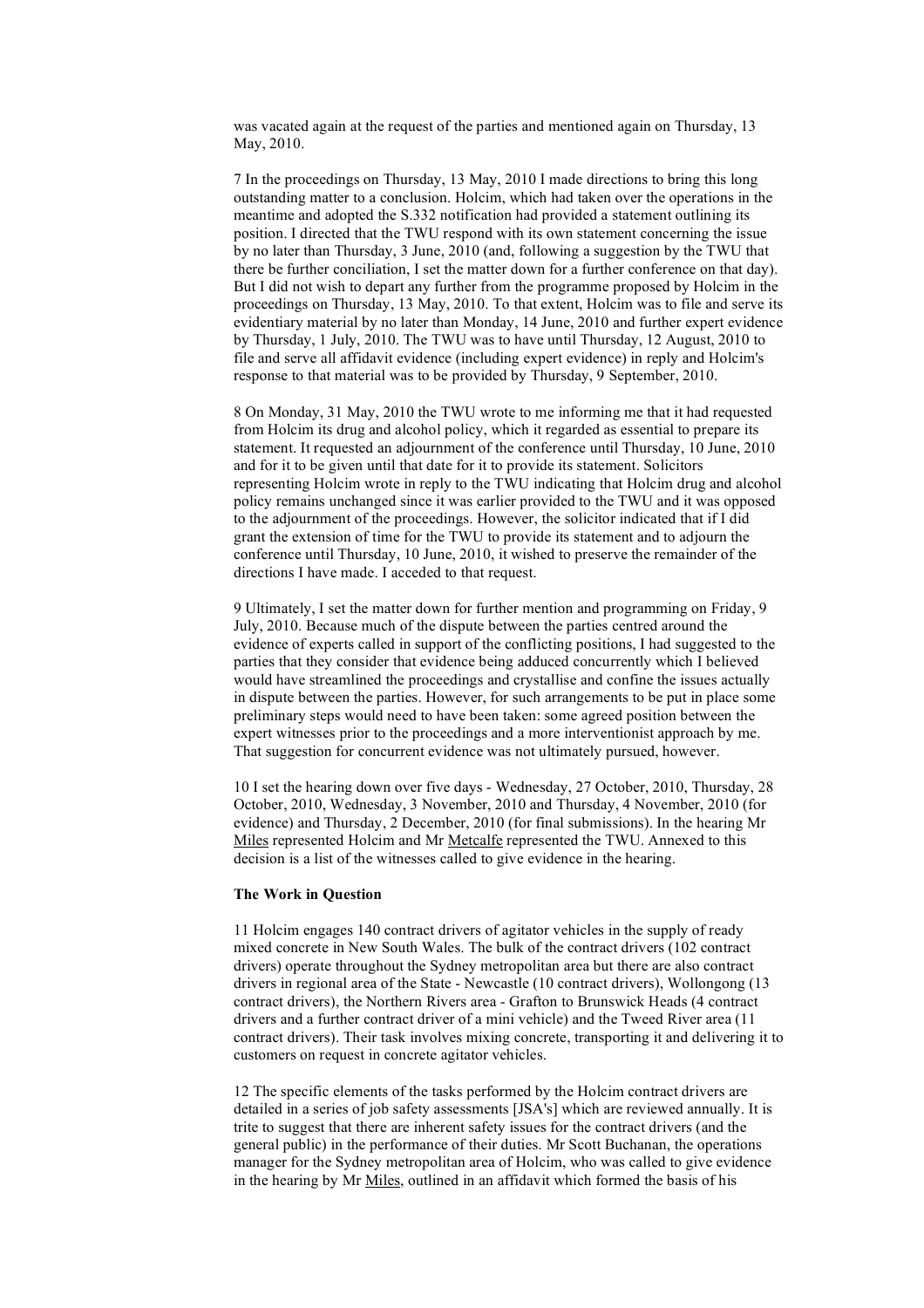was vacated again at the request of the parties and mentioned again on Thursday, 13 May, 2010.

7 In the proceedings on Thursday, 13 May, 2010 I made directions to bring this long outstanding matter to a conclusion. Holcim, which had taken over the operations in the meantime and adopted the S.332 notification had provided a statement outlining its position. I directed that the TWU respond with its own statement concerning the issue by no later than Thursday, 3 June, 2010 (and, following a suggestion by the TWU that there be further conciliation, I set the matter down for a further conference on that day). But I did not wish to depart any further from the programme proposed by Holcim in the proceedings on Thursday, 13 May, 2010. To that extent, Holcim was to file and serve its evidentiary material by no later than Monday, 14 June, 2010 and further expert evidence by Thursday, 1 July, 2010. The TWU was to have until Thursday, 12 August, 2010 to file and serve all affidavit evidence (including expert evidence) in reply and Holcim's response to that material was to be provided by Thursday, 9 September, 2010.

8 On Monday, 31 May, 2010 the TWU wrote to me informing me that it had requested from Holcim its drug and alcohol policy, which it regarded as essential to prepare its statement. It requested an adjournment of the conference until Thursday, 10 June, 2010 and for it to be given until that date for it to provide its statement. Solicitors representing Holcim wrote in reply to the TWU indicating that Holcim drug and alcohol policy remains unchanged since it was earlier provided to the TWU and it was opposed to the adjournment of the proceedings. However, the solicitor indicated that if I did grant the extension of time for the TWU to provide its statement and to adjourn the conference until Thursday, 10 June, 2010, it wished to preserve the remainder of the directions I have made. I acceded to that request.

9 Ultimately, I set the matter down for further mention and programming on Friday, 9 July, 2010. Because much of the dispute between the parties centred around the evidence of experts called in support of the conflicting positions, I had suggested to the parties that they consider that evidence being adduced concurrently which I believed would have streamlined the proceedings and crystallise and confine the issues actually in dispute between the parties. However, for such arrangements to be put in place some preliminary steps would need to have been taken: some agreed position between the expert witnesses prior to the proceedings and a more interventionist approach by me. That suggestion for concurrent evidence was not ultimately pursued, however.

10 I set the hearing down over five days - Wednesday, 27 October, 2010, Thursday, 28 October, 2010, Wednesday, 3 November, 2010 and Thursday, 4 November, 2010 (for evidence) and Thursday, 2 December, 2010 (for final submissions). In the hearing Mr Miles represented Holcim and Mr Metcalfe represented the TWU. Annexed to this decision is a list of the witnesses called to give evidence in the hearing.

**The Work in Question**

11 Holcim engages 140 contract drivers of agitator vehicles in the supply of ready mixed concrete in New South Wales. The bulk of the contract drivers (102 contract drivers) operate throughout the Sydney metropolitan area but there are also contract drivers in regional area of the State - Newcastle (10 contract drivers), Wollongong (13 contract drivers), the Northern Rivers area - Grafton to Brunswick Heads (4 contract drivers and a further contract driver of a mini vehicle) and the Tweed River area (11 contract drivers). Their task involves mixing concrete, transporting it and delivering it to customers on request in concrete agitator vehicles.

12 The specific elements of the tasks performed by the Holcim contract drivers are detailed in a series of job safety assessments [JSA's] which are reviewed annually. It is trite to suggest that there are inherent safety issues for the contract drivers (and the general public) in the performance of their duties. Mr Scott Buchanan, the operations manager for the Sydney metropolitan area of Holcim, who was called to give evidence in the hearing by Mr Miles, outlined in an affidavit which formed the basis of his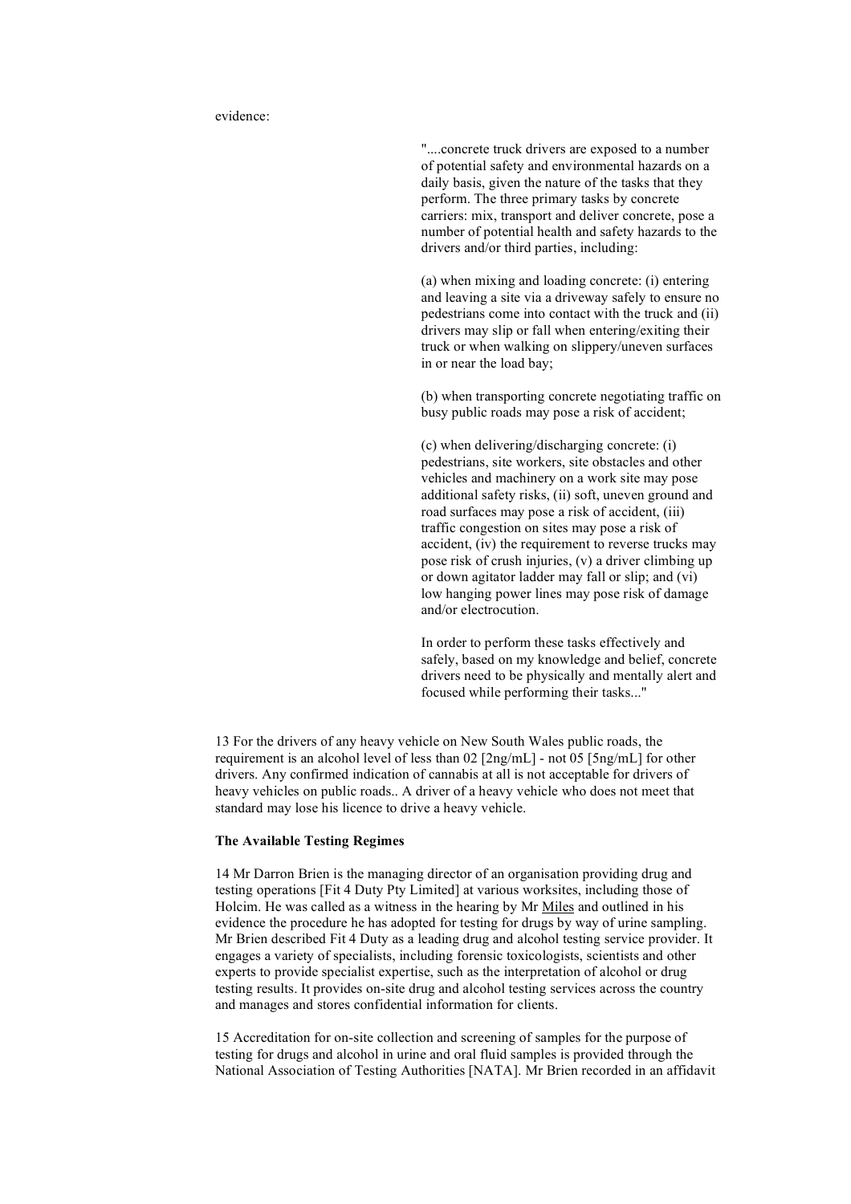evidence:

> "....concrete truck drivers are exposed to a number of potential safety and environmental hazards on a daily basis, given the nature of the tasks that they perform. The three primary tasks by concrete carriers: mix, transport and deliver concrete, pose a number of potential health and safety hazards to the drivers and/or third parties, including:
>
> (a) when mixing and loading concrete: (i) entering and leaving a site via a driveway safely to ensure no pedestrians come into contact with the truck and (ii) drivers may slip or fall when entering/exiting their truck or when walking on slippery/uneven surfaces in or near the load bay;
>
> (b) when transporting concrete negotiating traffic on busy public roads may pose a risk of accident;
>
> (c) when delivering/discharging concrete: (i) pedestrians, site workers, site obstacles and other vehicles and machinery on a work site may pose additional safety risks, (ii) soft, uneven ground and road surfaces may pose a risk of accident, (iii) traffic congestion on sites may pose a risk of accident, (iv) the requirement to reverse trucks may pose risk of crush injuries, (v) a driver climbing up or down agitator ladder may fall or slip; and (vi) low hanging power lines may pose risk of damage and/or electrocution.
>
> In order to perform these tasks effectively and safely, based on my knowledge and belief, concrete drivers need to be physically and mentally alert and focused while performing their tasks..."

13 For the drivers of any heavy vehicle on New South Wales public roads, the requirement is an alcohol level of less than 02 [2ng/mL] - not 05 [5ng/mL] for other drivers. Any confirmed indication of cannabis at all is not acceptable for drivers of heavy vehicles on public roads.. A driver of a heavy vehicle who does not meet that standard may lose his licence to drive a heavy vehicle.

**The Available Testing Regimes**

14 Mr Darron Brien is the managing director of an organisation providing drug and testing operations [Fit 4 Duty Pty Limited] at various worksites, including those of Holcim. He was called as a witness in the hearing by Mr Miles and outlined in his evidence the procedure he has adopted for testing for drugs by way of urine sampling. Mr Brien described Fit 4 Duty as a leading drug and alcohol testing service provider. It engages a variety of specialists, including forensic toxicologists, scientists and other experts to provide specialist expertise, such as the interpretation of alcohol or drug testing results. It provides on-site drug and alcohol testing services across the country and manages and stores confidential information for clients.

15 Accreditation for on-site collection and screening of samples for the purpose of testing for drugs and alcohol in urine and oral fluid samples is provided through the National Association of Testing Authorities [NATA]. Mr Brien recorded in an affidavit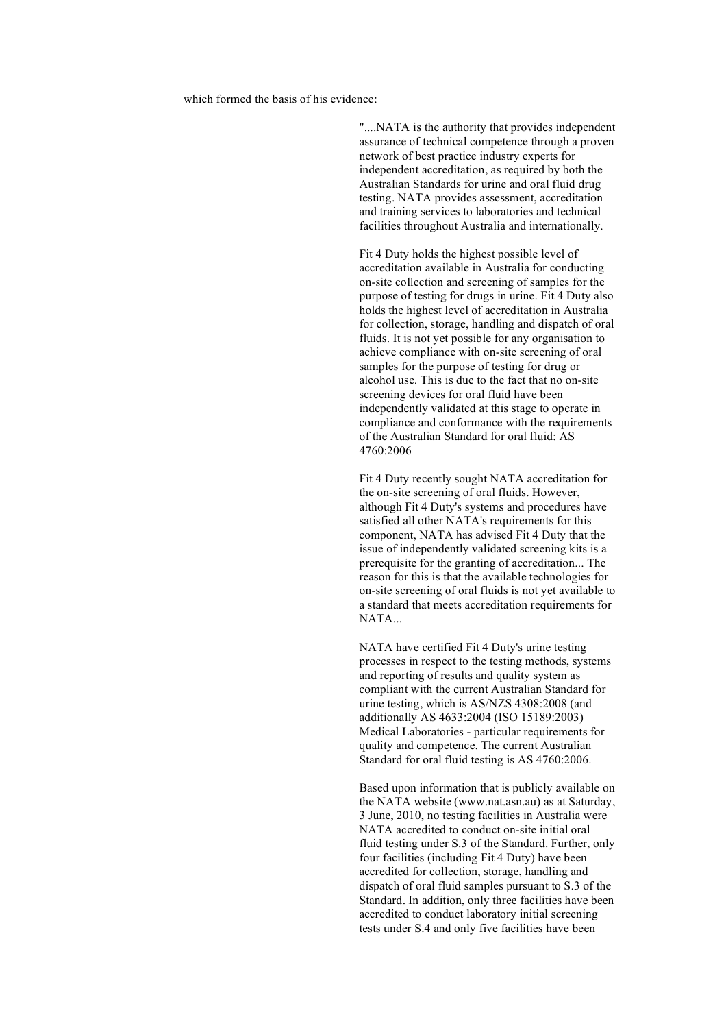which formed the basis of his evidence:

> "....NATA is the authority that provides independent assurance of technical competence through a proven network of best practice industry experts for independent accreditation, as required by both the Australian Standards for urine and oral fluid drug testing. NATA provides assessment, accreditation and training services to laboratories and technical facilities throughout Australia and internationally.
>
> Fit 4 Duty holds the highest possible level of accreditation available in Australia for conducting on-site collection and screening of samples for the purpose of testing for drugs in urine. Fit 4 Duty also holds the highest level of accreditation in Australia for collection, storage, handling and dispatch of oral fluids. It is not yet possible for any organisation to achieve compliance with on-site screening of oral samples for the purpose of testing for drug or alcohol use. This is due to the fact that no on-site screening devices for oral fluid have been independently validated at this stage to operate in compliance and conformance with the requirements of the Australian Standard for oral fluid: AS 4760:2006
>
> Fit 4 Duty recently sought NATA accreditation for the on-site screening of oral fluids. However, although Fit 4 Duty's systems and procedures have satisfied all other NATA's requirements for this component, NATA has advised Fit 4 Duty that the issue of independently validated screening kits is a prerequisite for the granting of accreditation... The reason for this is that the available technologies for on-site screening of oral fluids is not yet available to a standard that meets accreditation requirements for NATA...
>
> NATA have certified Fit 4 Duty's urine testing processes in respect to the testing methods, systems and reporting of results and quality system as compliant with the current Australian Standard for urine testing, which is AS/NZS 4308:2008 (and additionally AS 4633:2004 (ISO 15189:2003) Medical Laboratories - particular requirements for quality and competence. The current Australian Standard for oral fluid testing is AS 4760:2006.
>
> Based upon information that is publicly available on the NATA website (www.nat.asn.au) as at Saturday, 3 June, 2010, no testing facilities in Australia were NATA accredited to conduct on-site initial oral fluid testing under S.3 of the Standard. Further, only four facilities (including Fit 4 Duty) have been accredited for collection, storage, handling and dispatch of oral fluid samples pursuant to S.3 of the Standard. In addition, only three facilities have been accredited to conduct laboratory initial screening tests under S.4 and only five facilities have been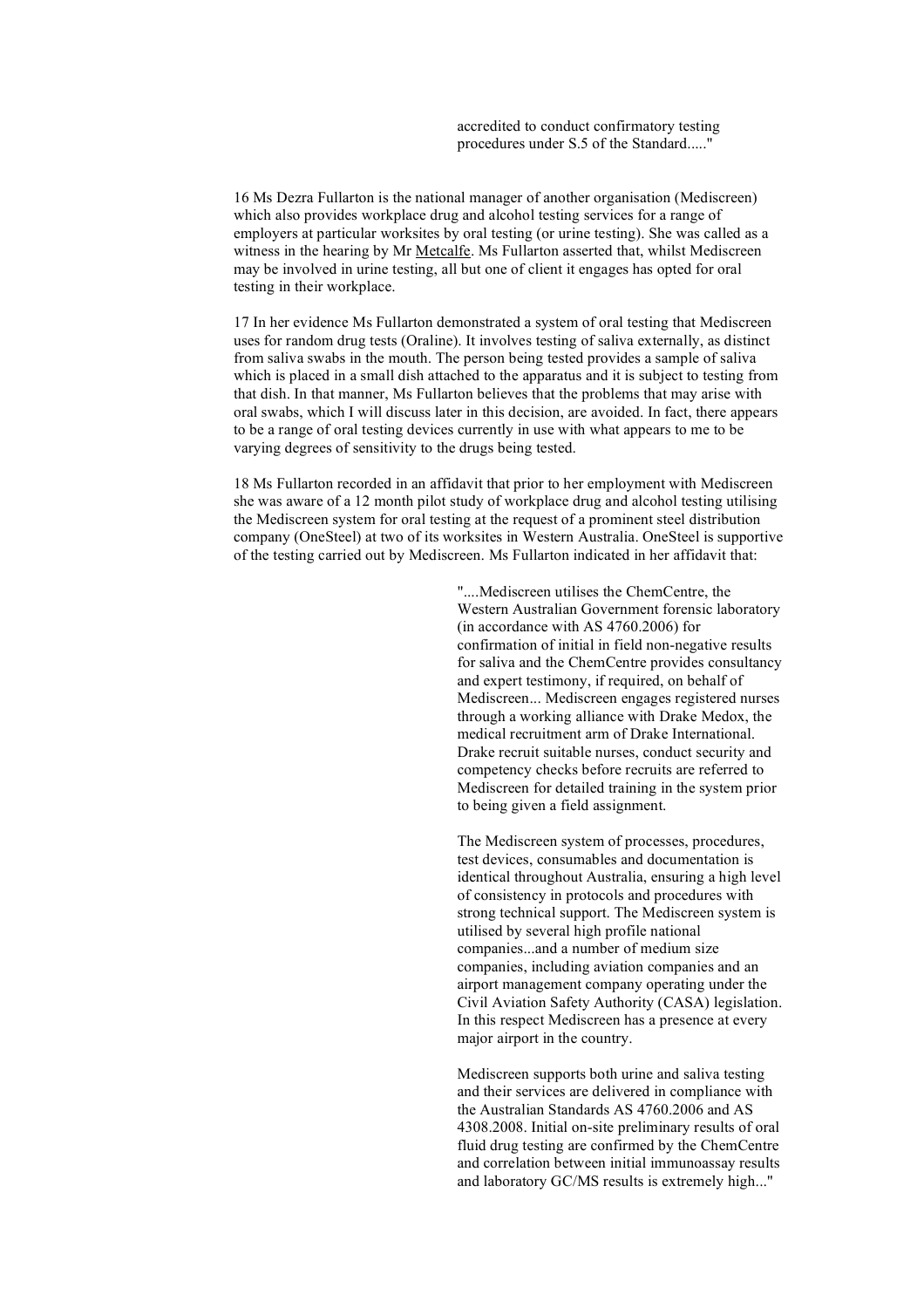> accredited to conduct confirmatory testing procedures under S.5 of the Standard....."

16 Ms Dezra Fullarton is the national manager of another organisation (Mediscreen) which also provides workplace drug and alcohol testing services for a range of employers at particular worksites by oral testing (or urine testing). She was called as a witness in the hearing by Mr Metcalfe. Ms Fullarton asserted that, whilst Mediscreen may be involved in urine testing, all but one of client it engages has opted for oral testing in their workplace.

17 In her evidence Ms Fullarton demonstrated a system of oral testing that Mediscreen uses for random drug tests (Oraline). It involves testing of saliva externally, as distinct from saliva swabs in the mouth. The person being tested provides a sample of saliva which is placed in a small dish attached to the apparatus and it is subject to testing from that dish. In that manner, Ms Fullarton believes that the problems that may arise with oral swabs, which I will discuss later in this decision, are avoided. In fact, there appears to be a range of oral testing devices currently in use with what appears to me to be varying degrees of sensitivity to the drugs being tested.

18 Ms Fullarton recorded in an affidavit that prior to her employment with Mediscreen she was aware of a 12 month pilot study of workplace drug and alcohol testing utilising the Mediscreen system for oral testing at the request of a prominent steel distribution company (OneSteel) at two of its worksites in Western Australia. OneSteel is supportive of the testing carried out by Mediscreen. Ms Fullarton indicated in her affidavit that:

> "....Mediscreen utilises the ChemCentre, the Western Australian Government forensic laboratory (in accordance with AS 4760.2006) for confirmation of initial in field non-negative results for saliva and the ChemCentre provides consultancy and expert testimony, if required, on behalf of Mediscreen... Mediscreen engages registered nurses through a working alliance with Drake Medox, the medical recruitment arm of Drake International. Drake recruit suitable nurses, conduct security and competency checks before recruits are referred to Mediscreen for detailed training in the system prior to being given a field assignment.
>
> The Mediscreen system of processes, procedures, test devices, consumables and documentation is identical throughout Australia, ensuring a high level of consistency in protocols and procedures with strong technical support. The Mediscreen system is utilised by several high profile national companies...and a number of medium size companies, including aviation companies and an airport management company operating under the Civil Aviation Safety Authority (CASA) legislation. In this respect Mediscreen has a presence at every major airport in the country.
>
> Mediscreen supports both urine and saliva testing and their services are delivered in compliance with the Australian Standards AS 4760.2006 and AS 4308.2008. Initial on-site preliminary results of oral fluid drug testing are confirmed by the ChemCentre and correlation between initial immunoassay results and laboratory GC/MS results is extremely high..."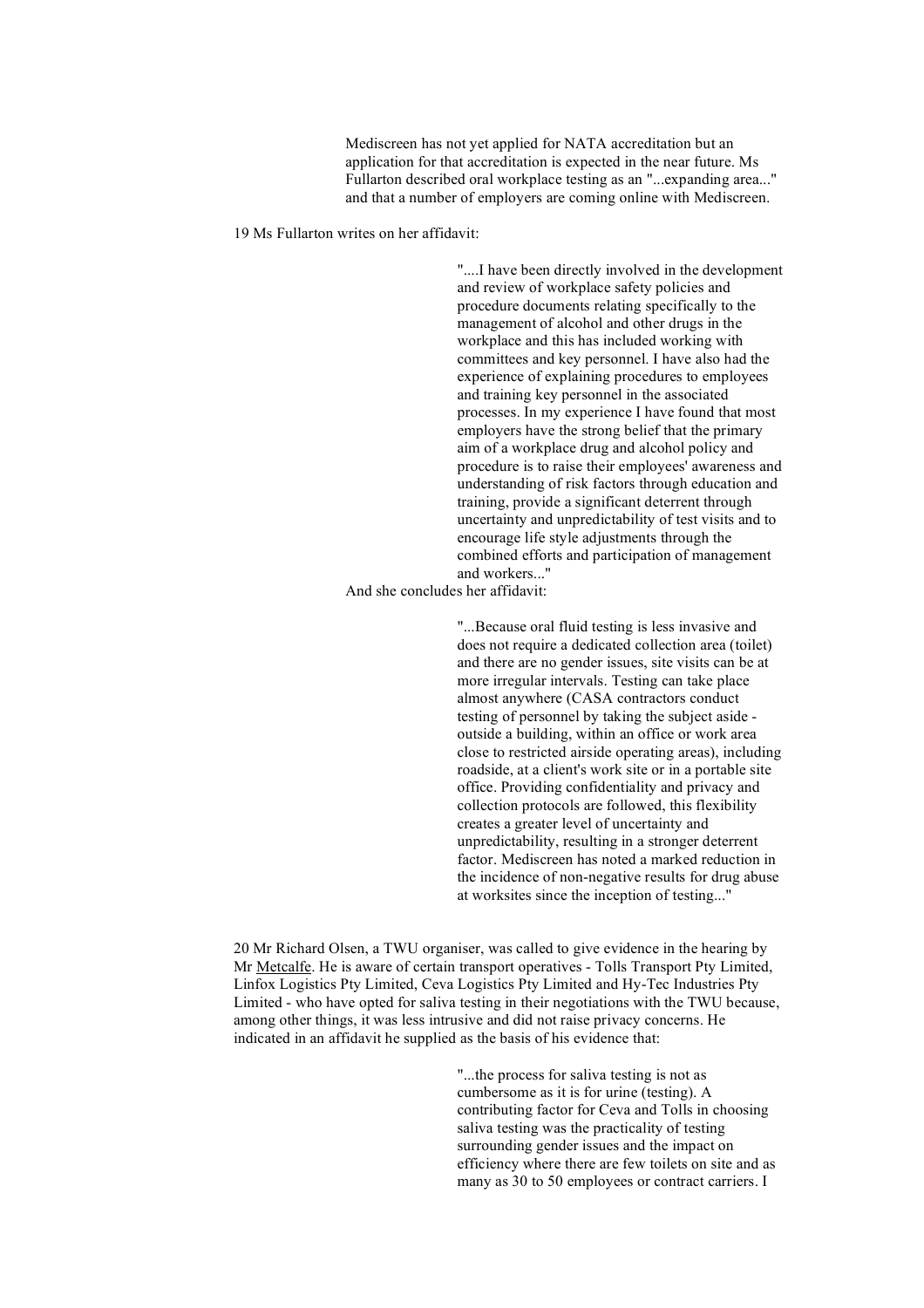> Mediscreen has not yet applied for NATA accreditation but an application for that accreditation is expected in the near future. Ms Fullarton described oral workplace testing as an "...expanding area..." and that a number of employers are coming online with Mediscreen.

19 Ms Fullarton writes on her affidavit:

> "....I have been directly involved in the development and review of workplace safety policies and procedure documents relating specifically to the management of alcohol and other drugs in the workplace and this has included working with committees and key personnel. I have also had the experience of explaining procedures to employees and training key personnel in the associated processes. In my experience I have found that most employers have the strong belief that the primary aim of a workplace drug and alcohol policy and procedure is to raise their employees' awareness and understanding of risk factors through education and training, provide a significant deterrent through uncertainty and unpredictability of test visits and to encourage life style adjustments through the combined efforts and participation of management and workers..."

And she concludes her affidavit:

> "...Because oral fluid testing is less invasive and does not require a dedicated collection area (toilet) and there are no gender issues, site visits can be at more irregular intervals. Testing can take place almost anywhere (CASA contractors conduct testing of personnel by taking the subject aside - outside a building, within an office or work area close to restricted airside operating areas), including roadside, at a client's work site or in a portable site office. Providing confidentiality and privacy and collection protocols are followed, this flexibility creates a greater level of uncertainty and unpredictability, resulting in a stronger deterrent factor. Mediscreen has noted a marked reduction in the incidence of non-negative results for drug abuse at worksites since the inception of testing..."

20 Mr Richard Olsen, a TWU organiser, was called to give evidence in the hearing by Mr Metcalfe. He is aware of certain transport operatives - Tolls Transport Pty Limited, Linfox Logistics Pty Limited, Ceva Logistics Pty Limited and Hy-Tec Industries Pty Limited - who have opted for saliva testing in their negotiations with the TWU because, among other things, it was less intrusive and did not raise privacy concerns. He indicated in an affidavit he supplied as the basis of his evidence that:

> "...the process for saliva testing is not as cumbersome as it is for urine (testing). A contributing factor for Ceva and Tolls in choosing saliva testing was the practicality of testing surrounding gender issues and the impact on efficiency where there are few toilets on site and as many as 30 to 50 employees or contract carriers. I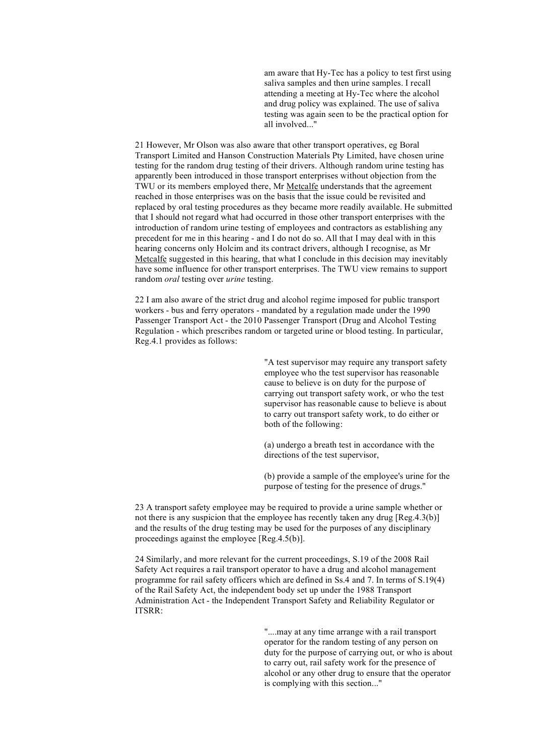> am aware that Hy-Tec has a policy to test first using saliva samples and then urine samples. I recall attending a meeting at Hy-Tec where the alcohol and drug policy was explained. The use of saliva testing was again seen to be the practical option for all involved..."

21 However, Mr Olson was also aware that other transport operatives, eg Boral Transport Limited and Hanson Construction Materials Pty Limited, have chosen urine testing for the random drug testing of their drivers. Although random urine testing has apparently been introduced in those transport enterprises without objection from the TWU or its members employed there, Mr Metcalfe understands that the agreement reached in those enterprises was on the basis that the issue could be revisited and replaced by oral testing procedures as they became more readily available. He submitted that I should not regard what had occurred in those other transport enterprises with the introduction of random urine testing of employees and contractors as establishing any precedent for me in this hearing - and I do not do so. All that I may deal with in this hearing concerns only Holcim and its contract drivers, although I recognise, as Mr Metcalfe suggested in this hearing, that what I conclude in this decision may inevitably have some influence for other transport enterprises. The TWU view remains to support random *oral* testing over *urine* testing.

22 I am also aware of the strict drug and alcohol regime imposed for public transport workers - bus and ferry operators - mandated by a regulation made under the 1990 Passenger Transport Act - the 2010 Passenger Transport (Drug and Alcohol Testing Regulation - which prescribes random or targeted urine or blood testing. In particular, Reg.4.1 provides as follows:

> "A test supervisor may require any transport safety employee who the test supervisor has reasonable cause to believe is on duty for the purpose of carrying out transport safety work, or who the test supervisor has reasonable cause to believe is about to carry out transport safety work, to do either or both of the following:
>
> (a) undergo a breath test in accordance with the directions of the test supervisor,
>
> (b) provide a sample of the employee's urine for the purpose of testing for the presence of drugs."

23 A transport safety employee may be required to provide a urine sample whether or not there is any suspicion that the employee has recently taken any drug [Reg.4.3(b)] and the results of the drug testing may be used for the purposes of any disciplinary proceedings against the employee [Reg.4.5(b)].

24 Similarly, and more relevant for the current proceedings, S.19 of the 2008 Rail Safety Act requires a rail transport operator to have a drug and alcohol management programme for rail safety officers which are defined in Ss.4 and 7. In terms of S.19(4) of the Rail Safety Act, the independent body set up under the 1988 Transport Administration Act - the Independent Transport Safety and Reliability Regulator or ITSRR:

> "....may at any time arrange with a rail transport operator for the random testing of any person on duty for the purpose of carrying out, or who is about to carry out, rail safety work for the presence of alcohol or any other drug to ensure that the operator is complying with this section..."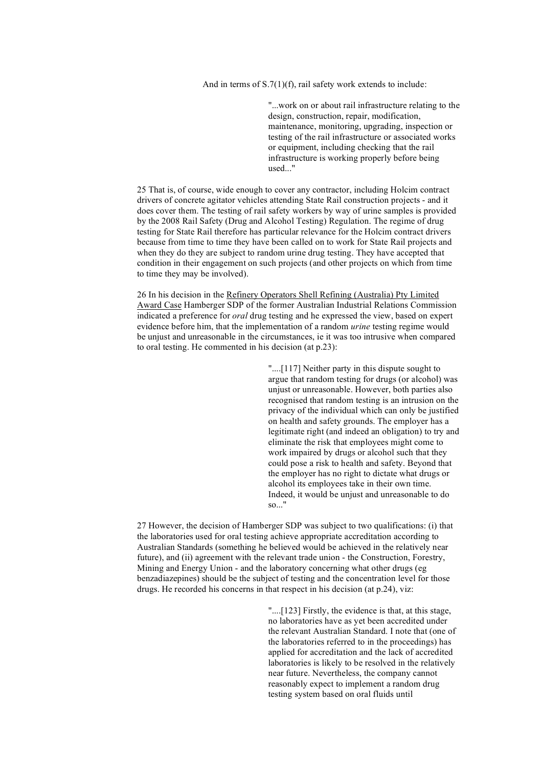And in terms of S.7(1)(f), rail safety work extends to include:

> "...work on or about rail infrastructure relating to the design, construction, repair, modification, maintenance, monitoring, upgrading, inspection or testing of the rail infrastructure or associated works or equipment, including checking that the rail infrastructure is working properly before being used..."

25 That is, of course, wide enough to cover any contractor, including Holcim contract drivers of concrete agitator vehicles attending State Rail construction projects - and it does cover them. The testing of rail safety workers by way of urine samples is provided by the 2008 Rail Safety (Drug and Alcohol Testing) Regulation. The regime of drug testing for State Rail therefore has particular relevance for the Holcim contract drivers because from time to time they have been called on to work for State Rail projects and when they do they are subject to random urine drug testing. They have accepted that condition in their engagement on such projects (and other projects on which from time to time they may be involved).

26 In his decision in the <u>Refinery Operators Shell Refining (Australia) Pty Limited Award Case</u> Hamberger SDP of the former Australian Industrial Relations Commission indicated a preference for *oral* drug testing and he expressed the view, based on expert evidence before him, that the implementation of a random *urine* testing regime would be unjust and unreasonable in the circumstances, ie it was too intrusive when compared to oral testing. He commented in his decision (at p.23):

> "....[117] Neither party in this dispute sought to argue that random testing for drugs (or alcohol) was unjust or unreasonable. However, both parties also recognised that random testing is an intrusion on the privacy of the individual which can only be justified on health and safety grounds. The employer has a legitimate right (and indeed an obligation) to try and eliminate the risk that employees might come to work impaired by drugs or alcohol such that they could pose a risk to health and safety. Beyond that the employer has no right to dictate what drugs or alcohol its employees take in their own time. Indeed, it would be unjust and unreasonable to do so..."

27 However, the decision of Hamberger SDP was subject to two qualifications: (i) that the laboratories used for oral testing achieve appropriate accreditation according to Australian Standards (something he believed would be achieved in the relatively near future), and (ii) agreement with the relevant trade union - the Construction, Forestry, Mining and Energy Union - and the laboratory concerning what other drugs (eg benzadiazepines) should be the subject of testing and the concentration level for those drugs. He recorded his concerns in that respect in his decision (at p.24), viz:

> "....[123] Firstly, the evidence is that, at this stage, no laboratories have as yet been accredited under the relevant Australian Standard. I note that (one of the laboratories referred to in the proceedings) has applied for accreditation and the lack of accredited laboratories is likely to be resolved in the relatively near future. Nevertheless, the company cannot reasonably expect to implement a random drug testing system based on oral fluids until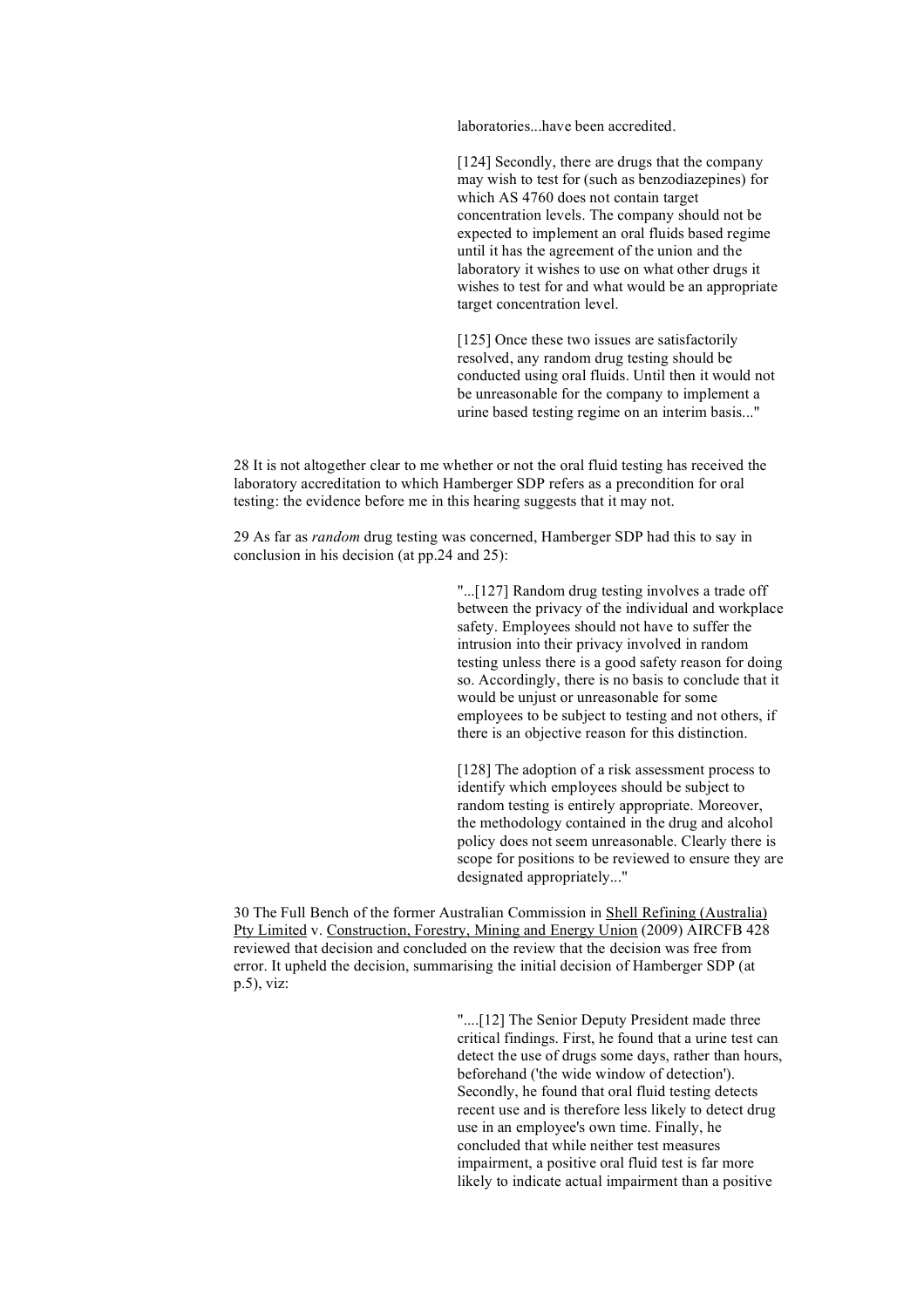> laboratories...have been accredited.
>
> [124] Secondly, there are drugs that the company may wish to test for (such as benzodiazepines) for which AS 4760 does not contain target concentration levels. The company should not be expected to implement an oral fluids based regime until it has the agreement of the union and the laboratory it wishes to use on what other drugs it wishes to test for and what would be an appropriate target concentration level.
>
> [125] Once these two issues are satisfactorily resolved, any random drug testing should be conducted using oral fluids. Until then it would not be unreasonable for the company to implement a urine based testing regime on an interim basis..."

28 It is not altogether clear to me whether or not the oral fluid testing has received the laboratory accreditation to which Hamberger SDP refers as a precondition for oral testing: the evidence before me in this hearing suggests that it may not.

29 As far as *random* drug testing was concerned, Hamberger SDP had this to say in conclusion in his decision (at pp.24 and 25):

> "...[127] Random drug testing involves a trade off between the privacy of the individual and workplace safety. Employees should not have to suffer the intrusion into their privacy involved in random testing unless there is a good safety reason for doing so. Accordingly, there is no basis to conclude that it would be unjust or unreasonable for some employees to be subject to testing and not others, if there is an objective reason for this distinction.
>
> [128] The adoption of a risk assessment process to identify which employees should be subject to random testing is entirely appropriate. Moreover, the methodology contained in the drug and alcohol policy does not seem unreasonable. Clearly there is scope for positions to be reviewed to ensure they are designated appropriately..."

30 The Full Bench of the former Australian Commission in Shell Refining (Australia) Pty Limited v. Construction, Forestry, Mining and Energy Union (2009) AIRCFB 428 reviewed that decision and concluded on the review that the decision was free from error. It upheld the decision, summarising the initial decision of Hamberger SDP (at p.5), viz:

> "....[12] The Senior Deputy President made three critical findings. First, he found that a urine test can detect the use of drugs some days, rather than hours, beforehand ('the wide window of detection'). Secondly, he found that oral fluid testing detects recent use and is therefore less likely to detect drug use in an employee's own time. Finally, he concluded that while neither test measures impairment, a positive oral fluid test is far more likely to indicate actual impairment than a positive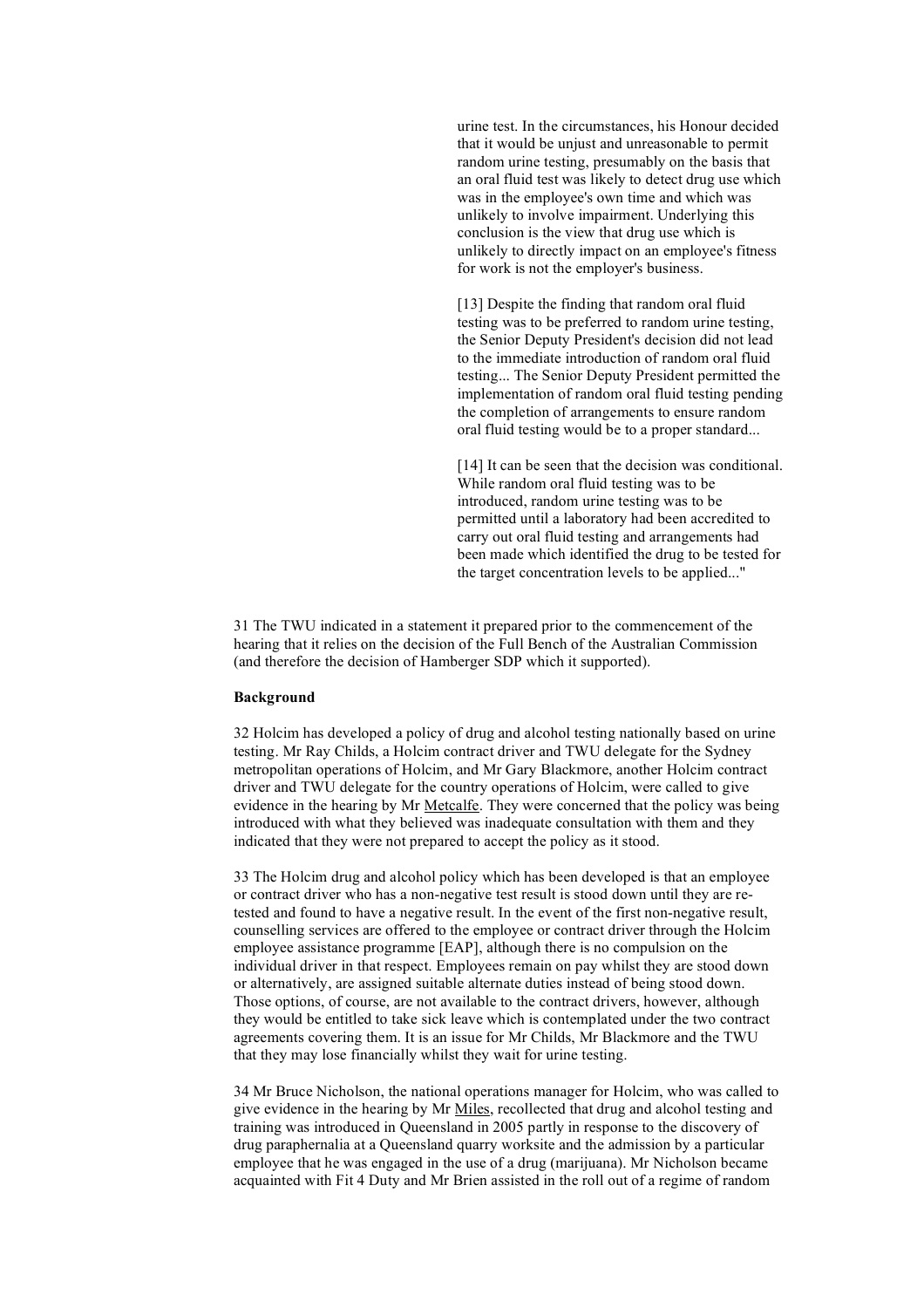> urine test. In the circumstances, his Honour decided that it would be unjust and unreasonable to permit random urine testing, presumably on the basis that an oral fluid test was likely to detect drug use which was in the employee's own time and which was unlikely to involve impairment. Underlying this conclusion is the view that drug use which is unlikely to directly impact on an employee's fitness for work is not the employer's business.
>
> [13] Despite the finding that random oral fluid testing was to be preferred to random urine testing, the Senior Deputy President's decision did not lead to the immediate introduction of random oral fluid testing... The Senior Deputy President permitted the implementation of random oral fluid testing pending the completion of arrangements to ensure random oral fluid testing would be to a proper standard...
>
> [14] It can be seen that the decision was conditional. While random oral fluid testing was to be introduced, random urine testing was to be permitted until a laboratory had been accredited to carry out oral fluid testing and arrangements had been made which identified the drug to be tested for the target concentration levels to be applied..."

31 The TWU indicated in a statement it prepared prior to the commencement of the hearing that it relies on the decision of the Full Bench of the Australian Commission (and therefore the decision of Hamberger SDP which it supported).

**Background**

32 Holcim has developed a policy of drug and alcohol testing nationally based on urine testing. Mr Ray Childs, a Holcim contract driver and TWU delegate for the Sydney metropolitan operations of Holcim, and Mr Gary Blackmore, another Holcim contract driver and TWU delegate for the country operations of Holcim, were called to give evidence in the hearing by Mr Metcalfe. They were concerned that the policy was being introduced with what they believed was inadequate consultation with them and they indicated that they were not prepared to accept the policy as it stood.

33 The Holcim drug and alcohol policy which has been developed is that an employee or contract driver who has a non-negative test result is stood down until they are re-tested and found to have a negative result. In the event of the first non-negative result, counselling services are offered to the employee or contract driver through the Holcim employee assistance programme [EAP], although there is no compulsion on the individual driver in that respect. Employees remain on pay whilst they are stood down or alternatively, are assigned suitable alternate duties instead of being stood down. Those options, of course, are not available to the contract drivers, however, although they would be entitled to take sick leave which is contemplated under the two contract agreements covering them. It is an issue for Mr Childs, Mr Blackmore and the TWU that they may lose financially whilst they wait for urine testing.

34 Mr Bruce Nicholson, the national operations manager for Holcim, who was called to give evidence in the hearing by Mr Miles, recollected that drug and alcohol testing and training was introduced in Queensland in 2005 partly in response to the discovery of drug paraphernalia at a Queensland quarry worksite and the admission by a particular employee that he was engaged in the use of a drug (marijuana). Mr Nicholson became acquainted with Fit 4 Duty and Mr Brien assisted in the roll out of a regime of random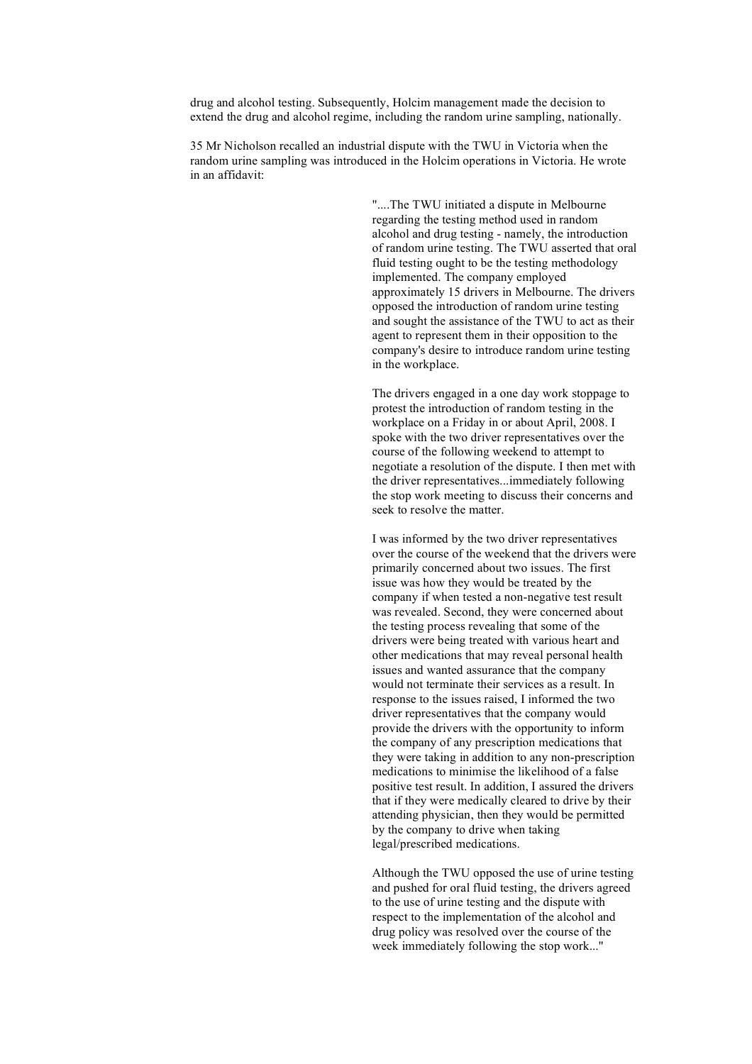drug and alcohol testing. Subsequently, Holcim management made the decision to extend the drug and alcohol regime, including the random urine sampling, nationally.

35 Mr Nicholson recalled an industrial dispute with the TWU in Victoria when the random urine sampling was introduced in the Holcim operations in Victoria. He wrote in an affidavit:

> "....The TWU initiated a dispute in Melbourne regarding the testing method used in random alcohol and drug testing - namely, the introduction of random urine testing. The TWU asserted that oral fluid testing ought to be the testing methodology implemented. The company employed approximately 15 drivers in Melbourne. The drivers opposed the introduction of random urine testing and sought the assistance of the TWU to act as their agent to represent them in their opposition to the company's desire to introduce random urine testing in the workplace.
>
> The drivers engaged in a one day work stoppage to protest the introduction of random testing in the workplace on a Friday in or about April, 2008. I spoke with the two driver representatives over the course of the following weekend to attempt to negotiate a resolution of the dispute. I then met with the driver representatives...immediately following the stop work meeting to discuss their concerns and seek to resolve the matter.
>
> I was informed by the two driver representatives over the course of the weekend that the drivers were primarily concerned about two issues. The first issue was how they would be treated by the company if when tested a non-negative test result was revealed. Second, they were concerned about the testing process revealing that some of the drivers were being treated with various heart and other medications that may reveal personal health issues and wanted assurance that the company would not terminate their services as a result. In response to the issues raised, I informed the two driver representatives that the company would provide the drivers with the opportunity to inform the company of any prescription medications that they were taking in addition to any non-prescription medications to minimise the likelihood of a false positive test result. In addition, I assured the drivers that if they were medically cleared to drive by their attending physician, then they would be permitted by the company to drive when taking legal/prescribed medications.
>
> Although the TWU opposed the use of urine testing and pushed for oral fluid testing, the drivers agreed to the use of urine testing and the dispute with respect to the implementation of the alcohol and drug policy was resolved over the course of the week immediately following the stop work..."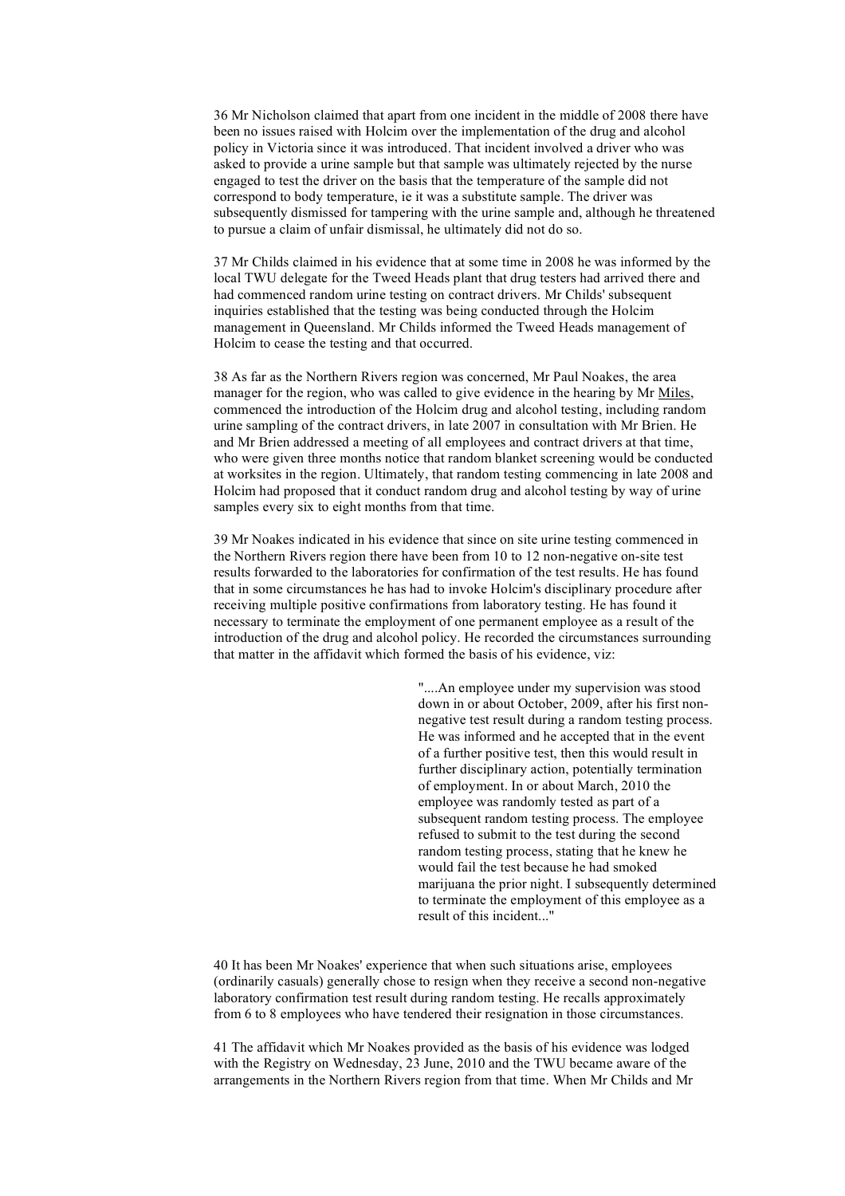36 Mr Nicholson claimed that apart from one incident in the middle of 2008 there have been no issues raised with Holcim over the implementation of the drug and alcohol policy in Victoria since it was introduced. That incident involved a driver who was asked to provide a urine sample but that sample was ultimately rejected by the nurse engaged to test the driver on the basis that the temperature of the sample did not correspond to body temperature, ie it was a substitute sample. The driver was subsequently dismissed for tampering with the urine sample and, although he threatened to pursue a claim of unfair dismissal, he ultimately did not do so.

37 Mr Childs claimed in his evidence that at some time in 2008 he was informed by the local TWU delegate for the Tweed Heads plant that drug testers had arrived there and had commenced random urine testing on contract drivers. Mr Childs' subsequent inquiries established that the testing was being conducted through the Holcim management in Queensland. Mr Childs informed the Tweed Heads management of Holcim to cease the testing and that occurred.

38 As far as the Northern Rivers region was concerned, Mr Paul Noakes, the area manager for the region, who was called to give evidence in the hearing by Mr Miles, commenced the introduction of the Holcim drug and alcohol testing, including random urine sampling of the contract drivers, in late 2007 in consultation with Mr Brien. He and Mr Brien addressed a meeting of all employees and contract drivers at that time, who were given three months notice that random blanket screening would be conducted at worksites in the region. Ultimately, that random testing commencing in late 2008 and Holcim had proposed that it conduct random drug and alcohol testing by way of urine samples every six to eight months from that time.

39 Mr Noakes indicated in his evidence that since on site urine testing commenced in the Northern Rivers region there have been from 10 to 12 non-negative on-site test results forwarded to the laboratories for confirmation of the test results. He has found that in some circumstances he has had to invoke Holcim's disciplinary procedure after receiving multiple positive confirmations from laboratory testing. He has found it necessary to terminate the employment of one permanent employee as a result of the introduction of the drug and alcohol policy. He recorded the circumstances surrounding that matter in the affidavit which formed the basis of his evidence, viz:

> "....An employee under my supervision was stood down in or about October, 2009, after his first non-negative test result during a random testing process. He was informed and he accepted that in the event of a further positive test, then this would result in further disciplinary action, potentially termination of employment. In or about March, 2010 the employee was randomly tested as part of a subsequent random testing process. The employee refused to submit to the test during the second random testing process, stating that he knew he would fail the test because he had smoked marijuana the prior night. I subsequently determined to terminate the employment of this employee as a result of this incident..."

40 It has been Mr Noakes' experience that when such situations arise, employees (ordinarily casuals) generally chose to resign when they receive a second non-negative laboratory confirmation test result during random testing. He recalls approximately from 6 to 8 employees who have tendered their resignation in those circumstances.

41 The affidavit which Mr Noakes provided as the basis of his evidence was lodged with the Registry on Wednesday, 23 June, 2010 and the TWU became aware of the arrangements in the Northern Rivers region from that time. When Mr Childs and Mr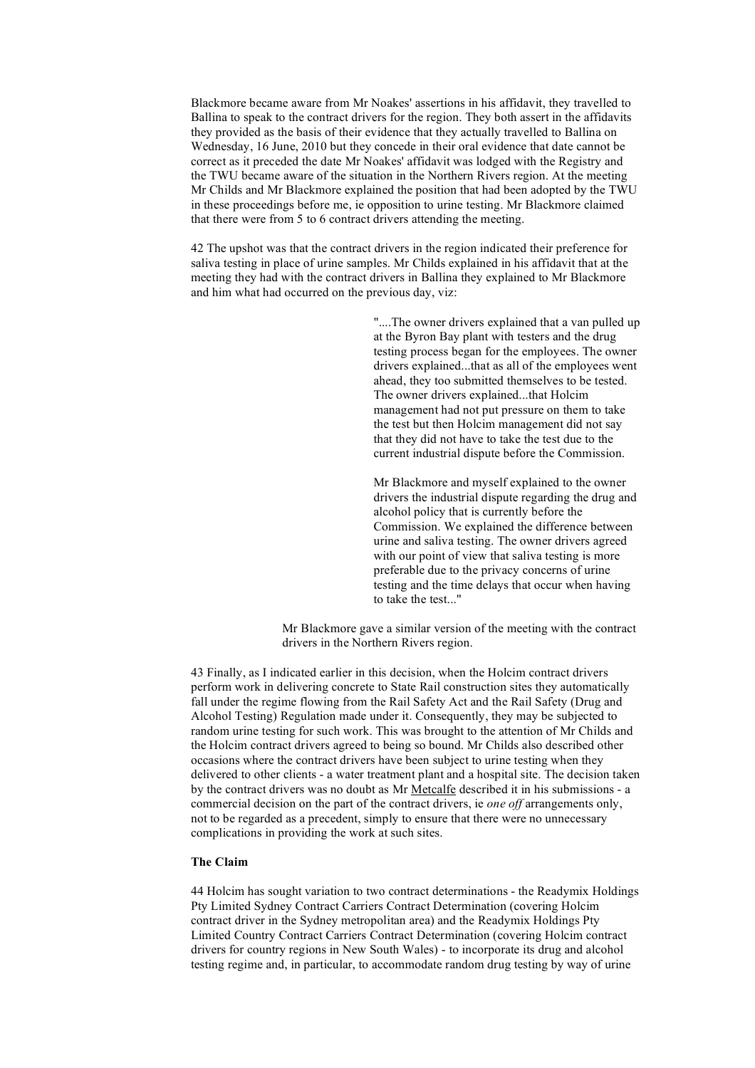Blackmore became aware from Mr Noakes' assertions in his affidavit, they travelled to Ballina to speak to the contract drivers for the region. They both assert in the affidavits they provided as the basis of their evidence that they actually travelled to Ballina on Wednesday, 16 June, 2010 but they concede in their oral evidence that date cannot be correct as it preceded the date Mr Noakes' affidavit was lodged with the Registry and the TWU became aware of the situation in the Northern Rivers region. At the meeting Mr Childs and Mr Blackmore explained the position that had been adopted by the TWU in these proceedings before me, ie opposition to urine testing. Mr Blackmore claimed that there were from 5 to 6 contract drivers attending the meeting.

42 The upshot was that the contract drivers in the region indicated their preference for saliva testing in place of urine samples. Mr Childs explained in his affidavit that at the meeting they had with the contract drivers in Ballina they explained to Mr Blackmore and him what had occurred on the previous day, viz:

> "....The owner drivers explained that a van pulled up at the Byron Bay plant with testers and the drug testing process began for the employees. The owner drivers explained...that as all of the employees went ahead, they too submitted themselves to be tested. The owner drivers explained...that Holcim management had not put pressure on them to take the test but then Holcim management did not say that they did not have to take the test due to the current industrial dispute before the Commission.
>
> Mr Blackmore and myself explained to the owner drivers the industrial dispute regarding the drug and alcohol policy that is currently before the Commission. We explained the difference between urine and saliva testing. The owner drivers agreed with our point of view that saliva testing is more preferable due to the privacy concerns of urine testing and the time delays that occur when having to take the test..."

Mr Blackmore gave a similar version of the meeting with the contract drivers in the Northern Rivers region.

43 Finally, as I indicated earlier in this decision, when the Holcim contract drivers perform work in delivering concrete to State Rail construction sites they automatically fall under the regime flowing from the Rail Safety Act and the Rail Safety (Drug and Alcohol Testing) Regulation made under it. Consequently, they may be subjected to random urine testing for such work. This was brought to the attention of Mr Childs and the Holcim contract drivers agreed to being so bound. Mr Childs also described other occasions where the contract drivers have been subject to urine testing when they delivered to other clients - a water treatment plant and a hospital site. The decision taken by the contract drivers was no doubt as Mr Metcalfe described it in his submissions - a commercial decision on the part of the contract drivers, ie *one off* arrangements only, not to be regarded as a precedent, simply to ensure that there were no unnecessary complications in providing the work at such sites.

**The Claim**

44 Holcim has sought variation to two contract determinations - the Readymix Holdings Pty Limited Sydney Contract Carriers Contract Determination (covering Holcim contract driver in the Sydney metropolitan area) and the Readymix Holdings Pty Limited Country Contract Carriers Contract Determination (covering Holcim contract drivers for country regions in New South Wales) - to incorporate its drug and alcohol testing regime and, in particular, to accommodate random drug testing by way of urine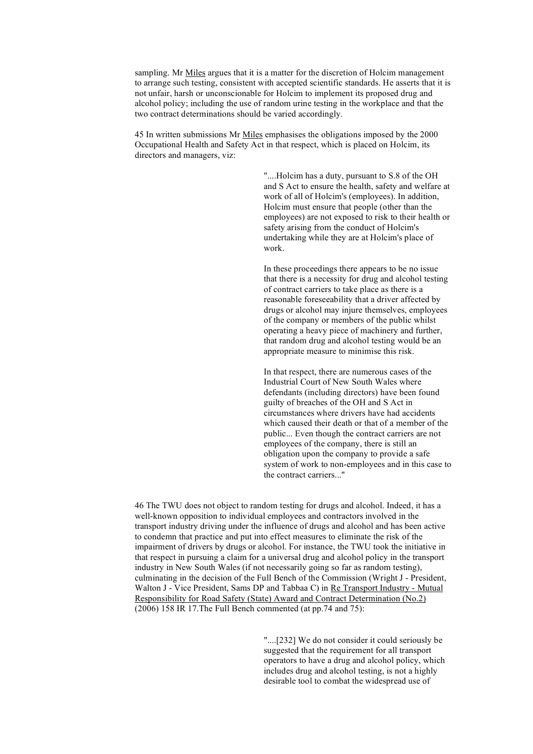sampling. Mr Miles argues that it is a matter for the discretion of Holcim management to arrange such testing, consistent with accepted scientific standards. He asserts that it is not unfair, harsh or unconscionable for Holcim to implement its proposed drug and alcohol policy; including the use of random urine testing in the workplace and that the two contract determinations should be varied accordingly.

45 In written submissions Mr Miles emphasises the obligations imposed by the 2000 Occupational Health and Safety Act in that respect, which is placed on Holcim, its directors and managers, viz:

> "....Holcim has a duty, pursuant to S.8 of the OH and S Act to ensure the health, safety and welfare at work of all of Holcim's (employees). In addition, Holcim must ensure that people (other than the employees) are not exposed to risk to their health or safety arising from the conduct of Holcim's undertaking while they are at Holcim's place of work.
>
> In these proceedings there appears to be no issue that there is a necessity for drug and alcohol testing of contract carriers to take place as there is a reasonable foreseeability that a driver affected by drugs or alcohol may injure themselves, employees of the company or members of the public whilst operating a heavy piece of machinery and further, that random drug and alcohol testing would be an appropriate measure to minimise this risk.
>
> In that respect, there are numerous cases of the Industrial Court of New South Wales where defendants (including directors) have been found guilty of breaches of the OH and S Act in circumstances where drivers have had accidents which caused their death or that of a member of the public... Even though the contract carriers are not employees of the company, there is still an obligation upon the company to provide a safe system of work to non-employees and in this case to the contract carriers..."

46 The TWU does not object to random testing for drugs and alcohol. Indeed, it has a well-known opposition to individual employees and contractors involved in the transport industry driving under the influence of drugs and alcohol and has been active to condemn that practice and put into effect measures to eliminate the risk of the impairment of drivers by drugs or alcohol. For instance, the TWU took the initiative in that respect in pursuing a claim for a universal drug and alcohol policy in the transport industry in New South Wales (if not necessarily going so far as random testing), culminating in the decision of the Full Bench of the Commission (Wright J - President, Walton J - Vice President, Sams DP and Tabbaa C) in Re Transport Industry - Mutual Responsibility for Road Safety (State) Award and Contract Determination (No.2) (2006) 158 IR 17.The Full Bench commented (at pp.74 and 75):

> "....[232] We do not consider it could seriously be suggested that the requirement for all transport operators to have a drug and alcohol policy, which includes drug and alcohol testing, is not a highly desirable tool to combat the widespread use of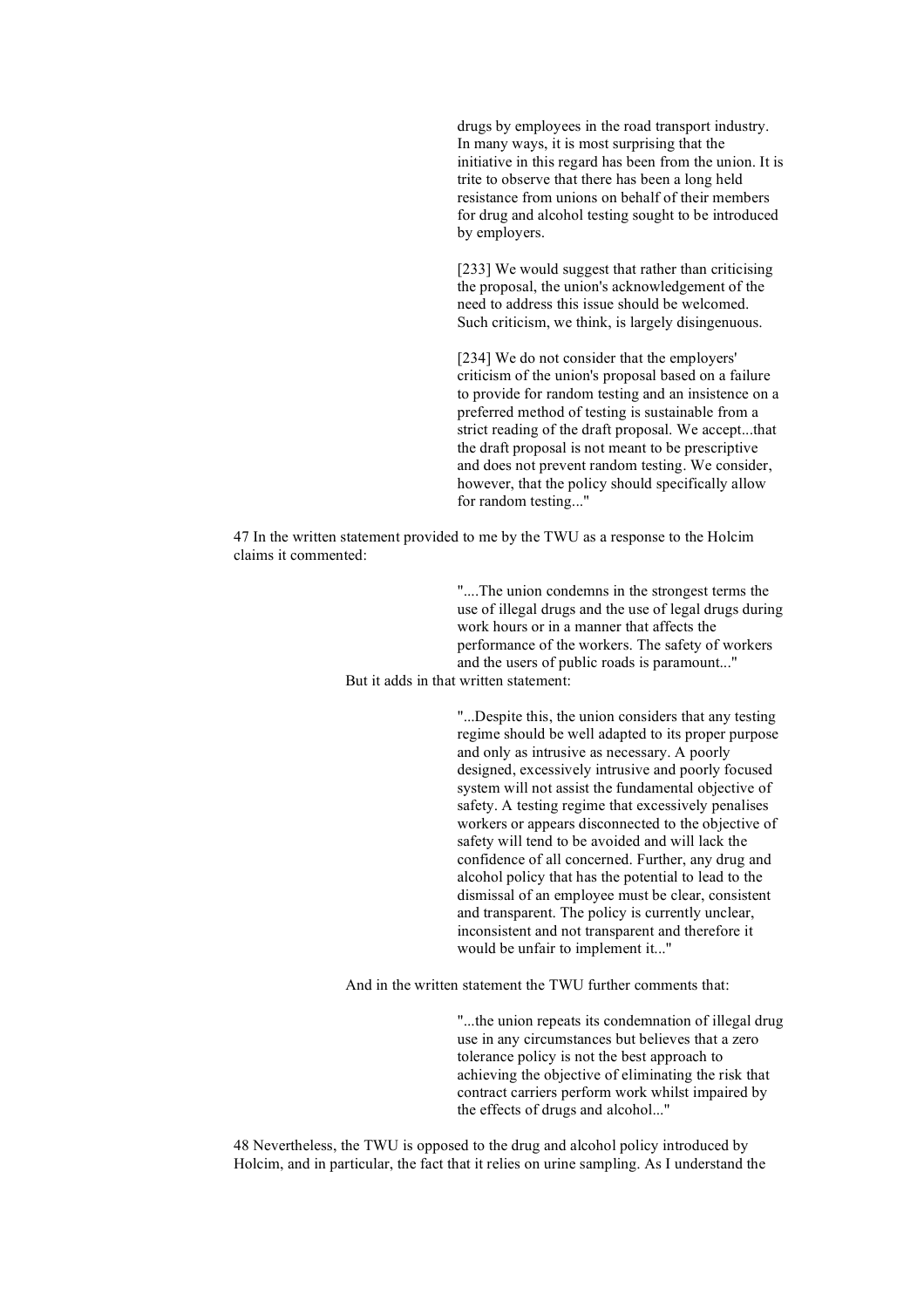> drugs by employees in the road transport industry. In many ways, it is most surprising that the initiative in this regard has been from the union. It is trite to observe that there has been a long held resistance from unions on behalf of their members for drug and alcohol testing sought to be introduced by employers.
>
> [233] We would suggest that rather than criticising the proposal, the union's acknowledgement of the need to address this issue should be welcomed. Such criticism, we think, is largely disingenuous.
>
> [234] We do not consider that the employers' criticism of the union's proposal based on a failure to provide for random testing and an insistence on a preferred method of testing is sustainable from a strict reading of the draft proposal. We accept...that the draft proposal is not meant to be prescriptive and does not prevent random testing. We consider, however, that the policy should specifically allow for random testing..."

47 In the written statement provided to me by the TWU as a response to the Holcim claims it commented:

> "....The union condemns in the strongest terms the use of illegal drugs and the use of legal drugs during work hours or in a manner that affects the performance of the workers. The safety of workers and the users of public roads is paramount..."

But it adds in that written statement:

> "...Despite this, the union considers that any testing regime should be well adapted to its proper purpose and only as intrusive as necessary. A poorly designed, excessively intrusive and poorly focused system will not assist the fundamental objective of safety. A testing regime that excessively penalises workers or appears disconnected to the objective of safety will tend to be avoided and will lack the confidence of all concerned. Further, any drug and alcohol policy that has the potential to lead to the dismissal of an employee must be clear, consistent and transparent. The policy is currently unclear, inconsistent and not transparent and therefore it would be unfair to implement it..."

And in the written statement the TWU further comments that:

> "...the union repeats its condemnation of illegal drug use in any circumstances but believes that a zero tolerance policy is not the best approach to achieving the objective of eliminating the risk that contract carriers perform work whilst impaired by the effects of drugs and alcohol..."

48 Nevertheless, the TWU is opposed to the drug and alcohol policy introduced by Holcim, and in particular, the fact that it relies on urine sampling. As I understand the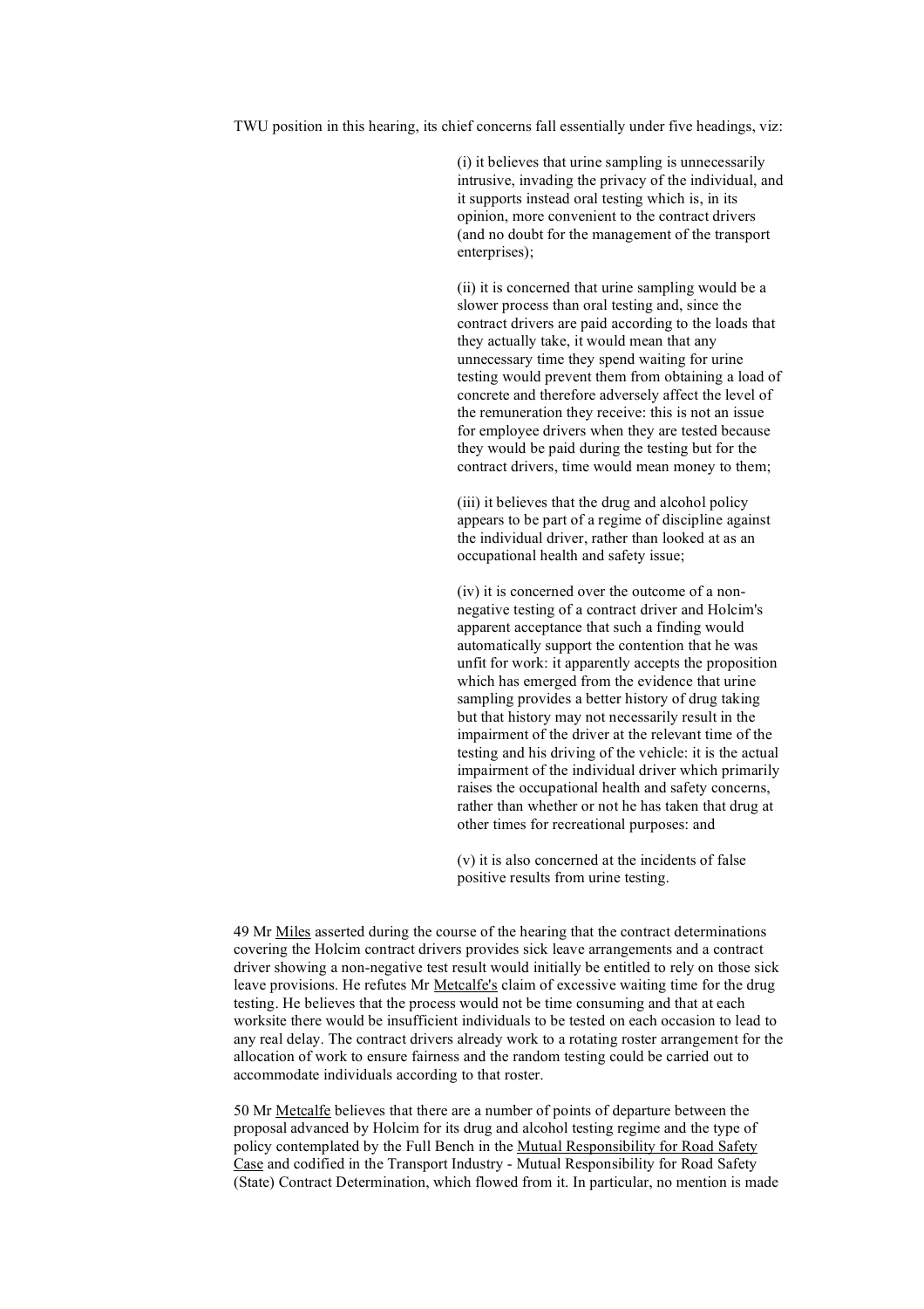TWU position in this hearing, its chief concerns fall essentially under five headings, viz:

> (i) it believes that urine sampling is unnecessarily intrusive, invading the privacy of the individual, and it supports instead oral testing which is, in its opinion, more convenient to the contract drivers (and no doubt for the management of the transport enterprises);
>
> (ii) it is concerned that urine sampling would be a slower process than oral testing and, since the contract drivers are paid according to the loads that they actually take, it would mean that any unnecessary time they spend waiting for urine testing would prevent them from obtaining a load of concrete and therefore adversely affect the level of the remuneration they receive: this is not an issue for employee drivers when they are tested because they would be paid during the testing but for the contract drivers, time would mean money to them;
>
> (iii) it believes that the drug and alcohol policy appears to be part of a regime of discipline against the individual driver, rather than looked at as an occupational health and safety issue;
>
> (iv) it is concerned over the outcome of a non-negative testing of a contract driver and Holcim's apparent acceptance that such a finding would automatically support the contention that he was unfit for work: it apparently accepts the proposition which has emerged from the evidence that urine sampling provides a better history of drug taking but that history may not necessarily result in the impairment of the driver at the relevant time of the testing and his driving of the vehicle: it is the actual impairment of the individual driver which primarily raises the occupational health and safety concerns, rather than whether or not he has taken that drug at other times for recreational purposes: and
>
> (v) it is also concerned at the incidents of false positive results from urine testing.

49 Mr Miles asserted during the course of the hearing that the contract determinations covering the Holcim contract drivers provides sick leave arrangements and a contract driver showing a non-negative test result would initially be entitled to rely on those sick leave provisions. He refutes Mr Metcalfe's claim of excessive waiting time for the drug testing. He believes that the process would not be time consuming and that at each worksite there would be insufficient individuals to be tested on each occasion to lead to any real delay. The contract drivers already work to a rotating roster arrangement for the allocation of work to ensure fairness and the random testing could be carried out to accommodate individuals according to that roster.

50 Mr Metcalfe believes that there are a number of points of departure between the proposal advanced by Holcim for its drug and alcohol testing regime and the type of policy contemplated by the Full Bench in the Mutual Responsibility for Road Safety Case and codified in the Transport Industry - Mutual Responsibility for Road Safety (State) Contract Determination, which flowed from it. In particular, no mention is made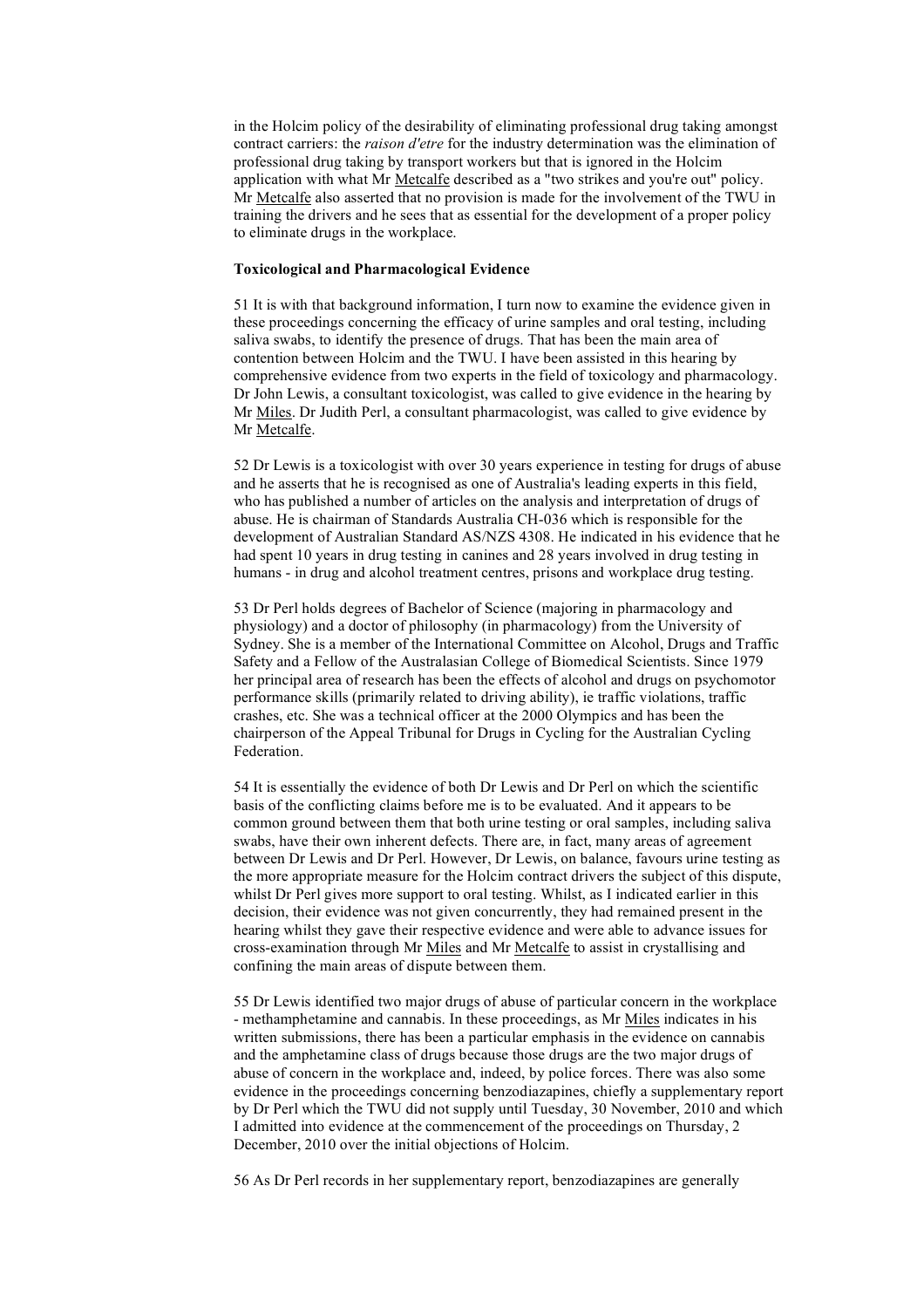in the Holcim policy of the desirability of eliminating professional drug taking amongst contract carriers: the *raison d'etre* for the industry determination was the elimination of professional drug taking by transport workers but that is ignored in the Holcim application with what Mr Metcalfe described as a "two strikes and you're out" policy. Mr Metcalfe also asserted that no provision is made for the involvement of the TWU in training the drivers and he sees that as essential for the development of a proper policy to eliminate drugs in the workplace.

**Toxicological and Pharmacological Evidence**

51 It is with that background information, I turn now to examine the evidence given in these proceedings concerning the efficacy of urine samples and oral testing, including saliva swabs, to identify the presence of drugs. That has been the main area of contention between Holcim and the TWU. I have been assisted in this hearing by comprehensive evidence from two experts in the field of toxicology and pharmacology. Dr John Lewis, a consultant toxicologist, was called to give evidence in the hearing by Mr Miles. Dr Judith Perl, a consultant pharmacologist, was called to give evidence by Mr Metcalfe.

52 Dr Lewis is a toxicologist with over 30 years experience in testing for drugs of abuse and he asserts that he is recognised as one of Australia's leading experts in this field, who has published a number of articles on the analysis and interpretation of drugs of abuse. He is chairman of Standards Australia CH-036 which is responsible for the development of Australian Standard AS/NZS 4308. He indicated in his evidence that he had spent 10 years in drug testing in canines and 28 years involved in drug testing in humans - in drug and alcohol treatment centres, prisons and workplace drug testing.

53 Dr Perl holds degrees of Bachelor of Science (majoring in pharmacology and physiology) and a doctor of philosophy (in pharmacology) from the University of Sydney. She is a member of the International Committee on Alcohol, Drugs and Traffic Safety and a Fellow of the Australasian College of Biomedical Scientists. Since 1979 her principal area of research has been the effects of alcohol and drugs on psychomotor performance skills (primarily related to driving ability), ie traffic violations, traffic crashes, etc. She was a technical officer at the 2000 Olympics and has been the chairperson of the Appeal Tribunal for Drugs in Cycling for the Australian Cycling Federation.

54 It is essentially the evidence of both Dr Lewis and Dr Perl on which the scientific basis of the conflicting claims before me is to be evaluated. And it appears to be common ground between them that both urine testing or oral samples, including saliva swabs, have their own inherent defects. There are, in fact, many areas of agreement between Dr Lewis and Dr Perl. However, Dr Lewis, on balance, favours urine testing as the more appropriate measure for the Holcim contract drivers the subject of this dispute, whilst Dr Perl gives more support to oral testing. Whilst, as I indicated earlier in this decision, their evidence was not given concurrently, they had remained present in the hearing whilst they gave their respective evidence and were able to advance issues for cross-examination through Mr Miles and Mr Metcalfe to assist in crystallising and confining the main areas of dispute between them.

55 Dr Lewis identified two major drugs of abuse of particular concern in the workplace - methamphetamine and cannabis. In these proceedings, as Mr Miles indicates in his written submissions, there has been a particular emphasis in the evidence on cannabis and the amphetamine class of drugs because those drugs are the two major drugs of abuse of concern in the workplace and, indeed, by police forces. There was also some evidence in the proceedings concerning benzodiazapines, chiefly a supplementary report by Dr Perl which the TWU did not supply until Tuesday, 30 November, 2010 and which I admitted into evidence at the commencement of the proceedings on Thursday, 2 December, 2010 over the initial objections of Holcim.

56 As Dr Perl records in her supplementary report, benzodiazapines are generally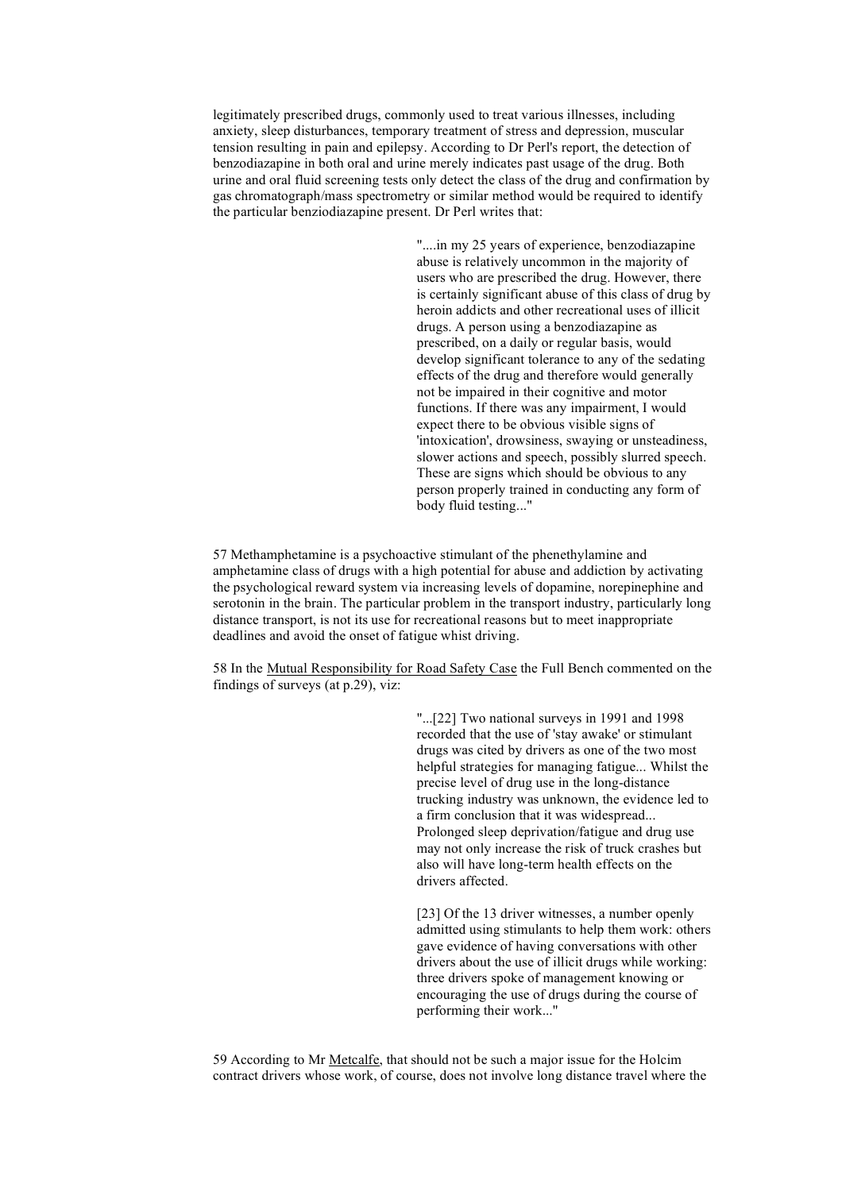legitimately prescribed drugs, commonly used to treat various illnesses, including anxiety, sleep disturbances, temporary treatment of stress and depression, muscular tension resulting in pain and epilepsy. According to Dr Perl's report, the detection of benzodiazapine in both oral and urine merely indicates past usage of the drug. Both urine and oral fluid screening tests only detect the class of the drug and confirmation by gas chromatograph/mass spectrometry or similar method would be required to identify the particular benziodiazapine present. Dr Perl writes that:

> "....in my 25 years of experience, benzodiazapine abuse is relatively uncommon in the majority of users who are prescribed the drug. However, there is certainly significant abuse of this class of drug by heroin addicts and other recreational uses of illicit drugs. A person using a benzodiazapine as prescribed, on a daily or regular basis, would develop significant tolerance to any of the sedating effects of the drug and therefore would generally not be impaired in their cognitive and motor functions. If there was any impairment, I would expect there to be obvious visible signs of 'intoxication', drowsiness, swaying or unsteadiness, slower actions and speech, possibly slurred speech. These are signs which should be obvious to any person properly trained in conducting any form of body fluid testing..."

57 Methamphetamine is a psychoactive stimulant of the phenethylamine and amphetamine class of drugs with a high potential for abuse and addiction by activating the psychological reward system via increasing levels of dopamine, norepinephine and serotonin in the brain. The particular problem in the transport industry, particularly long distance transport, is not its use for recreational reasons but to meet inappropriate deadlines and avoid the onset of fatigue whist driving.

58 In the Mutual Responsibility for Road Safety Case the Full Bench commented on the findings of surveys (at p.29), viz:

> "...[22] Two national surveys in 1991 and 1998 recorded that the use of 'stay awake' or stimulant drugs was cited by drivers as one of the two most helpful strategies for managing fatigue... Whilst the precise level of drug use in the long-distance trucking industry was unknown, the evidence led to a firm conclusion that it was widespread... Prolonged sleep deprivation/fatigue and drug use may not only increase the risk of truck crashes but also will have long-term health effects on the drivers affected.
>
> [23] Of the 13 driver witnesses, a number openly admitted using stimulants to help them work: others gave evidence of having conversations with other drivers about the use of illicit drugs while working: three drivers spoke of management knowing or encouraging the use of drugs during the course of performing their work..."

59 According to Mr Metcalfe, that should not be such a major issue for the Holcim contract drivers whose work, of course, does not involve long distance travel where the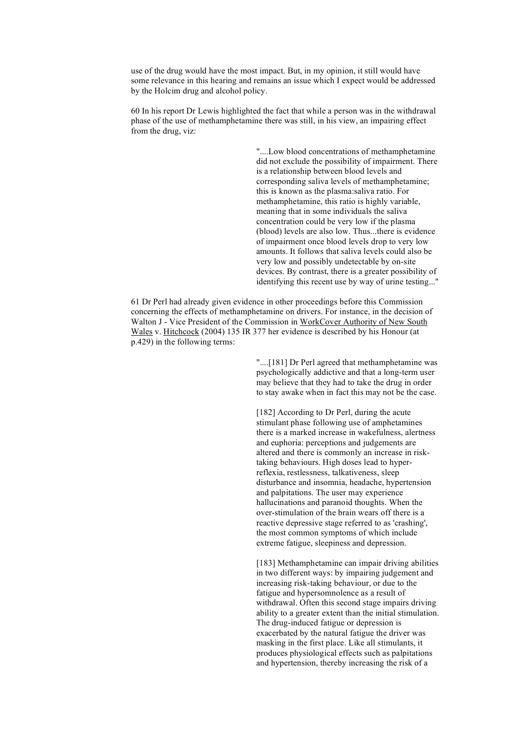use of the drug would have the most impact. But, in my opinion, it still would have some relevance in this hearing and remains an issue which I expect would be addressed by the Holcim drug and alcohol policy.

60 In his report Dr Lewis highlighted the fact that while a person was in the withdrawal phase of the use of methamphetamine there was still, in his view, an impairing effect from the drug, viz:

> "....Low blood concentrations of methamphetamine did not exclude the possibility of impairment. There is a relationship between blood levels and corresponding saliva levels of methamphetamine; this is known as the plasma:saliva ratio. For methamphetamine, this ratio is highly variable, meaning that in some individuals the saliva concentration could be very low if the plasma (blood) levels are also low. Thus...there is evidence of impairment once blood levels drop to very low amounts. It follows that saliva levels could also be very low and possibly undetectable by on-site devices. By contrast, there is a greater possibility of identifying this recent use by way of urine testing..."

61 Dr Perl had already given evidence in other proceedings before this Commission concerning the effects of methamphetamine on drivers. For instance, in the decision of Walton J - Vice President of the Commission in WorkCover Authority of New South Wales v. Hitchcock (2004) 135 IR 377 her evidence is described by his Honour (at p.429) in the following terms:

> "....[181] Dr Perl agreed that methamphetamine was psychologically addictive and that a long-term user may believe that they had to take the drug in order to stay awake when in fact this may not be the case.
>
> [182] According to Dr Perl, during the acute stimulant phase following use of amphetamines there is a marked increase in wakefulness, alertness and euphoria: perceptions and judgements are altered and there is commonly an increase in risk-taking behaviours. High doses lead to hyper-reflexia, restlessness, talkativeness, sleep disturbance and insomnia, headache, hypertension and palpitations. The user may experience hallucinations and paranoid thoughts. When the over-stimulation of the brain wears off there is a reactive depressive stage referred to as 'crashing', the most common symptoms of which include extreme fatigue, sleepiness and depression.
>
> [183] Methamphetamine can impair driving abilities in two different ways: by impairing judgement and increasing risk-taking behaviour, or due to the fatigue and hypersomnolence as a result of withdrawal. Often this second stage impairs driving ability to a greater extent than the initial stimulation. The drug-induced fatigue or depression is exacerbated by the natural fatigue the driver was masking in the first place. Like all stimulants, it produces physiological effects such as palpitations and hypertension, thereby increasing the risk of a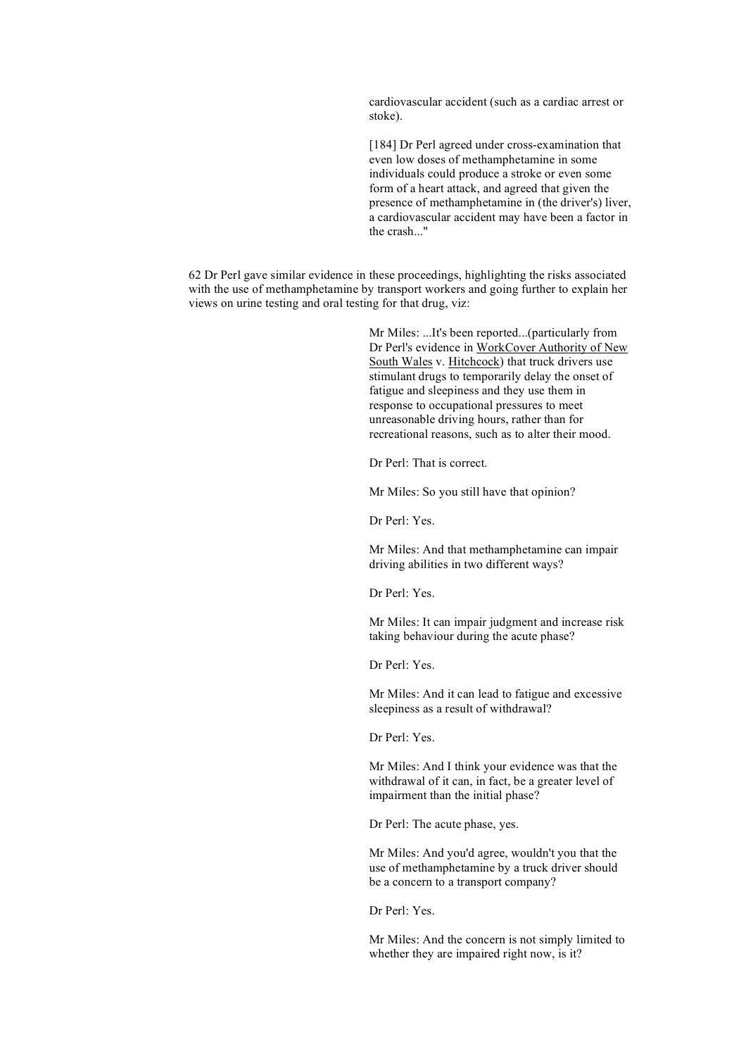> cardiovascular accident (such as a cardiac arrest or stoke).
>
> [184] Dr Perl agreed under cross-examination that even low doses of methamphetamine in some individuals could produce a stroke or even some form of a heart attack, and agreed that given the presence of methamphetamine in (the driver's) liver, a cardiovascular accident may have been a factor in the crash..."

62 Dr Perl gave similar evidence in these proceedings, highlighting the risks associated with the use of methamphetamine by transport workers and going further to explain her views on urine testing and oral testing for that drug, viz:

> Mr Miles: ...It's been reported...(particularly from Dr Perl's evidence in WorkCover Authority of New South Wales v. Hitchcock) that truck drivers use stimulant drugs to temporarily delay the onset of fatigue and sleepiness and they use them in response to occupational pressures to meet unreasonable driving hours, rather than for recreational reasons, such as to alter their mood.
>
> Dr Perl: That is correct.
>
> Mr Miles: So you still have that opinion?
>
> Dr Perl: Yes.
>
> Mr Miles: And that methamphetamine can impair driving abilities in two different ways?
>
> Dr Perl: Yes.
>
> Mr Miles: It can impair judgment and increase risk taking behaviour during the acute phase?
>
> Dr Perl: Yes.
>
> Mr Miles: And it can lead to fatigue and excessive sleepiness as a result of withdrawal?
>
> Dr Perl: Yes.
>
> Mr Miles: And I think your evidence was that the withdrawal of it can, in fact, be a greater level of impairment than the initial phase?
>
> Dr Perl: The acute phase, yes.
>
> Mr Miles: And you'd agree, wouldn't you that the use of methamphetamine by a truck driver should be a concern to a transport company?
>
> Dr Perl: Yes.
>
> Mr Miles: And the concern is not simply limited to whether they are impaired right now, is it?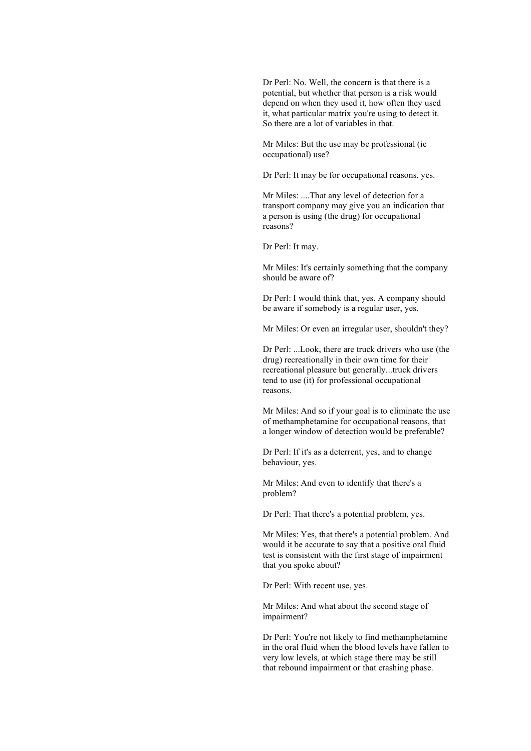Dr Perl: No. Well, the concern is that there is a potential, but whether that person is a risk would depend on when they used it, how often they used it, what particular matrix you're using to detect it. So there are a lot of variables in that.

Mr Miles: But the use may be professional (ie occupational) use?

Dr Perl: It may be for occupational reasons, yes.

Mr Miles: ....That any level of detection for a transport company may give you an indication that a person is using (the drug) for occupational reasons?

Dr Perl: It may.

Mr Miles: It's certainly something that the company should be aware of?

Dr Perl: I would think that, yes. A company should be aware if somebody is a regular user, yes.

Mr Miles: Or even an irregular user, shouldn't they?

Dr Perl: ...Look, there are truck drivers who use (the drug) recreationally in their own time for their recreational pleasure but generally...truck drivers tend to use (it) for professional occupational reasons.

Mr Miles: And so if your goal is to eliminate the use of methamphetamine for occupational reasons, that a longer window of detection would be preferable?

Dr Perl: If it's as a deterrent, yes, and to change behaviour, yes.

Mr Miles: And even to identify that there's a problem?

Dr Perl: That there's a potential problem, yes.

Mr Miles: Yes, that there's a potential problem. And would it be accurate to say that a positive oral fluid test is consistent with the first stage of impairment that you spoke about?

Dr Perl: With recent use, yes.

Mr Miles: And what about the second stage of impairment?

Dr Perl: You're not likely to find methamphetamine in the oral fluid when the blood levels have fallen to very low levels, at which stage there may be still that rebound impairment or that crashing phase.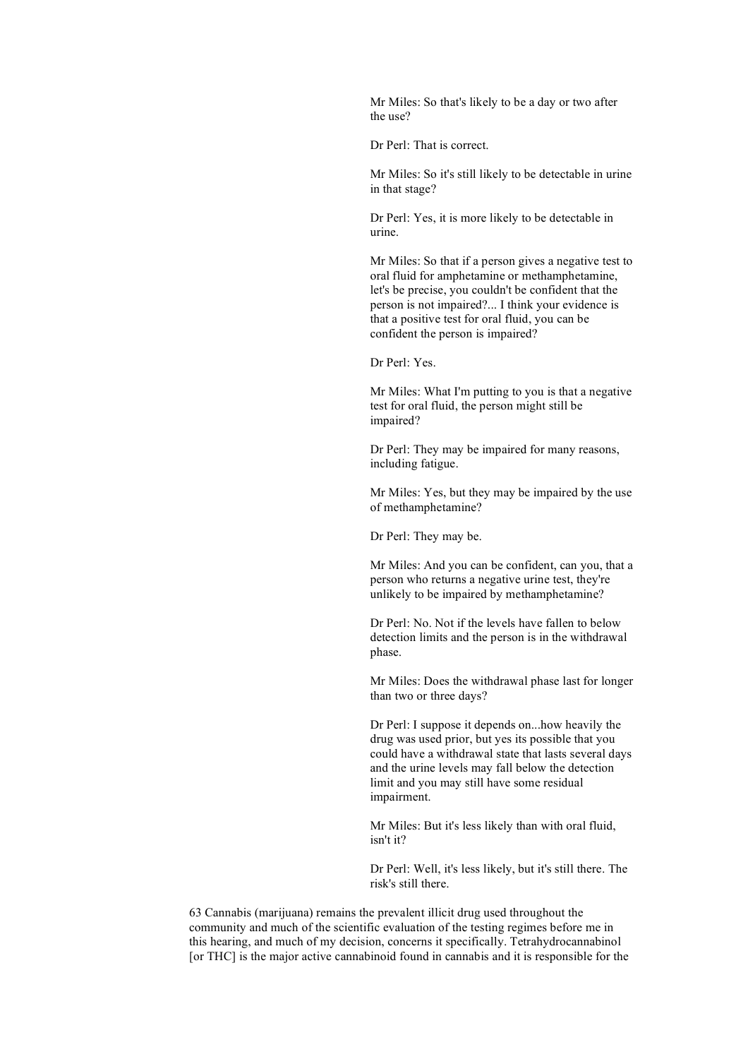> Mr Miles: So that's likely to be a day or two after the use?
>
> Dr Perl: That is correct.
>
> Mr Miles: So it's still likely to be detectable in urine in that stage?
>
> Dr Perl: Yes, it is more likely to be detectable in urine.
>
> Mr Miles: So that if a person gives a negative test to oral fluid for amphetamine or methamphetamine, let's be precise, you couldn't be confident that the person is not impaired?... I think your evidence is that a positive test for oral fluid, you can be confident the person is impaired?
>
> Dr Perl: Yes.
>
> Mr Miles: What I'm putting to you is that a negative test for oral fluid, the person might still be impaired?
>
> Dr Perl: They may be impaired for many reasons, including fatigue.
>
> Mr Miles: Yes, but they may be impaired by the use of methamphetamine?
>
> Dr Perl: They may be.
>
> Mr Miles: And you can be confident, can you, that a person who returns a negative urine test, they're unlikely to be impaired by methamphetamine?
>
> Dr Perl: No. Not if the levels have fallen to below detection limits and the person is in the withdrawal phase.
>
> Mr Miles: Does the withdrawal phase last for longer than two or three days?
>
> Dr Perl: I suppose it depends on...how heavily the drug was used prior, but yes its possible that you could have a withdrawal state that lasts several days and the urine levels may fall below the detection limit and you may still have some residual impairment.
>
> Mr Miles: But it's less likely than with oral fluid, isn't it?
>
> Dr Perl: Well, it's less likely, but it's still there. The risk's still there.

63 Cannabis (marijuana) remains the prevalent illicit drug used throughout the community and much of the scientific evaluation of the testing regimes before me in this hearing, and much of my decision, concerns it specifically. Tetrahydrocannabinol [or THC] is the major active cannabinoid found in cannabis and it is responsible for the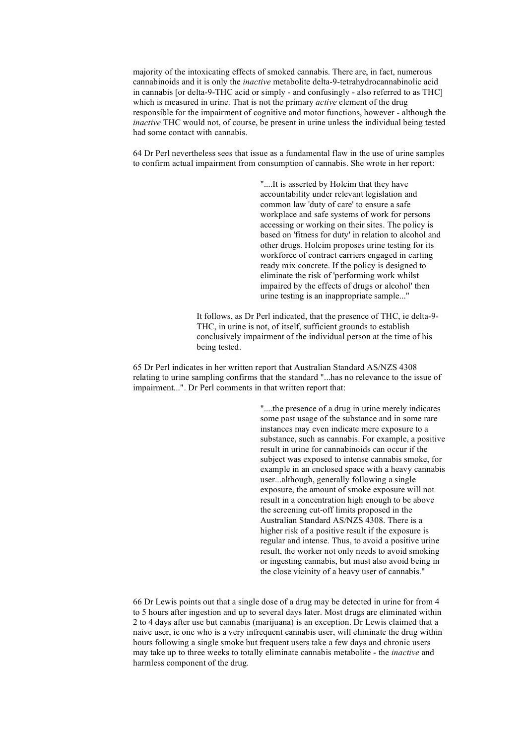majority of the intoxicating effects of smoked cannabis. There are, in fact, numerous cannabinoids and it is only the *inactive* metabolite delta-9-tetrahydrocannabinolic acid in cannabis [or delta-9-THC acid or simply - and confusingly - also referred to as THC] which is measured in urine. That is not the primary *active* element of the drug responsible for the impairment of cognitive and motor functions, however - although the *inactive* THC would not, of course, be present in urine unless the individual being tested had some contact with cannabis.

64 Dr Perl nevertheless sees that issue as a fundamental flaw in the use of urine samples to confirm actual impairment from consumption of cannabis. She wrote in her report:

> "....It is asserted by Holcim that they have accountability under relevant legislation and common law 'duty of care' to ensure a safe workplace and safe systems of work for persons accessing or working on their sites. The policy is based on 'fitness for duty' in relation to alcohol and other drugs. Holcim proposes urine testing for its workforce of contract carriers engaged in carting ready mix concrete. If the policy is designed to eliminate the risk of 'performing work whilst impaired by the effects of drugs or alcohol' then urine testing is an inappropriate sample..."

It follows, as Dr Perl indicated, that the presence of THC, ie delta-9-THC, in urine is not, of itself, sufficient grounds to establish conclusively impairment of the individual person at the time of his being tested.

65 Dr Perl indicates in her written report that Australian Standard AS/NZS 4308 relating to urine sampling confirms that the standard "...has no relevance to the issue of impairment...". Dr Perl comments in that written report that:

> "....the presence of a drug in urine merely indicates some past usage of the substance and in some rare instances may even indicate mere exposure to a substance, such as cannabis. For example, a positive result in urine for cannabinoids can occur if the subject was exposed to intense cannabis smoke, for example in an enclosed space with a heavy cannabis user...although, generally following a single exposure, the amount of smoke exposure will not result in a concentration high enough to be above the screening cut-off limits proposed in the Australian Standard AS/NZS 4308. There is a higher risk of a positive result if the exposure is regular and intense. Thus, to avoid a positive urine result, the worker not only needs to avoid smoking or ingesting cannabis, but must also avoid being in the close vicinity of a heavy user of cannabis."

66 Dr Lewis points out that a single dose of a drug may be detected in urine for from 4 to 5 hours after ingestion and up to several days later. Most drugs are eliminated within 2 to 4 days after use but cannabis (marijuana) is an exception. Dr Lewis claimed that a naive user, ie one who is a very infrequent cannabis user, will eliminate the drug within hours following a single smoke but frequent users take a few days and chronic users may take up to three weeks to totally eliminate cannabis metabolite - the *inactive* and harmless component of the drug.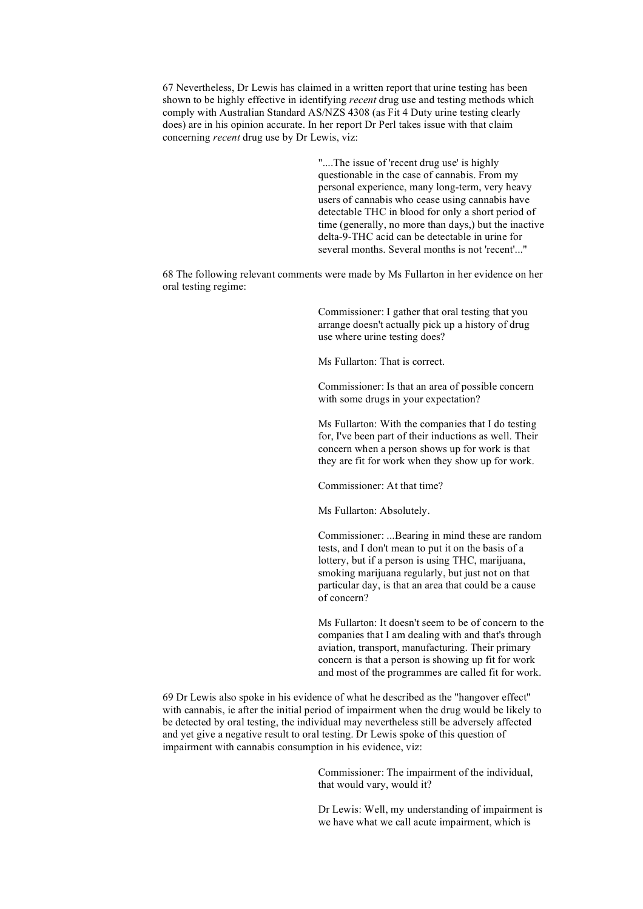67 Nevertheless, Dr Lewis has claimed in a written report that urine testing has been shown to be highly effective in identifying *recent* drug use and testing methods which comply with Australian Standard AS/NZS 4308 (as Fit 4 Duty urine testing clearly does) are in his opinion accurate. In her report Dr Perl takes issue with that claim concerning *recent* drug use by Dr Lewis, viz:

> "....The issue of 'recent drug use' is highly questionable in the case of cannabis. From my personal experience, many long-term, very heavy users of cannabis who cease using cannabis have detectable THC in blood for only a short period of time (generally, no more than days,) but the inactive delta-9-THC acid can be detectable in urine for several months. Several months is not 'recent'..."

68 The following relevant comments were made by Ms Fullarton in her evidence on her oral testing regime:

> Commissioner: I gather that oral testing that you arrange doesn't actually pick up a history of drug use where urine testing does?
>
> Ms Fullarton: That is correct.
>
> Commissioner: Is that an area of possible concern with some drugs in your expectation?
>
> Ms Fullarton: With the companies that I do testing for, I've been part of their inductions as well. Their concern when a person shows up for work is that they are fit for work when they show up for work.
>
> Commissioner: At that time?
>
> Ms Fullarton: Absolutely.
>
> Commissioner: ...Bearing in mind these are random tests, and I don't mean to put it on the basis of a lottery, but if a person is using THC, marijuana, smoking marijuana regularly, but just not on that particular day, is that an area that could be a cause of concern?
>
> Ms Fullarton: It doesn't seem to be of concern to the companies that I am dealing with and that's through aviation, transport, manufacturing. Their primary concern is that a person is showing up fit for work and most of the programmes are called fit for work.

69 Dr Lewis also spoke in his evidence of what he described as the "hangover effect" with cannabis, ie after the initial period of impairment when the drug would be likely to be detected by oral testing, the individual may nevertheless still be adversely affected and yet give a negative result to oral testing. Dr Lewis spoke of this question of impairment with cannabis consumption in his evidence, viz:

> Commissioner: The impairment of the individual, that would vary, would it?
>
> Dr Lewis: Well, my understanding of impairment is we have what we call acute impairment, which is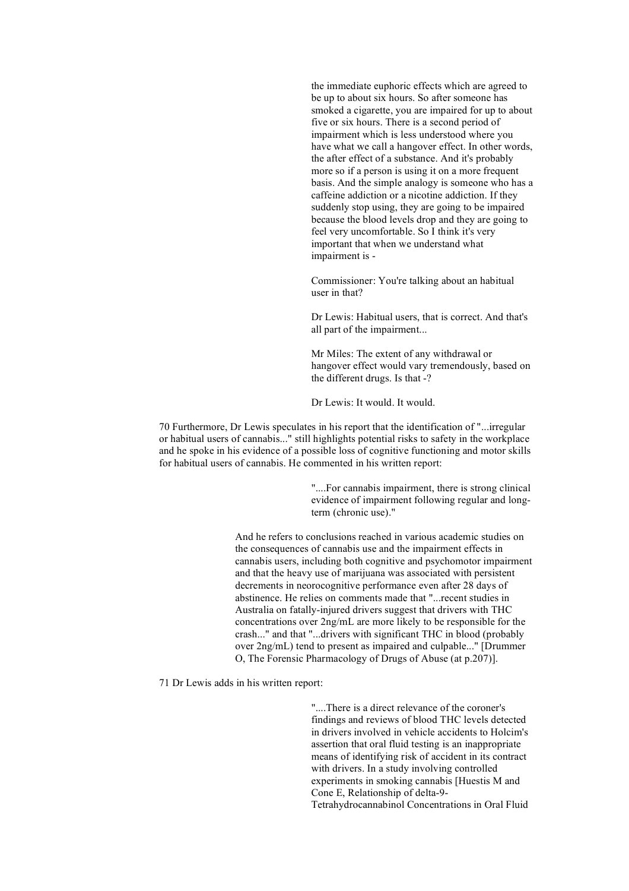> the immediate euphoric effects which are agreed to be up to about six hours. So after someone has smoked a cigarette, you are impaired for up to about five or six hours. There is a second period of impairment which is less understood where you have what we call a hangover effect. In other words, the after effect of a substance. And it's probably more so if a person is using it on a more frequent basis. And the simple analogy is someone who has a caffeine addiction or a nicotine addiction. If they suddenly stop using, they are going to be impaired because the blood levels drop and they are going to feel very uncomfortable. So I think it's very important that when we understand what impairment is -
>
> Commissioner: You're talking about an habitual user in that?
>
> Dr Lewis: Habitual users, that is correct. And that's all part of the impairment...
>
> Mr Miles: The extent of any withdrawal or hangover effect would vary tremendously, based on the different drugs. Is that -?
>
> Dr Lewis: It would. It would.

70 Furthermore, Dr Lewis speculates in his report that the identification of "...irregular or habitual users of cannabis..." still highlights potential risks to safety in the workplace and he spoke in his evidence of a possible loss of cognitive functioning and motor skills for habitual users of cannabis. He commented in his written report:

> "....For cannabis impairment, there is strong clinical evidence of impairment following regular and long-term (chronic use)."

And he refers to conclusions reached in various academic studies on the consequences of cannabis use and the impairment effects in cannabis users, including both cognitive and psychomotor impairment and that the heavy use of marijuana was associated with persistent decrements in neorocognitive performance even after 28 days of abstinence. He relies on comments made that "...recent studies in Australia on fatally-injured drivers suggest that drivers with THC concentrations over 2ng/mL are more likely to be responsible for the crash..." and that "...drivers with significant THC in blood (probably over 2ng/mL) tend to present as impaired and culpable..." [Drummer O, The Forensic Pharmacology of Drugs of Abuse (at p.207)].

71 Dr Lewis adds in his written report:

> "....There is a direct relevance of the coroner's findings and reviews of blood THC levels detected in drivers involved in vehicle accidents to Holcim's assertion that oral fluid testing is an inappropriate means of identifying risk of accident in its contract with drivers. In a study involving controlled experiments in smoking cannabis [Huestis M and Cone E, Relationship of delta-9-Tetrahydrocannabinol Concentrations in Oral Fluid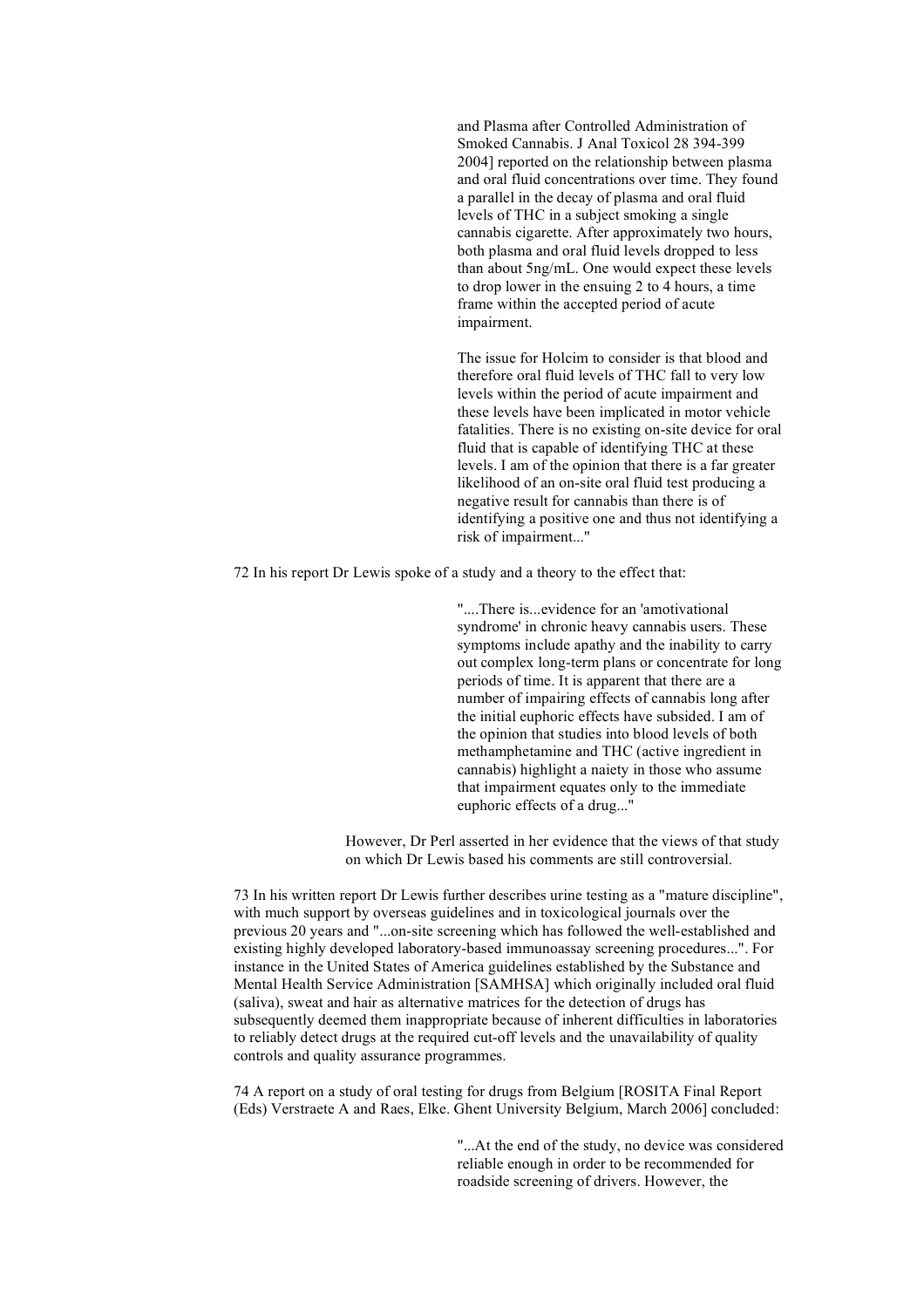> and Plasma after Controlled Administration of Smoked Cannabis. J Anal Toxicol 28 394-399 2004] reported on the relationship between plasma and oral fluid concentrations over time. They found a parallel in the decay of plasma and oral fluid levels of THC in a subject smoking a single cannabis cigarette. After approximately two hours, both plasma and oral fluid levels dropped to less than about 5ng/mL. One would expect these levels to drop lower in the ensuing 2 to 4 hours, a time frame within the accepted period of acute impairment.
>
> The issue for Holcim to consider is that blood and therefore oral fluid levels of THC fall to very low levels within the period of acute impairment and these levels have been implicated in motor vehicle fatalities. There is no existing on-site device for oral fluid that is capable of identifying THC at these levels. I am of the opinion that there is a far greater likelihood of an on-site oral fluid test producing a negative result for cannabis than there is of identifying a positive one and thus not identifying a risk of impairment..."

72 In his report Dr Lewis spoke of a study and a theory to the effect that:

> "....There is...evidence for an 'amotivational syndrome' in chronic heavy cannabis users. These symptoms include apathy and the inability to carry out complex long-term plans or concentrate for long periods of time. It is apparent that there are a number of impairing effects of cannabis long after the initial euphoric effects have subsided. I am of the opinion that studies into blood levels of both methamphetamine and THC (active ingredient in cannabis) highlight a naiety in those who assume that impairment equates only to the immediate euphoric effects of a drug..."

However, Dr Perl asserted in her evidence that the views of that study on which Dr Lewis based his comments are still controversial.

73 In his written report Dr Lewis further describes urine testing as a "mature discipline", with much support by overseas guidelines and in toxicological journals over the previous 20 years and "...on-site screening which has followed the well-established and existing highly developed laboratory-based immunoassay screening procedures...". For instance in the United States of America guidelines established by the Substance and Mental Health Service Administration [SAMHSA] which originally included oral fluid (saliva), sweat and hair as alternative matrices for the detection of drugs has subsequently deemed them inappropriate because of inherent difficulties in laboratories to reliably detect drugs at the required cut-off levels and the unavailability of quality controls and quality assurance programmes.

74 A report on a study of oral testing for drugs from Belgium [ROSITA Final Report (Eds) Verstraete A and Raes, Elke. Ghent University Belgium, March 2006] concluded:

> "...At the end of the study, no device was considered reliable enough in order to be recommended for roadside screening of drivers. However, the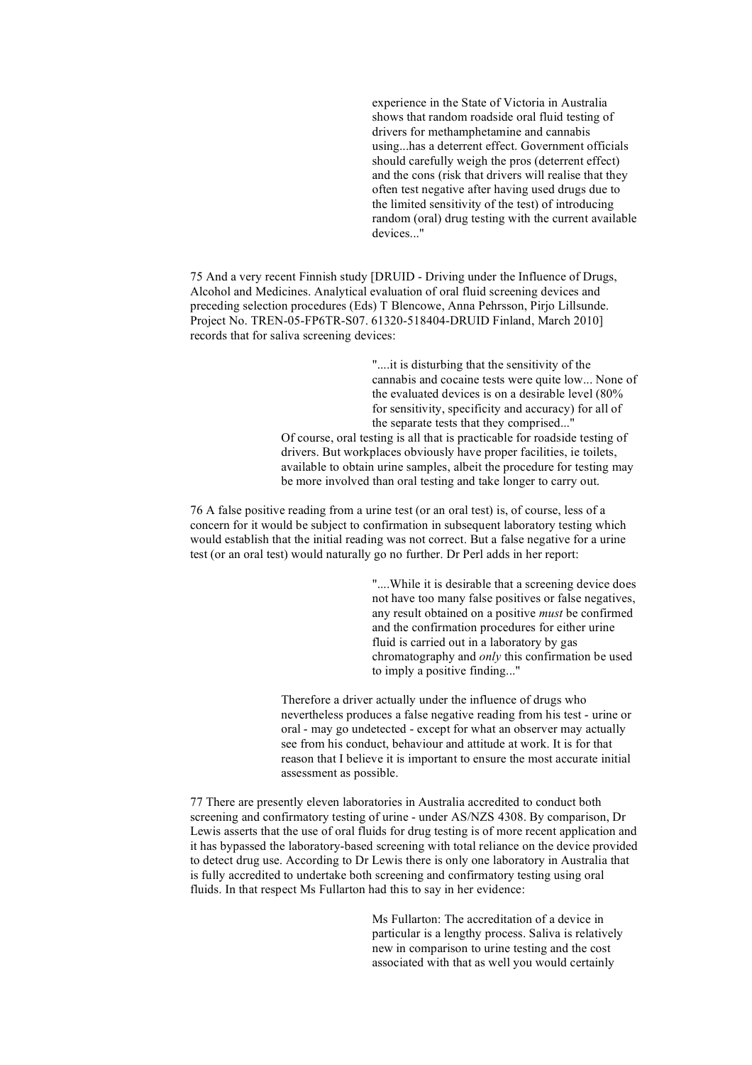> experience in the State of Victoria in Australia shows that random roadside oral fluid testing of drivers for methamphetamine and cannabis using...has a deterrent effect. Government officials should carefully weigh the pros (deterrent effect) and the cons (risk that drivers will realise that they often test negative after having used drugs due to the limited sensitivity of the test) of introducing random (oral) drug testing with the current available devices..."

75 And a very recent Finnish study [DRUID - Driving under the Influence of Drugs, Alcohol and Medicines. Analytical evaluation of oral fluid screening devices and preceding selection procedures (Eds) T Blencowe, Anna Pehrsson, Pirjo Lillsunde. Project No. TREN-05-FP6TR-S07. 61320-518404-DRUID Finland, March 2010] records that for saliva screening devices:

> "....it is disturbing that the sensitivity of the cannabis and cocaine tests were quite low... None of the evaluated devices is on a desirable level (80% for sensitivity, specificity and accuracy) for all of the separate tests that they comprised..."

Of course, oral testing is all that is practicable for roadside testing of drivers. But workplaces obviously have proper facilities, ie toilets, available to obtain urine samples, albeit the procedure for testing may be more involved than oral testing and take longer to carry out.

76 A false positive reading from a urine test (or an oral test) is, of course, less of a concern for it would be subject to confirmation in subsequent laboratory testing which would establish that the initial reading was not correct. But a false negative for a urine test (or an oral test) would naturally go no further. Dr Perl adds in her report:

> "....While it is desirable that a screening device does not have too many false positives or false negatives, any result obtained on a positive *must* be confirmed and the confirmation procedures for either urine fluid is carried out in a laboratory by gas chromatography and *only* this confirmation be used to imply a positive finding..."

Therefore a driver actually under the influence of drugs who nevertheless produces a false negative reading from his test - urine or oral - may go undetected - except for what an observer may actually see from his conduct, behaviour and attitude at work. It is for that reason that I believe it is important to ensure the most accurate initial assessment as possible.

77 There are presently eleven laboratories in Australia accredited to conduct both screening and confirmatory testing of urine - under AS/NZS 4308. By comparison, Dr Lewis asserts that the use of oral fluids for drug testing is of more recent application and it has bypassed the laboratory-based screening with total reliance on the device provided to detect drug use. According to Dr Lewis there is only one laboratory in Australia that is fully accredited to undertake both screening and confirmatory testing using oral fluids. In that respect Ms Fullarton had this to say in her evidence:

> Ms Fullarton: The accreditation of a device in particular is a lengthy process. Saliva is relatively new in comparison to urine testing and the cost associated with that as well you would certainly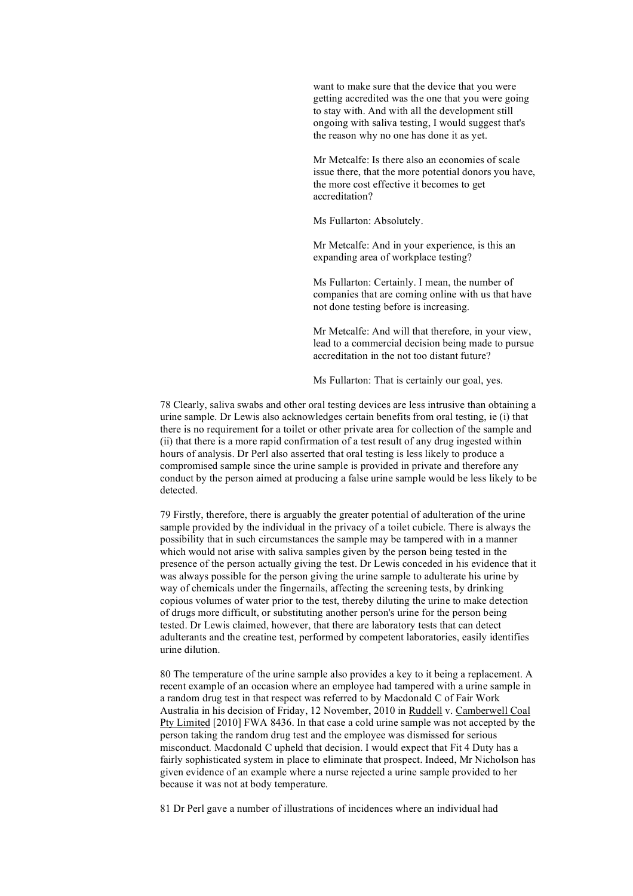> want to make sure that the device that you were getting accredited was the one that you were going to stay with. And with all the development still ongoing with saliva testing, I would suggest that's the reason why no one has done it as yet.
>
> Mr Metcalfe: Is there also an economies of scale issue there, that the more potential donors you have, the more cost effective it becomes to get accreditation?
>
> Ms Fullarton: Absolutely.
>
> Mr Metcalfe: And in your experience, is this an expanding area of workplace testing?
>
> Ms Fullarton: Certainly. I mean, the number of companies that are coming online with us that have not done testing before is increasing.
>
> Mr Metcalfe: And will that therefore, in your view, lead to a commercial decision being made to pursue accreditation in the not too distant future?
>
> Ms Fullarton: That is certainly our goal, yes.

78 Clearly, saliva swabs and other oral testing devices are less intrusive than obtaining a urine sample. Dr Lewis also acknowledges certain benefits from oral testing, ie (i) that there is no requirement for a toilet or other private area for collection of the sample and (ii) that there is a more rapid confirmation of a test result of any drug ingested within hours of analysis. Dr Perl also asserted that oral testing is less likely to produce a compromised sample since the urine sample is provided in private and therefore any conduct by the person aimed at producing a false urine sample would be less likely to be detected.

79 Firstly, therefore, there is arguably the greater potential of adulteration of the urine sample provided by the individual in the privacy of a toilet cubicle. There is always the possibility that in such circumstances the sample may be tampered with in a manner which would not arise with saliva samples given by the person being tested in the presence of the person actually giving the test. Dr Lewis conceded in his evidence that it was always possible for the person giving the urine sample to adulterate his urine by way of chemicals under the fingernails, affecting the screening tests, by drinking copious volumes of water prior to the test, thereby diluting the urine to make detection of drugs more difficult, or substituting another person's urine for the person being tested. Dr Lewis claimed, however, that there are laboratory tests that can detect adulterants and the creatine test, performed by competent laboratories, easily identifies urine dilution.

80 The temperature of the urine sample also provides a key to it being a replacement. A recent example of an occasion where an employee had tampered with a urine sample in a random drug test in that respect was referred to by Macdonald C of Fair Work Australia in his decision of Friday, 12 November, 2010 in Ruddell v. Camberwell Coal Pty Limited [2010] FWA 8436. In that case a cold urine sample was not accepted by the person taking the random drug test and the employee was dismissed for serious misconduct. Macdonald C upheld that decision. I would expect that Fit 4 Duty has a fairly sophisticated system in place to eliminate that prospect. Indeed, Mr Nicholson has given evidence of an example where a nurse rejected a urine sample provided to her because it was not at body temperature.

81 Dr Perl gave a number of illustrations of incidences where an individual had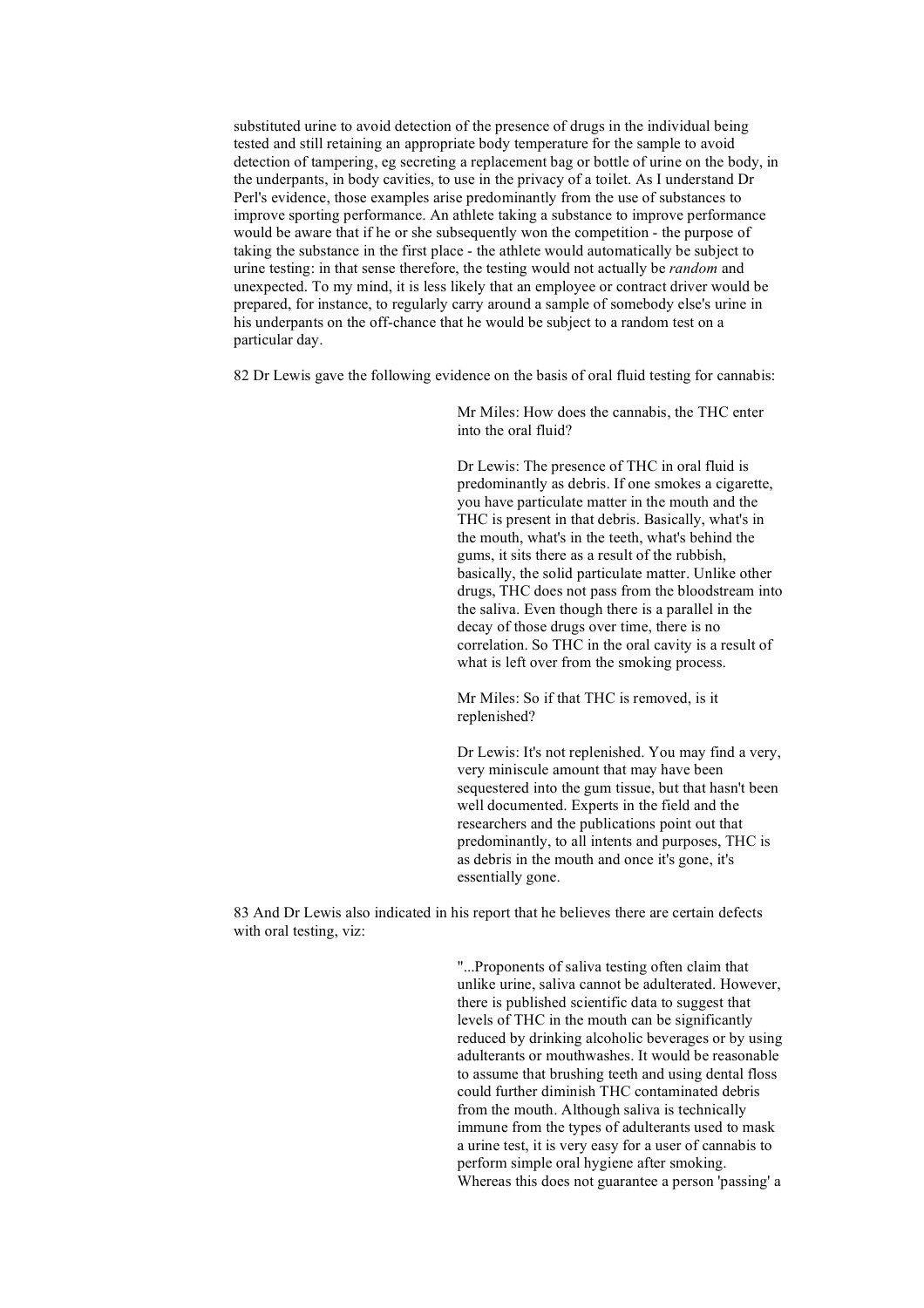substituted urine to avoid detection of the presence of drugs in the individual being tested and still retaining an appropriate body temperature for the sample to avoid detection of tampering, eg secreting a replacement bag or bottle of urine on the body, in the underpants, in body cavities, to use in the privacy of a toilet. As I understand Dr Perl's evidence, those examples arise predominantly from the use of substances to improve sporting performance. An athlete taking a substance to improve performance would be aware that if he or she subsequently won the competition - the purpose of taking the substance in the first place - the athlete would automatically be subject to urine testing: in that sense therefore, the testing would not actually be *random* and unexpected. To my mind, it is less likely that an employee or contract driver would be prepared, for instance, to regularly carry around a sample of somebody else's urine in his underpants on the off-chance that he would be subject to a random test on a particular day.

82 Dr Lewis gave the following evidence on the basis of oral fluid testing for cannabis:

> Mr Miles: How does the cannabis, the THC enter into the oral fluid?
>
> Dr Lewis: The presence of THC in oral fluid is predominantly as debris. If one smokes a cigarette, you have particulate matter in the mouth and the THC is present in that debris. Basically, what's in the mouth, what's in the teeth, what's behind the gums, it sits there as a result of the rubbish, basically, the solid particulate matter. Unlike other drugs, THC does not pass from the bloodstream into the saliva. Even though there is a parallel in the decay of those drugs over time, there is no correlation. So THC in the oral cavity is a result of what is left over from the smoking process.
>
> Mr Miles: So if that THC is removed, is it replenished?
>
> Dr Lewis: It's not replenished. You may find a very, very miniscule amount that may have been sequestered into the gum tissue, but that hasn't been well documented. Experts in the field and the researchers and the publications point out that predominantly, to all intents and purposes, THC is as debris in the mouth and once it's gone, it's essentially gone.

83 And Dr Lewis also indicated in his report that he believes there are certain defects with oral testing, viz:

> "...Proponents of saliva testing often claim that unlike urine, saliva cannot be adulterated. However, there is published scientific data to suggest that levels of THC in the mouth can be significantly reduced by drinking alcoholic beverages or by using adulterants or mouthwashes. It would be reasonable to assume that brushing teeth and using dental floss could further diminish THC contaminated debris from the mouth. Although saliva is technically immune from the types of adulterants used to mask a urine test, it is very easy for a user of cannabis to perform simple oral hygiene after smoking. Whereas this does not guarantee a person 'passing' a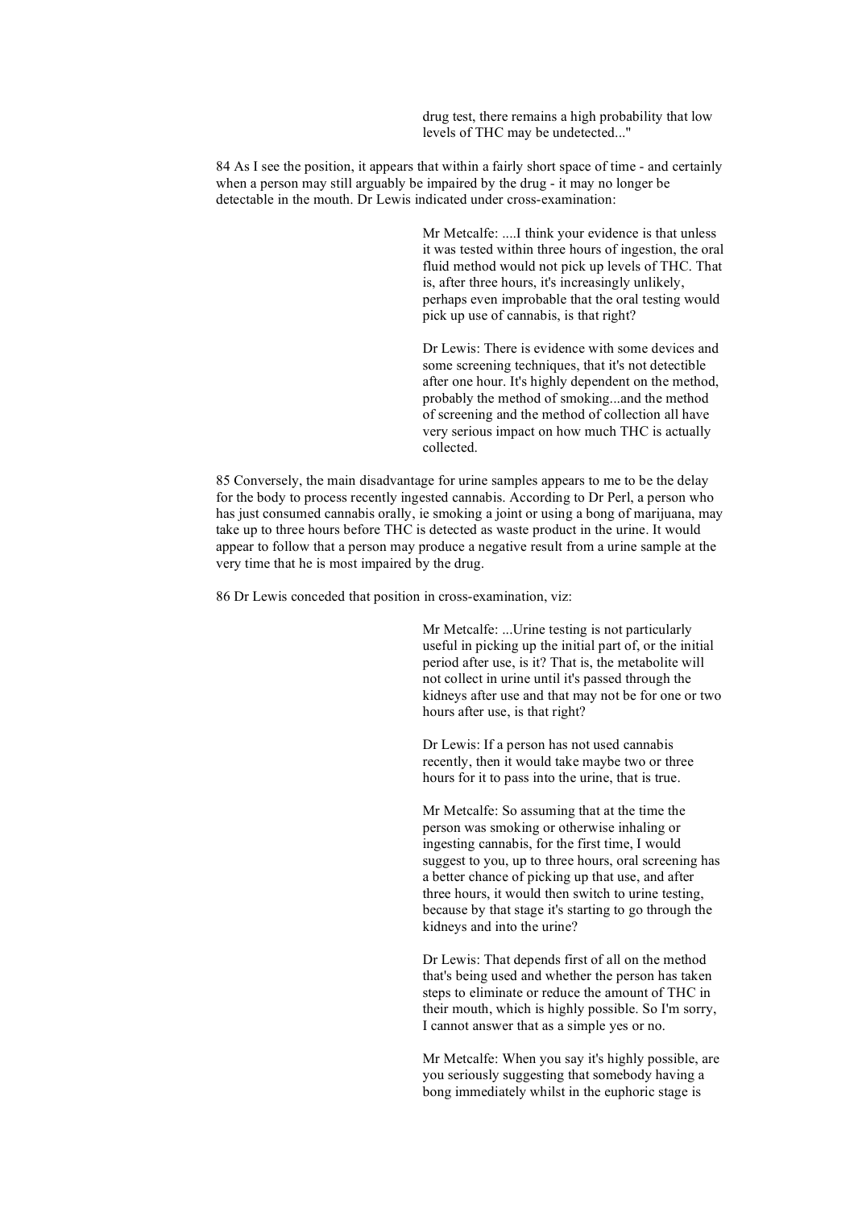> drug test, there remains a high probability that low levels of THC may be undetected..."

84 As I see the position, it appears that within a fairly short space of time - and certainly when a person may still arguably be impaired by the drug - it may no longer be detectable in the mouth. Dr Lewis indicated under cross-examination:

> Mr Metcalfe: ....I think your evidence is that unless it was tested within three hours of ingestion, the oral fluid method would not pick up levels of THC. That is, after three hours, it's increasingly unlikely, perhaps even improbable that the oral testing would pick up use of cannabis, is that right?
>
> Dr Lewis: There is evidence with some devices and some screening techniques, that it's not detectible after one hour. It's highly dependent on the method, probably the method of smoking...and the method of screening and the method of collection all have very serious impact on how much THC is actually collected.

85 Conversely, the main disadvantage for urine samples appears to me to be the delay for the body to process recently ingested cannabis. According to Dr Perl, a person who has just consumed cannabis orally, ie smoking a joint or using a bong of marijuana, may take up to three hours before THC is detected as waste product in the urine. It would appear to follow that a person may produce a negative result from a urine sample at the very time that he is most impaired by the drug.

86 Dr Lewis conceded that position in cross-examination, viz:

> Mr Metcalfe: ...Urine testing is not particularly useful in picking up the initial part of, or the initial period after use, is it? That is, the metabolite will not collect in urine until it's passed through the kidneys after use and that may not be for one or two hours after use, is that right?
>
> Dr Lewis: If a person has not used cannabis recently, then it would take maybe two or three hours for it to pass into the urine, that is true.
>
> Mr Metcalfe: So assuming that at the time the person was smoking or otherwise inhaling or ingesting cannabis, for the first time, I would suggest to you, up to three hours, oral screening has a better chance of picking up that use, and after three hours, it would then switch to urine testing, because by that stage it's starting to go through the kidneys and into the urine?
>
> Dr Lewis: That depends first of all on the method that's being used and whether the person has taken steps to eliminate or reduce the amount of THC in their mouth, which is highly possible. So I'm sorry, I cannot answer that as a simple yes or no.
>
> Mr Metcalfe: When you say it's highly possible, are you seriously suggesting that somebody having a bong immediately whilst in the euphoric stage is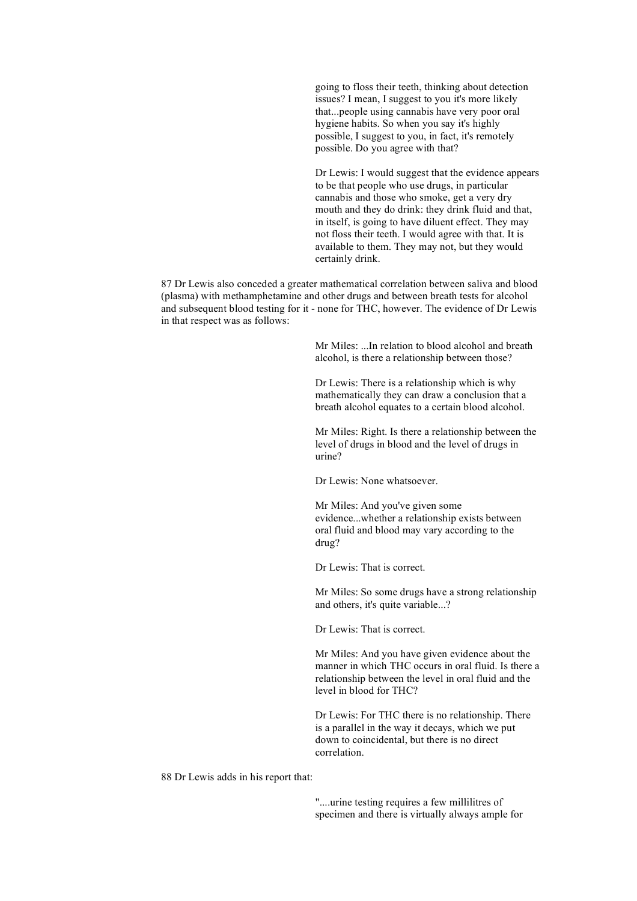> going to floss their teeth, thinking about detection issues? I mean, I suggest to you it's more likely that...people using cannabis have very poor oral hygiene habits. So when you say it's highly possible, I suggest to you, in fact, it's remotely possible. Do you agree with that?
>
> Dr Lewis: I would suggest that the evidence appears to be that people who use drugs, in particular cannabis and those who smoke, get a very dry mouth and they do drink: they drink fluid and that, in itself, is going to have diluent effect. They may not floss their teeth. I would agree with that. It is available to them. They may not, but they would certainly drink.

87 Dr Lewis also conceded a greater mathematical correlation between saliva and blood (plasma) with methamphetamine and other drugs and between breath tests for alcohol and subsequent blood testing for it - none for THC, however. The evidence of Dr Lewis in that respect was as follows:

> Mr Miles: ...In relation to blood alcohol and breath alcohol, is there a relationship between those?
>
> Dr Lewis: There is a relationship which is why mathematically they can draw a conclusion that a breath alcohol equates to a certain blood alcohol.
>
> Mr Miles: Right. Is there a relationship between the level of drugs in blood and the level of drugs in urine?
>
> Dr Lewis: None whatsoever.
>
> Mr Miles: And you've given some evidence...whether a relationship exists between oral fluid and blood may vary according to the drug?
>
> Dr Lewis: That is correct.
>
> Mr Miles: So some drugs have a strong relationship and others, it's quite variable...?
>
> Dr Lewis: That is correct.
>
> Mr Miles: And you have given evidence about the manner in which THC occurs in oral fluid. Is there a relationship between the level in oral fluid and the level in blood for THC?
>
> Dr Lewis: For THC there is no relationship. There is a parallel in the way it decays, which we put down to coincidental, but there is no direct correlation.

88 Dr Lewis adds in his report that:

> "....urine testing requires a few millilitres of specimen and there is virtually always ample for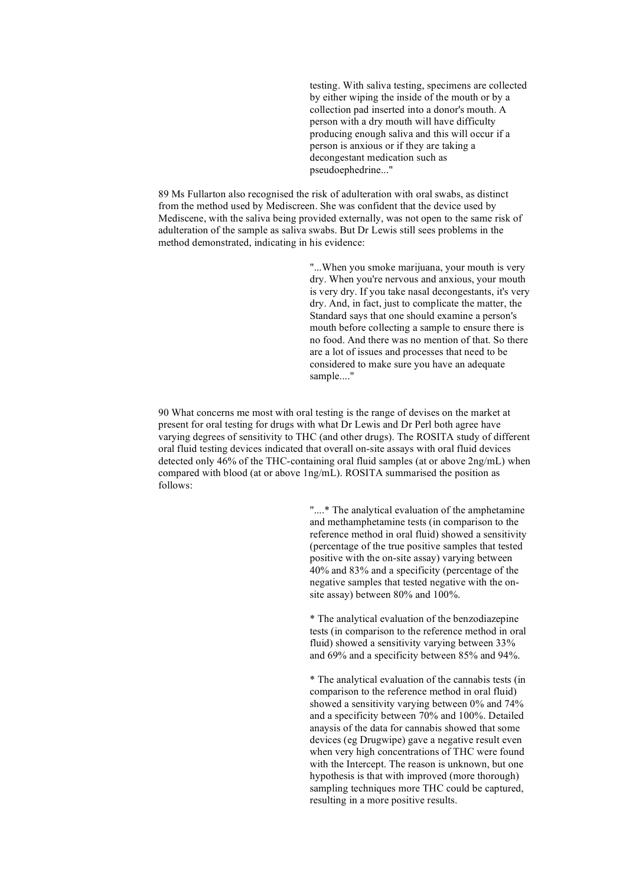> testing. With saliva testing, specimens are collected by either wiping the inside of the mouth or by a collection pad inserted into a donor's mouth. A person with a dry mouth will have difficulty producing enough saliva and this will occur if a person is anxious or if they are taking a decongestant medication such as pseudoephedrine..."

89 Ms Fullarton also recognised the risk of adulteration with oral swabs, as distinct from the method used by Mediscreen. She was confident that the device used by Mediscene, with the saliva being provided externally, was not open to the same risk of adulteration of the sample as saliva swabs. But Dr Lewis still sees problems in the method demonstrated, indicating in his evidence:

> "...When you smoke marijuana, your mouth is very dry. When you're nervous and anxious, your mouth is very dry. If you take nasal decongestants, it's very dry. And, in fact, just to complicate the matter, the Standard says that one should examine a person's mouth before collecting a sample to ensure there is no food. And there was no mention of that. So there are a lot of issues and processes that need to be considered to make sure you have an adequate sample...."

90 What concerns me most with oral testing is the range of devises on the market at present for oral testing for drugs with what Dr Lewis and Dr Perl both agree have varying degrees of sensitivity to THC (and other drugs). The ROSITA study of different oral fluid testing devices indicated that overall on-site assays with oral fluid devices detected only 46% of the THC-containing oral fluid samples (at or above 2ng/mL) when compared with blood (at or above 1ng/mL). ROSITA summarised the position as follows:

> "....* The analytical evaluation of the amphetamine and methamphetamine tests (in comparison to the reference method in oral fluid) showed a sensitivity (percentage of the true positive samples that tested positive with the on-site assay) varying between 40% and 83% and a specificity (percentage of the negative samples that tested negative with the on-site assay) between 80% and 100%.
>
> * The analytical evaluation of the benzodiazepine tests (in comparison to the reference method in oral fluid) showed a sensitivity varying between 33% and 69% and a specificity between 85% and 94%.
>
> * The analytical evaluation of the cannabis tests (in comparison to the reference method in oral fluid) showed a sensitivity varying between 0% and 74% and a specificity between 70% and 100%. Detailed anaysis of the data for cannabis showed that some devices (eg Drugwipe) gave a negative result even when very high concentrations of THC were found with the Intercept. The reason is unknown, but one hypothesis is that with improved (more thorough) sampling techniques more THC could be captured, resulting in a more positive results.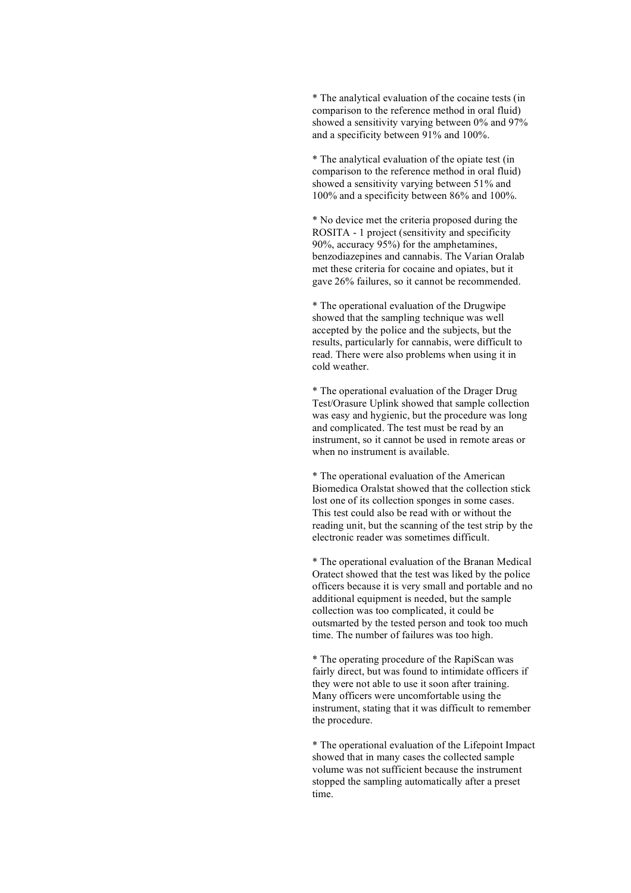* The analytical evaluation of the cocaine tests (in comparison to the reference method in oral fluid) showed a sensitivity varying between 0% and 97% and a specificity between 91% and 100%.

* The analytical evaluation of the opiate test (in comparison to the reference method in oral fluid) showed a sensitivity varying between 51% and 100% and a specificity between 86% and 100%.

* No device met the criteria proposed during the ROSITA - 1 project (sensitivity and specificity 90%, accuracy 95%) for the amphetamines, benzodiazepines and cannabis. The Varian Oralab met these criteria for cocaine and opiates, but it gave 26% failures, so it cannot be recommended.

* The operational evaluation of the Drugwipe showed that the sampling technique was well accepted by the police and the subjects, but the results, particularly for cannabis, were difficult to read. There were also problems when using it in cold weather.

* The operational evaluation of the Drager Drug Test/Orasure Uplink showed that sample collection was easy and hygienic, but the procedure was long and complicated. The test must be read by an instrument, so it cannot be used in remote areas or when no instrument is available.

* The operational evaluation of the American Biomedica Oralstat showed that the collection stick lost one of its collection sponges in some cases. This test could also be read with or without the reading unit, but the scanning of the test strip by the electronic reader was sometimes difficult.

* The operational evaluation of the Branan Medical Oratect showed that the test was liked by the police officers because it is very small and portable and no additional equipment is needed, but the sample collection was too complicated, it could be outsmarted by the tested person and took too much time. The number of failures was too high.

* The operating procedure of the RapiScan was fairly direct, but was found to intimidate officers if they were not able to use it soon after training. Many officers were uncomfortable using the instrument, stating that it was difficult to remember the procedure.

* The operational evaluation of the Lifepoint Impact showed that in many cases the collected sample volume was not sufficient because the instrument stopped the sampling automatically after a preset time.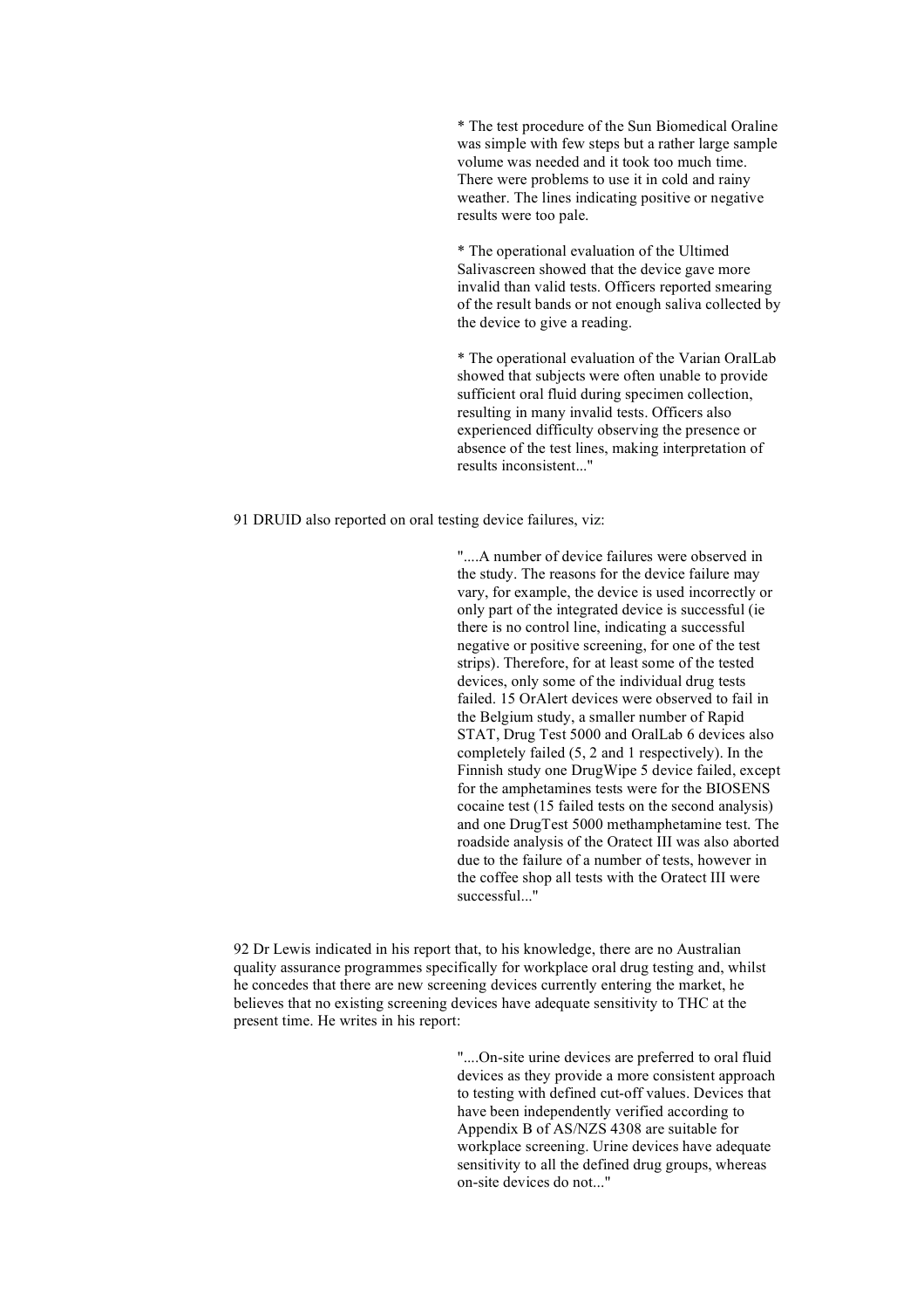> * The test procedure of the Sun Biomedical Oraline was simple with few steps but a rather large sample volume was needed and it took too much time. There were problems to use it in cold and rainy weather. The lines indicating positive or negative results were too pale.
>
> * The operational evaluation of the Ultimed Salivascreen showed that the device gave more invalid than valid tests. Officers reported smearing of the result bands or not enough saliva collected by the device to give a reading.
>
> * The operational evaluation of the Varian OralLab showed that subjects were often unable to provide sufficient oral fluid during specimen collection, resulting in many invalid tests. Officers also experienced difficulty observing the presence or absence of the test lines, making interpretation of results inconsistent..."

91 DRUID also reported on oral testing device failures, viz:

> "....A number of device failures were observed in the study. The reasons for the device failure may vary, for example, the device is used incorrectly or only part of the integrated device is successful (ie there is no control line, indicating a successful negative or positive screening, for one of the test strips). Therefore, for at least some of the tested devices, only some of the individual drug tests failed. 15 OrAlert devices were observed to fail in the Belgium study, a smaller number of Rapid STAT, Drug Test 5000 and OralLab 6 devices also completely failed (5, 2 and 1 respectively). In the Finnish study one DrugWipe 5 device failed, except for the amphetamines tests were for the BIOSENS cocaine test (15 failed tests on the second analysis) and one DrugTest 5000 methamphetamine test. The roadside analysis of the Oratect III was also aborted due to the failure of a number of tests, however in the coffee shop all tests with the Oratect III were successful..."

92 Dr Lewis indicated in his report that, to his knowledge, there are no Australian quality assurance programmes specifically for workplace oral drug testing and, whilst he concedes that there are new screening devices currently entering the market, he believes that no existing screening devices have adequate sensitivity to THC at the present time. He writes in his report:

> "....On-site urine devices are preferred to oral fluid devices as they provide a more consistent approach to testing with defined cut-off values. Devices that have been independently verified according to Appendix B of AS/NZS 4308 are suitable for workplace screening. Urine devices have adequate sensitivity to all the defined drug groups, whereas on-site devices do not..."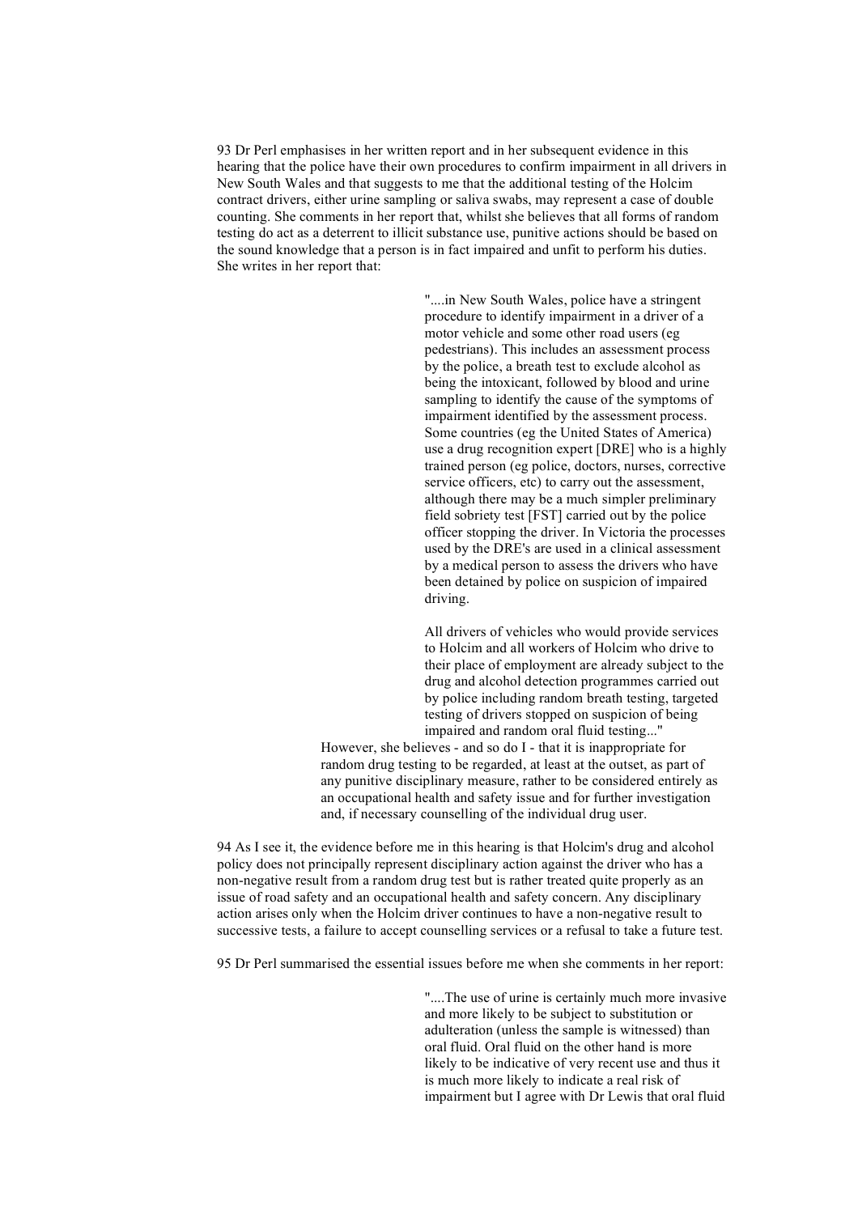93 Dr Perl emphasises in her written report and in her subsequent evidence in this hearing that the police have their own procedures to confirm impairment in all drivers in New South Wales and that suggests to me that the additional testing of the Holcim contract drivers, either urine sampling or saliva swabs, may represent a case of double counting. She comments in her report that, whilst she believes that all forms of random testing do act as a deterrent to illicit substance use, punitive actions should be based on the sound knowledge that a person is in fact impaired and unfit to perform his duties. She writes in her report that:

> "....in New South Wales, police have a stringent procedure to identify impairment in a driver of a motor vehicle and some other road users (eg pedestrians). This includes an assessment process by the police, a breath test to exclude alcohol as being the intoxicant, followed by blood and urine sampling to identify the cause of the symptoms of impairment identified by the assessment process. Some countries (eg the United States of America) use a drug recognition expert [DRE] who is a highly trained person (eg police, doctors, nurses, corrective service officers, etc) to carry out the assessment, although there may be a much simpler preliminary field sobriety test [FST] carried out by the police officer stopping the driver. In Victoria the processes used by the DRE's are used in a clinical assessment by a medical person to assess the drivers who have been detained by police on suspicion of impaired driving.
>
> All drivers of vehicles who would provide services to Holcim and all workers of Holcim who drive to their place of employment are already subject to the drug and alcohol detection programmes carried out by police including random breath testing, targeted testing of drivers stopped on suspicion of being impaired and random oral fluid testing..."

However, she believes - and so do I - that it is inappropriate for random drug testing to be regarded, at least at the outset, as part of any punitive disciplinary measure, rather to be considered entirely as an occupational health and safety issue and for further investigation and, if necessary counselling of the individual drug user.

94 As I see it, the evidence before me in this hearing is that Holcim's drug and alcohol policy does not principally represent disciplinary action against the driver who has a non-negative result from a random drug test but is rather treated quite properly as an issue of road safety and an occupational health and safety concern. Any disciplinary action arises only when the Holcim driver continues to have a non-negative result to successive tests, a failure to accept counselling services or a refusal to take a future test.

95 Dr Perl summarised the essential issues before me when she comments in her report:

> "....The use of urine is certainly much more invasive and more likely to be subject to substitution or adulteration (unless the sample is witnessed) than oral fluid. Oral fluid on the other hand is more likely to be indicative of very recent use and thus it is much more likely to indicate a real risk of impairment but I agree with Dr Lewis that oral fluid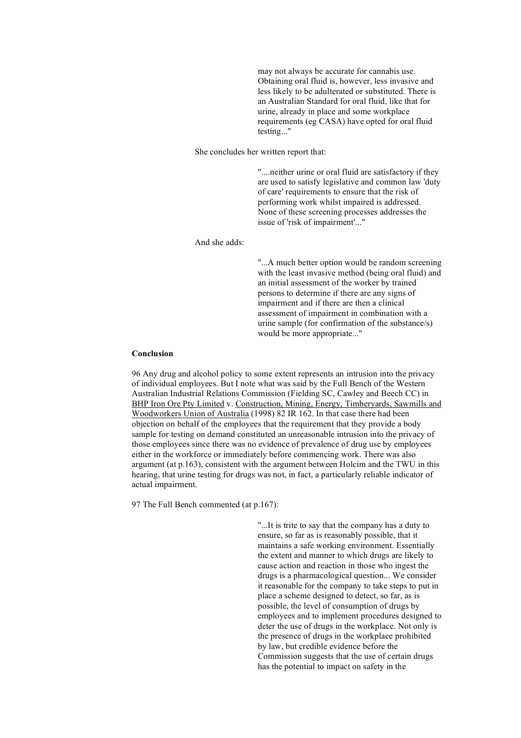> may not always be accurate for cannabis use. Obtaining oral fluid is, however, less invasive and less likely to be adulterated or substituted. There is an Australian Standard for oral fluid, like that for urine, already in place and some workplace requirements (eg CASA) have opted for oral fluid testing..."

She concludes her written report that:

> "....neither urine or oral fluid are satisfactory if they are used to satisfy legislative and common law 'duty of care' requirements to ensure that the risk of performing work whilst impaired is addressed. None of these screening processes addresses the issue of 'risk of impairment'..."

And she adds:

> "...A much better option would be random screening with the least invasive method (being oral fluid) and an initial assessment of the worker by trained persons to determine if there are any signs of impairment and if there are then a clinical assessment of impairment in combination with a urine sample (for confirmation of the substance/s) would be more appropriate..."

**Conclusion**

96 Any drug and alcohol policy to some extent represents an intrusion into the privacy of individual employees. But I note what was said by the Full Bench of the Western Australian Industrial Relations Commission (Fielding SC, Cawley and Beech CC) in BHP Iron Ore Pty Limited v. Construction, Mining, Energy, Timberyards, Sawmills and Woodworkers Union of Australia (1998) 82 IR 162. In that case there had been objection on behalf of the employees that the requirement that they provide a body sample for testing on demand constituted an unreasonable intrusion into the privacy of those employees since there was no evidence of prevalence of drug use by employees either in the workforce or immediately before commencing work. There was also argument (at p.163), consistent with the argument between Holcim and the TWU in this hearing, that urine testing for drugs was not, in fact, a particularly reliable indicator of actual impairment.

97 The Full Bench commented (at p.167):

> "...It is trite to say that the company has a duty to ensure, so far as is reasonably possible, that it maintains a safe working environment. Essentially the extent and manner to which drugs are likely to cause action and reaction in those who ingest the drugs is a pharmacological question... We consider it reasonable for the company to take steps to put in place a scheme designed to detect, so far, as is possible, the level of consumption of drugs by employees and to implement procedures designed to deter the use of drugs in the workplace. Not only is the presence of drugs in the workplace prohibited by law, but credible evidence before the Commission suggests that the use of certain drugs has the potential to impact on safety in the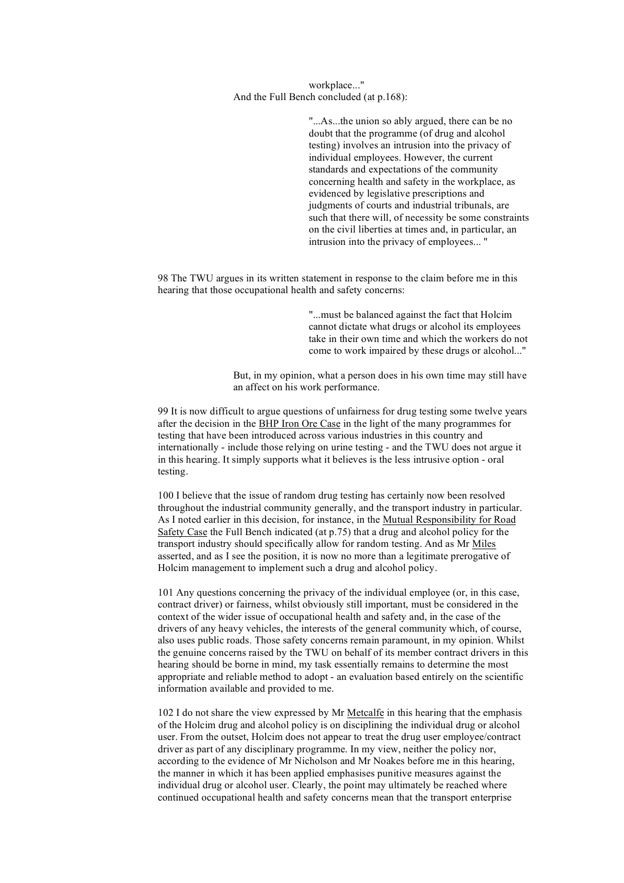> workplace..."

And the Full Bench concluded (at p.168):

> "...As...the union so ably argued, there can be no doubt that the programme (of drug and alcohol testing) involves an intrusion into the privacy of individual employees. However, the current standards and expectations of the community concerning health and safety in the workplace, as evidenced by legislative prescriptions and judgments of courts and industrial tribunals, are such that there will, of necessity be some constraints on the civil liberties at times and, in particular, an intrusion into the privacy of employees... "

98 The TWU argues in its written statement in response to the claim before me in this hearing that those occupational health and safety concerns:

> "...must be balanced against the fact that Holcim cannot dictate what drugs or alcohol its employees take in their own time and which the workers do not come to work impaired by these drugs or alcohol..."

But, in my opinion, what a person does in his own time may still have an affect on his work performance.

99 It is now difficult to argue questions of unfairness for drug testing some twelve years after the decision in the BHP Iron Ore Case in the light of the many programmes for testing that have been introduced across various industries in this country and internationally - include those relying on urine testing - and the TWU does not argue it in this hearing. It simply supports what it believes is the less intrusive option - oral testing.

100 I believe that the issue of random drug testing has certainly now been resolved throughout the industrial community generally, and the transport industry in particular. As I noted earlier in this decision, for instance, in the Mutual Responsibility for Road Safety Case the Full Bench indicated (at p.75) that a drug and alcohol policy for the transport industry should specifically allow for random testing. And as Mr Miles asserted, and as I see the position, it is now no more than a legitimate prerogative of Holcim management to implement such a drug and alcohol policy.

101 Any questions concerning the privacy of the individual employee (or, in this case, contract driver) or fairness, whilst obviously still important, must be considered in the context of the wider issue of occupational health and safety and, in the case of the drivers of any heavy vehicles, the interests of the general community which, of course, also uses public roads. Those safety concerns remain paramount, in my opinion. Whilst the genuine concerns raised by the TWU on behalf of its member contract drivers in this hearing should be borne in mind, my task essentially remains to determine the most appropriate and reliable method to adopt - an evaluation based entirely on the scientific information available and provided to me.

102 I do not share the view expressed by Mr Metcalfe in this hearing that the emphasis of the Holcim drug and alcohol policy is on disciplining the individual drug or alcohol user. From the outset, Holcim does not appear to treat the drug user employee/contract driver as part of any disciplinary programme. In my view, neither the policy nor, according to the evidence of Mr Nicholson and Mr Noakes before me in this hearing, the manner in which it has been applied emphasises punitive measures against the individual drug or alcohol user. Clearly, the point may ultimately be reached where continued occupational health and safety concerns mean that the transport enterprise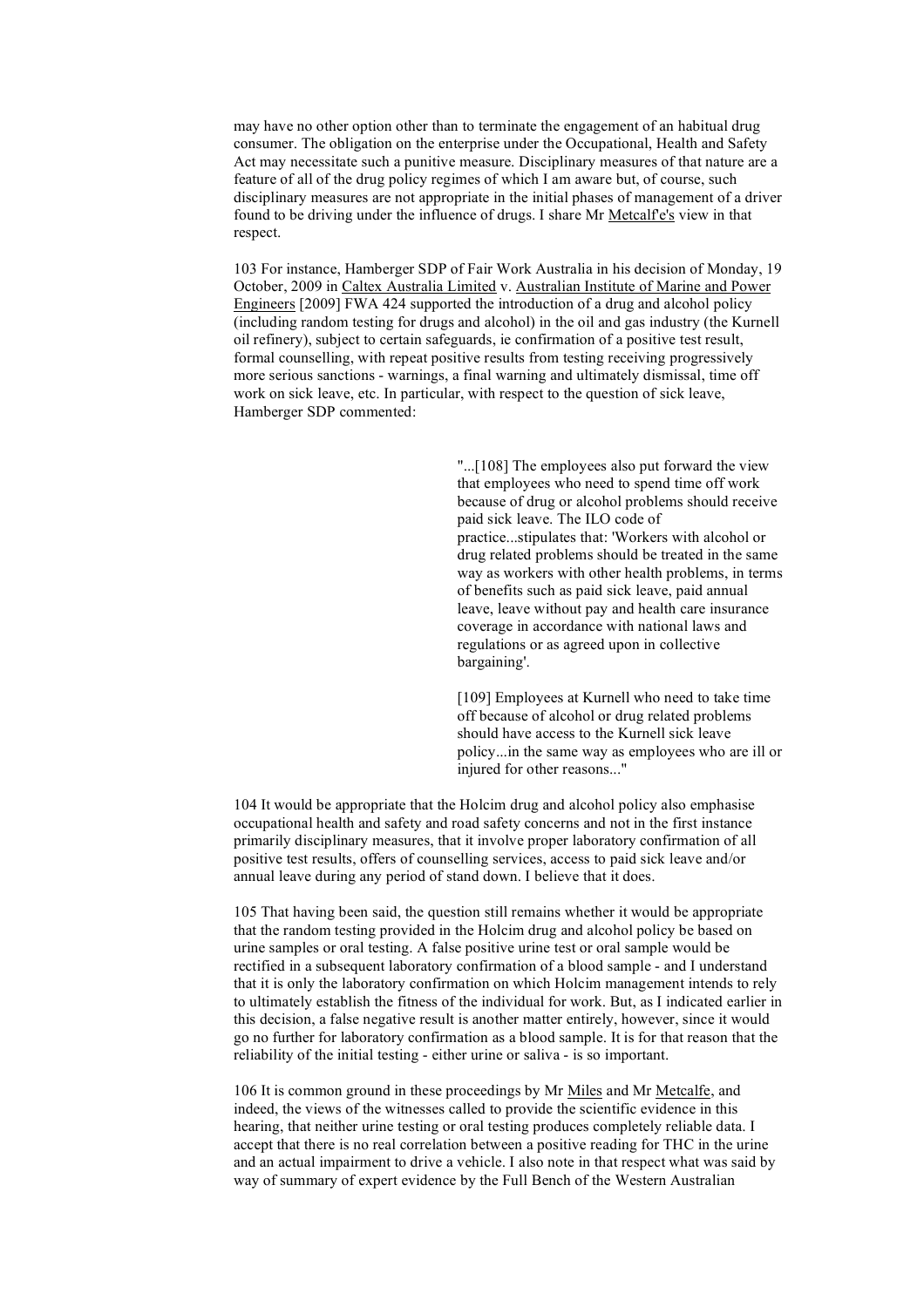may have no other option other than to terminate the engagement of an habitual drug consumer. The obligation on the enterprise under the Occupational, Health and Safety Act may necessitate such a punitive measure. Disciplinary measures of that nature are a feature of all of the drug policy regimes of which I am aware but, of course, such disciplinary measures are not appropriate in the initial phases of management of a driver found to be driving under the influence of drugs. I share Mr Metcalf'e's view in that respect.

103 For instance, Hamberger SDP of Fair Work Australia in his decision of Monday, 19 October, 2009 in Caltex Australia Limited v. Australian Institute of Marine and Power Engineers [2009] FWA 424 supported the introduction of a drug and alcohol policy (including random testing for drugs and alcohol) in the oil and gas industry (the Kurnell oil refinery), subject to certain safeguards, ie confirmation of a positive test result, formal counselling, with repeat positive results from testing receiving progressively more serious sanctions - warnings, a final warning and ultimately dismissal, time off work on sick leave, etc. In particular, with respect to the question of sick leave, Hamberger SDP commented:

> "...[108] The employees also put forward the view that employees who need to spend time off work because of drug or alcohol problems should receive paid sick leave. The ILO code of practice...stipulates that: 'Workers with alcohol or drug related problems should be treated in the same way as workers with other health problems, in terms of benefits such as paid sick leave, paid annual leave, leave without pay and health care insurance coverage in accordance with national laws and regulations or as agreed upon in collective bargaining'.
>
> [109] Employees at Kurnell who need to take time off because of alcohol or drug related problems should have access to the Kurnell sick leave policy...in the same way as employees who are ill or injured for other reasons..."

104 It would be appropriate that the Holcim drug and alcohol policy also emphasise occupational health and safety and road safety concerns and not in the first instance primarily disciplinary measures, that it involve proper laboratory confirmation of all positive test results, offers of counselling services, access to paid sick leave and/or annual leave during any period of stand down. I believe that it does.

105 That having been said, the question still remains whether it would be appropriate that the random testing provided in the Holcim drug and alcohol policy be based on urine samples or oral testing. A false positive urine test or oral sample would be rectified in a subsequent laboratory confirmation of a blood sample - and I understand that it is only the laboratory confirmation on which Holcim management intends to rely to ultimately establish the fitness of the individual for work. But, as I indicated earlier in this decision, a false negative result is another matter entirely, however, since it would go no further for laboratory confirmation as a blood sample. It is for that reason that the reliability of the initial testing - either urine or saliva - is so important.

106 It is common ground in these proceedings by Mr Miles and Mr Metcalfe, and indeed, the views of the witnesses called to provide the scientific evidence in this hearing, that neither urine testing or oral testing produces completely reliable data. I accept that there is no real correlation between a positive reading for THC in the urine and an actual impairment to drive a vehicle. I also note in that respect what was said by way of summary of expert evidence by the Full Bench of the Western Australian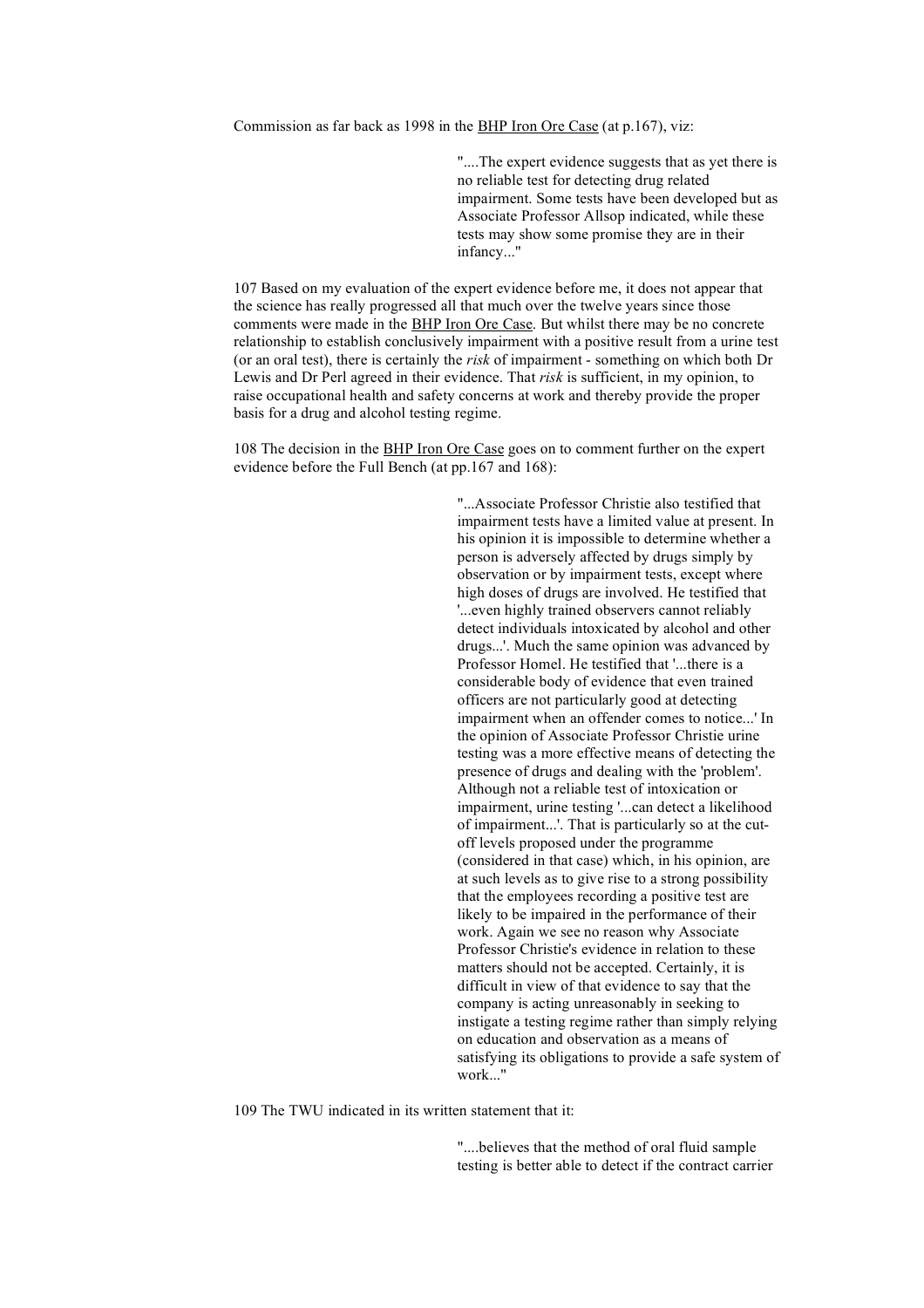Commission as far back as 1998 in the BHP Iron Ore Case (at p.167), viz:

> "....The expert evidence suggests that as yet there is no reliable test for detecting drug related impairment. Some tests have been developed but as Associate Professor Allsop indicated, while these tests may show some promise they are in their infancy..."

107 Based on my evaluation of the expert evidence before me, it does not appear that the science has really progressed all that much over the twelve years since those comments were made in the BHP Iron Ore Case. But whilst there may be no concrete relationship to establish conclusively impairment with a positive result from a urine test (or an oral test), there is certainly the *risk* of impairment - something on which both Dr Lewis and Dr Perl agreed in their evidence. That *risk* is sufficient, in my opinion, to raise occupational health and safety concerns at work and thereby provide the proper basis for a drug and alcohol testing regime.

108 The decision in the BHP Iron Ore Case goes on to comment further on the expert evidence before the Full Bench (at pp.167 and 168):

> "...Associate Professor Christie also testified that impairment tests have a limited value at present. In his opinion it is impossible to determine whether a person is adversely affected by drugs simply by observation or by impairment tests, except where high doses of drugs are involved. He testified that '...even highly trained observers cannot reliably detect individuals intoxicated by alcohol and other drugs...'. Much the same opinion was advanced by Professor Homel. He testified that '...there is a considerable body of evidence that even trained officers are not particularly good at detecting impairment when an offender comes to notice...' In the opinion of Associate Professor Christie urine testing was a more effective means of detecting the presence of drugs and dealing with the 'problem'. Although not a reliable test of intoxication or impairment, urine testing '...can detect a likelihood of impairment...'. That is particularly so at the cut-off levels proposed under the programme (considered in that case) which, in his opinion, are at such levels as to give rise to a strong possibility that the employees recording a positive test are likely to be impaired in the performance of their work. Again we see no reason why Associate Professor Christie's evidence in relation to these matters should not be accepted. Certainly, it is difficult in view of that evidence to say that the company is acting unreasonably in seeking to instigate a testing regime rather than simply relying on education and observation as a means of satisfying its obligations to provide a safe system of work..."

109 The TWU indicated in its written statement that it:

> "....believes that the method of oral fluid sample testing is better able to detect if the contract carrier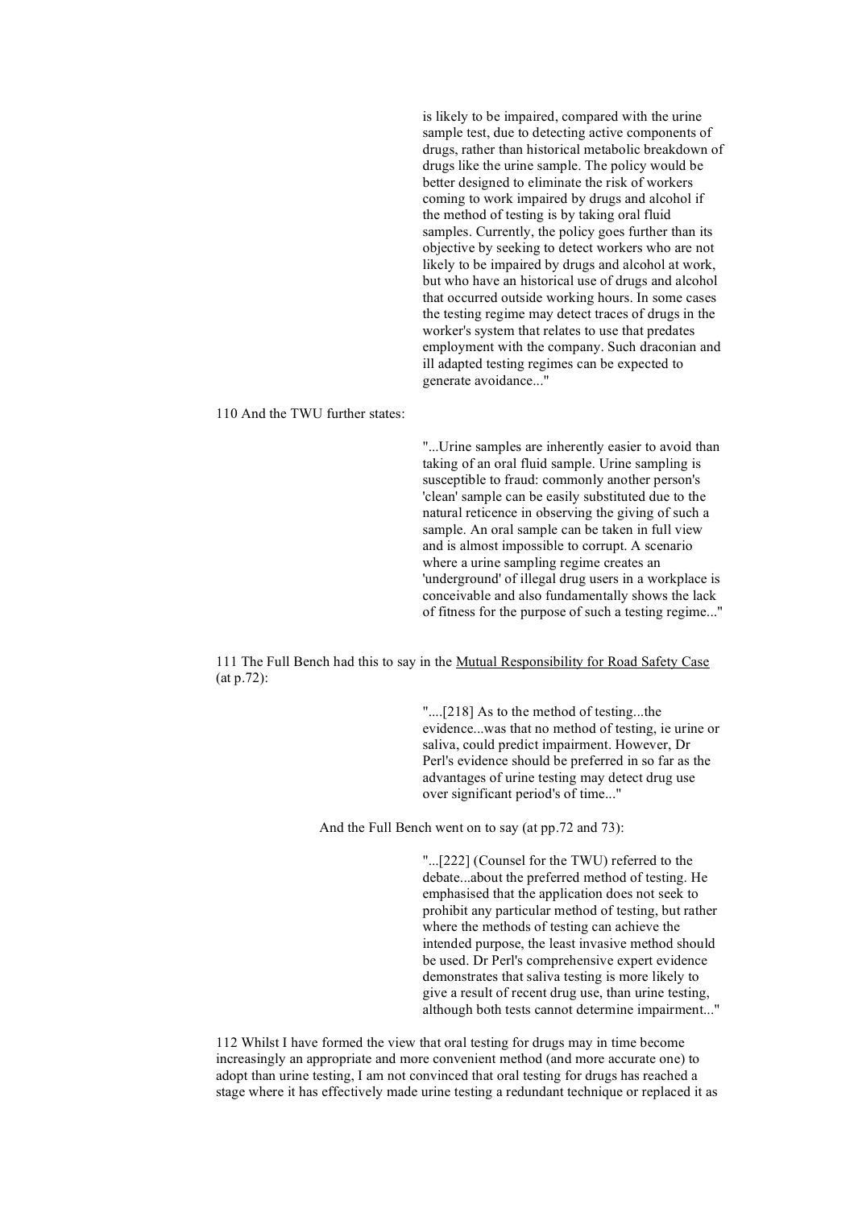> is likely to be impaired, compared with the urine sample test, due to detecting active components of drugs, rather than historical metabolic breakdown of drugs like the urine sample. The policy would be better designed to eliminate the risk of workers coming to work impaired by drugs and alcohol if the method of testing is by taking oral fluid samples. Currently, the policy goes further than its objective by seeking to detect workers who are not likely to be impaired by drugs and alcohol at work, but who have an historical use of drugs and alcohol that occurred outside working hours. In some cases the testing regime may detect traces of drugs in the worker's system that relates to use that predates employment with the company. Such draconian and ill adapted testing regimes can be expected to generate avoidance..."

110 And the TWU further states:

> "...Urine samples are inherently easier to avoid than taking of an oral fluid sample. Urine sampling is susceptible to fraud: commonly another person's 'clean' sample can be easily substituted due to the natural reticence in observing the giving of such a sample. An oral sample can be taken in full view and is almost impossible to corrupt. A scenario where a urine sampling regime creates an 'underground' of illegal drug users in a workplace is conceivable and also fundamentally shows the lack of fitness for the purpose of such a testing regime..."

111 The Full Bench had this to say in the Mutual Responsibility for Road Safety Case (at p.72):

> "....[218] As to the method of testing...the evidence...was that no method of testing, ie urine or saliva, could predict impairment. However, Dr Perl's evidence should be preferred in so far as the advantages of urine testing may detect drug use over significant period's of time..."

And the Full Bench went on to say (at pp.72 and 73):

> "...[222] (Counsel for the TWU) referred to the debate...about the preferred method of testing. He emphasised that the application does not seek to prohibit any particular method of testing, but rather where the methods of testing can achieve the intended purpose, the least invasive method should be used. Dr Perl's comprehensive expert evidence demonstrates that saliva testing is more likely to give a result of recent drug use, than urine testing, although both tests cannot determine impairment..."

112 Whilst I have formed the view that oral testing for drugs may in time become increasingly an appropriate and more convenient method (and more accurate one) to adopt than urine testing, I am not convinced that oral testing for drugs has reached a stage where it has effectively made urine testing a redundant technique or replaced it as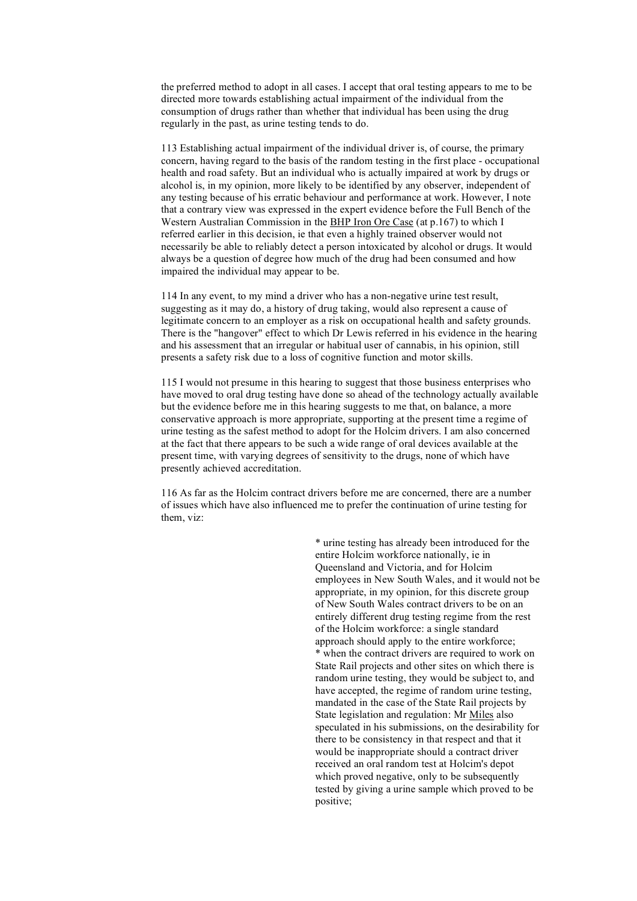the preferred method to adopt in all cases. I accept that oral testing appears to me to be directed more towards establishing actual impairment of the individual from the consumption of drugs rather than whether that individual has been using the drug regularly in the past, as urine testing tends to do.

113 Establishing actual impairment of the individual driver is, of course, the primary concern, having regard to the basis of the random testing in the first place - occupational health and road safety. But an individual who is actually impaired at work by drugs or alcohol is, in my opinion, more likely to be identified by any observer, independent of any testing because of his erratic behaviour and performance at work. However, I note that a contrary view was expressed in the expert evidence before the Full Bench of the Western Australian Commission in the BHP Iron Ore Case (at p.167) to which I referred earlier in this decision, ie that even a highly trained observer would not necessarily be able to reliably detect a person intoxicated by alcohol or drugs. It would always be a question of degree how much of the drug had been consumed and how impaired the individual may appear to be.

114 In any event, to my mind a driver who has a non-negative urine test result, suggesting as it may do, a history of drug taking, would also represent a cause of legitimate concern to an employer as a risk on occupational health and safety grounds. There is the "hangover" effect to which Dr Lewis referred in his evidence in the hearing and his assessment that an irregular or habitual user of cannabis, in his opinion, still presents a safety risk due to a loss of cognitive function and motor skills.

115 I would not presume in this hearing to suggest that those business enterprises who have moved to oral drug testing have done so ahead of the technology actually available but the evidence before me in this hearing suggests to me that, on balance, a more conservative approach is more appropriate, supporting at the present time a regime of urine testing as the safest method to adopt for the Holcim drivers. I am also concerned at the fact that there appears to be such a wide range of oral devices available at the present time, with varying degrees of sensitivity to the drugs, none of which have presently achieved accreditation.

116 As far as the Holcim contract drivers before me are concerned, there are a number of issues which have also influenced me to prefer the continuation of urine testing for them, viz:

> * urine testing has already been introduced for the entire Holcim workforce nationally, ie in Queensland and Victoria, and for Holcim employees in New South Wales, and it would not be appropriate, in my opinion, for this discrete group of New South Wales contract drivers to be on an entirely different drug testing regime from the rest of the Holcim workforce: a single standard approach should apply to the entire workforce;
> * when the contract drivers are required to work on State Rail projects and other sites on which there is random urine testing, they would be subject to, and have accepted, the regime of random urine testing, mandated in the case of the State Rail projects by State legislation and regulation: Mr Miles also speculated in his submissions, on the desirability for there to be consistency in that respect and that it would be inappropriate should a contract driver received an oral random test at Holcim's depot which proved negative, only to be subsequently tested by giving a urine sample which proved to be positive;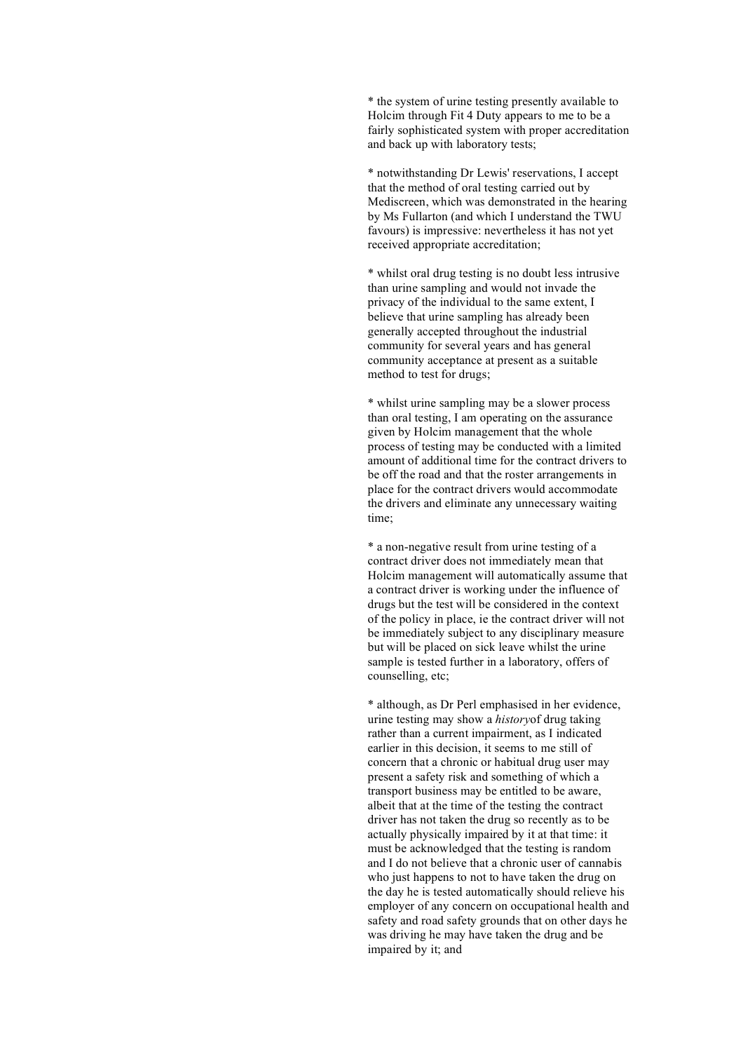* the system of urine testing presently available to Holcim through Fit 4 Duty appears to me to be a fairly sophisticated system with proper accreditation and back up with laboratory tests;

* notwithstanding Dr Lewis' reservations, I accept that the method of oral testing carried out by Mediscreen, which was demonstrated in the hearing by Ms Fullarton (and which I understand the TWU favours) is impressive: nevertheless it has not yet received appropriate accreditation;

* whilst oral drug testing is no doubt less intrusive than urine sampling and would not invade the privacy of the individual to the same extent, I believe that urine sampling has already been generally accepted throughout the industrial community for several years and has general community acceptance at present as a suitable method to test for drugs;

* whilst urine sampling may be a slower process than oral testing, I am operating on the assurance given by Holcim management that the whole process of testing may be conducted with a limited amount of additional time for the contract drivers to be off the road and that the roster arrangements in place for the contract drivers would accommodate the drivers and eliminate any unnecessary waiting time;

* a non-negative result from urine testing of a contract driver does not immediately mean that Holcim management will automatically assume that a contract driver is working under the influence of drugs but the test will be considered in the context of the policy in place, ie the contract driver will not be immediately subject to any disciplinary measure but will be placed on sick leave whilst the urine sample is tested further in a laboratory, offers of counselling, etc;

* although, as Dr Perl emphasised in her evidence, urine testing may show a *history*of drug taking rather than a current impairment, as I indicated earlier in this decision, it seems to me still of concern that a chronic or habitual drug user may present a safety risk and something of which a transport business may be entitled to be aware, albeit that at the time of the testing the contract driver has not taken the drug so recently as to be actually physically impaired by it at that time: it must be acknowledged that the testing is random and I do not believe that a chronic user of cannabis who just happens to not to have taken the drug on the day he is tested automatically should relieve his employer of any concern on occupational health and safety and road safety grounds that on other days he was driving he may have taken the drug and be impaired by it; and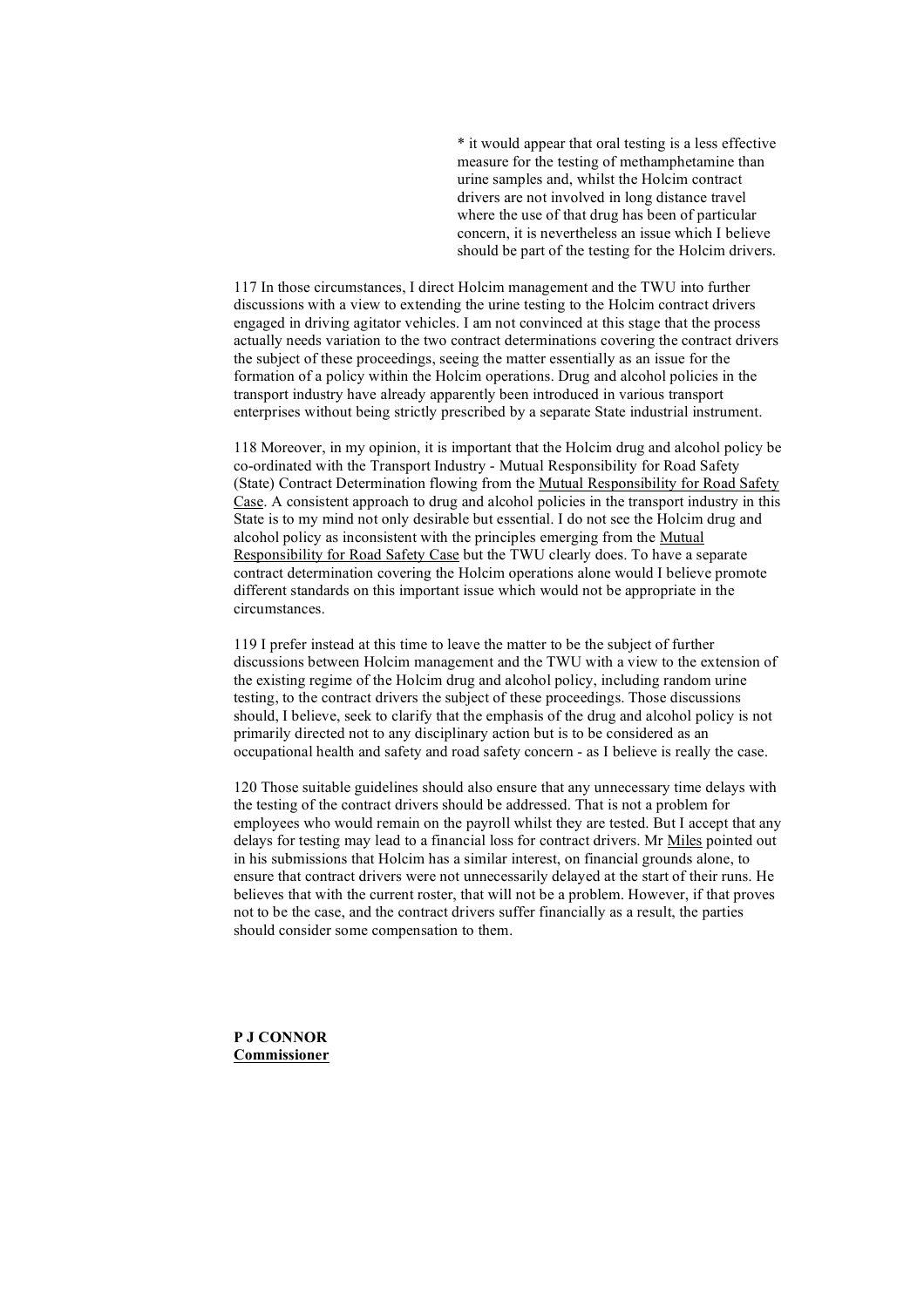* it would appear that oral testing is a less effective measure for the testing of methamphetamine than urine samples and, whilst the Holcim contract drivers are not involved in long distance travel where the use of that drug has been of particular concern, it is nevertheless an issue which I believe should be part of the testing for the Holcim drivers.

117 In those circumstances, I direct Holcim management and the TWU into further discussions with a view to extending the urine testing to the Holcim contract drivers engaged in driving agitator vehicles. I am not convinced at this stage that the process actually needs variation to the two contract determinations covering the contract drivers the subject of these proceedings, seeing the matter essentially as an issue for the formation of a policy within the Holcim operations. Drug and alcohol policies in the transport industry have already apparently been introduced in various transport enterprises without being strictly prescribed by a separate State industrial instrument.

118 Moreover, in my opinion, it is important that the Holcim drug and alcohol policy be co-ordinated with the Transport Industry - Mutual Responsibility for Road Safety (State) Contract Determination flowing from the Mutual Responsibility for Road Safety Case. A consistent approach to drug and alcohol policies in the transport industry in this State is to my mind not only desirable but essential. I do not see the Holcim drug and alcohol policy as inconsistent with the principles emerging from the Mutual Responsibility for Road Safety Case but the TWU clearly does. To have a separate contract determination covering the Holcim operations alone would I believe promote different standards on this important issue which would not be appropriate in the circumstances.

119 I prefer instead at this time to leave the matter to be the subject of further discussions between Holcim management and the TWU with a view to the extension of the existing regime of the Holcim drug and alcohol policy, including random urine testing, to the contract drivers the subject of these proceedings. Those discussions should, I believe, seek to clarify that the emphasis of the drug and alcohol policy is not primarily directed not to any disciplinary action but is to be considered as an occupational health and safety and road safety concern - as I believe is really the case.

120 Those suitable guidelines should also ensure that any unnecessary time delays with the testing of the contract drivers should be addressed. That is not a problem for employees who would remain on the payroll whilst they are tested. But I accept that any delays for testing may lead to a financial loss for contract drivers. Mr Miles pointed out in his submissions that Holcim has a similar interest, on financial grounds alone, to ensure that contract drivers were not unnecessarily delayed at the start of their runs. He believes that with the current roster, that will not be a problem. However, if that proves not to be the case, and the contract drivers suffer financially as a result, the parties should consider some compensation to them.

**P J CONNOR**
**Commissioner**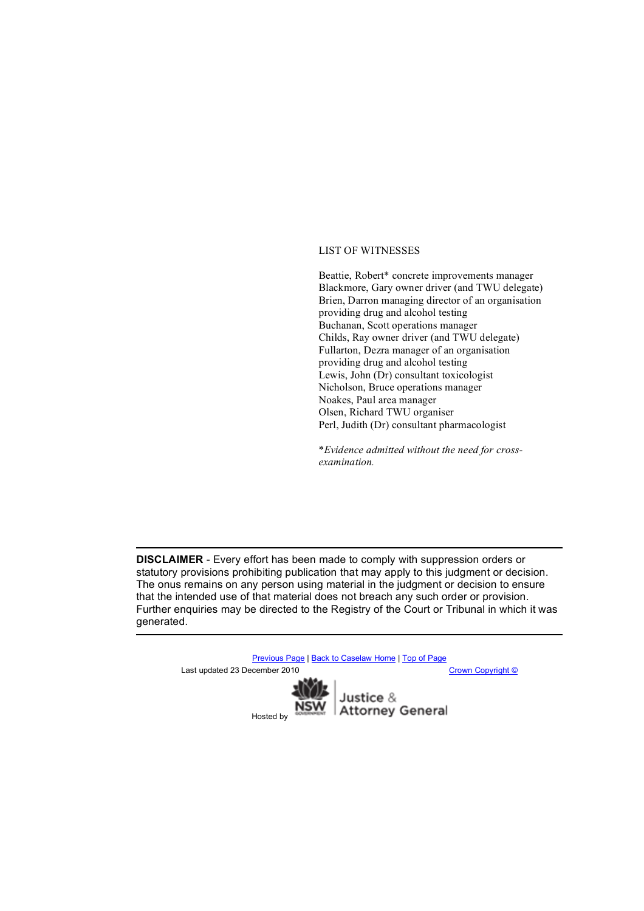LIST OF WITNESSES

Beattie, Robert* concrete improvements manager
Blackmore, Gary owner driver (and TWU delegate)
Brien, Darron managing director of an organisation providing drug and alcohol testing
Buchanan, Scott operations manager
Childs, Ray owner driver (and TWU delegate)
Fullarton, Dezra manager of an organisation providing drug and alcohol testing
Lewis, John (Dr) consultant toxicologist
Nicholson, Bruce operations manager
Noakes, Paul area manager
Olsen, Richard TWU organiser
Perl, Judith (Dr) consultant pharmacologist

**Evidence admitted without the need for cross-examination.*

---

**DISCLAIMER** - Every effort has been made to comply with suppression orders or statutory provisions prohibiting publication that may apply to this judgment or decision. The onus remains on any person using material in the judgment or decision to ensure that the intended use of that material does not breach any such order or provision. Further enquiries may be directed to the Registry of the Court or Tribunal in which it was generated.

---

Previous Page | Back to Caselaw Home | Top of Page

Last updated 23 December 2010 Crown Copyright ©

Hosted by NSW Justice & Attorney General